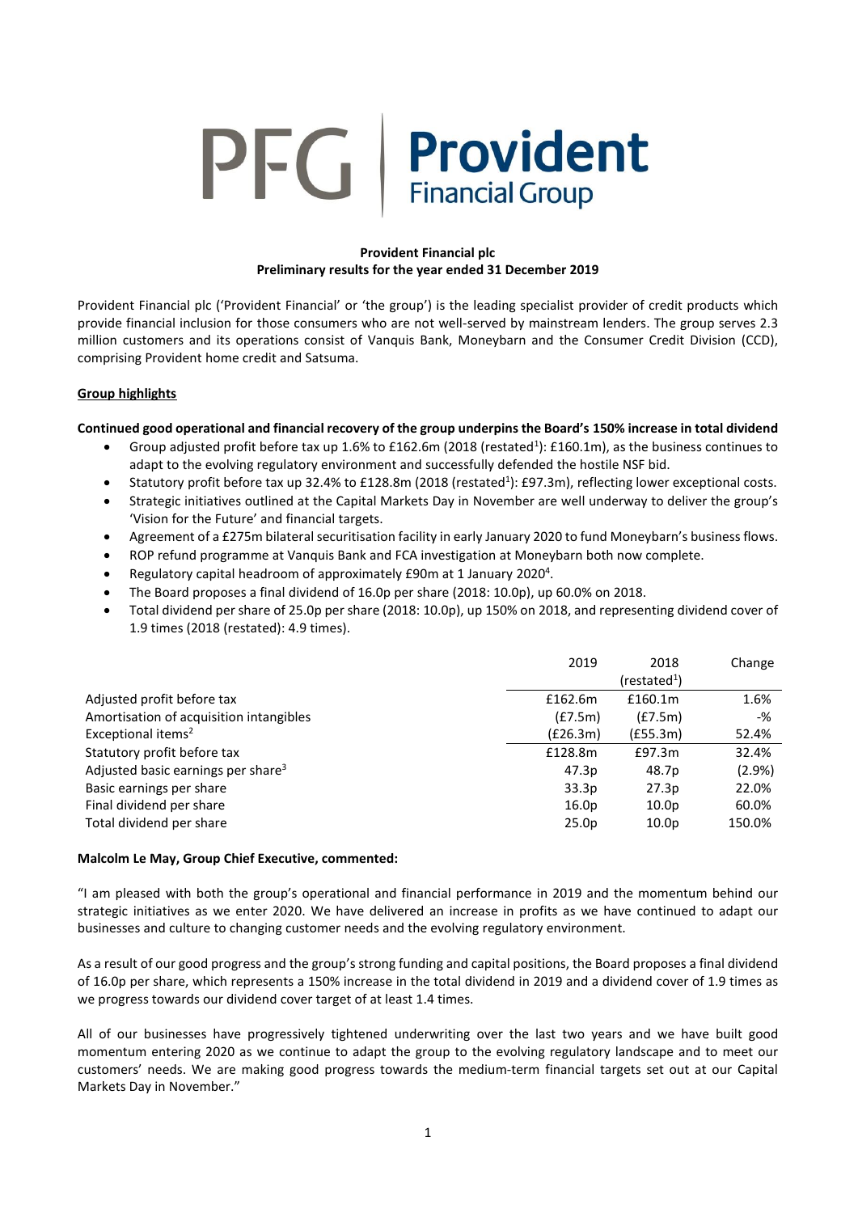# PFG | Provident Financial Group

**Provident Financial plc**
**Preliminary results for the year ended 31 December 2019**

Provident Financial plc ('Provident Financial' or 'the group') is the leading specialist provider of credit products which provide financial inclusion for those consumers who are not well-served by mainstream lenders. The group serves 2.3 million customers and its operations consist of Vanquis Bank, Moneybarn and the Consumer Credit Division (CCD), comprising Provident home credit and Satsuma.

## Group highlights

**Continued good operational and financial recovery of the group underpins the Board's 150% increase in total dividend**

- Group adjusted profit before tax up 1.6% to £162.6m (2018 (restated[1]): £160.1m), as the business continues to adapt to the evolving regulatory environment and successfully defended the hostile NSF bid.
- Statutory profit before tax up 32.4% to £128.8m (2018 (restated[1]): £97.3m), reflecting lower exceptional costs.
- Strategic initiatives outlined at the Capital Markets Day in November are well underway to deliver the group's 'Vision for the Future' and financial targets.
- Agreement of a £275m bilateral securitisation facility in early January 2020 to fund Moneybarn's business flows.
- ROP refund programme at Vanquis Bank and FCA investigation at Moneybarn both now complete.
- Regulatory capital headroom of approximately £90m at 1 January 2020[4].
- The Board proposes a final dividend of 16.0p per share (2018: 10.0p), up 60.0% on 2018.
- Total dividend per share of 25.0p per share (2018: 10.0p), up 150% on 2018, and representing dividend cover of 1.9 times (2018 (restated): 4.9 times).

| | 2019 | 2018 (restated[1]) | Change |
|---|---|---|---|
| Adjusted profit before tax | £162.6m | £160.1m | 1.6% |
| Amortisation of acquisition intangibles | (£7.5m) | (£7.5m) | -% |
| Exceptional items[2] | (£26.3m) | (£55.3m) | 52.4% |
| Statutory profit before tax | £128.8m | £97.3m | 32.4% |
| Adjusted basic earnings per share[3] | 47.3p | 48.7p | (2.9%) |
| Basic earnings per share | 33.3p | 27.3p | 22.0% |
| Final dividend per share | 16.0p | 10.0p | 60.0% |
| Total dividend per share | 25.0p | 10.0p | 150.0% |

**Malcolm Le May, Group Chief Executive, commented:**

"I am pleased with both the group's operational and financial performance in 2019 and the momentum behind our strategic initiatives as we enter 2020. We have delivered an increase in profits as we have continued to adapt our businesses and culture to changing customer needs and the evolving regulatory environment.

As a result of our good progress and the group's strong funding and capital positions, the Board proposes a final dividend of 16.0p per share, which represents a 150% increase in the total dividend in 2019 and a dividend cover of 1.9 times as we progress towards our dividend cover target of at least 1.4 times.

All of our businesses have progressively tightened underwriting over the last two years and we have built good momentum entering 2020 as we continue to adapt the group to the evolving regulatory landscape and to meet our customers' needs. We are making good progress towards the medium-term financial targets set out at our Capital Markets Day in November."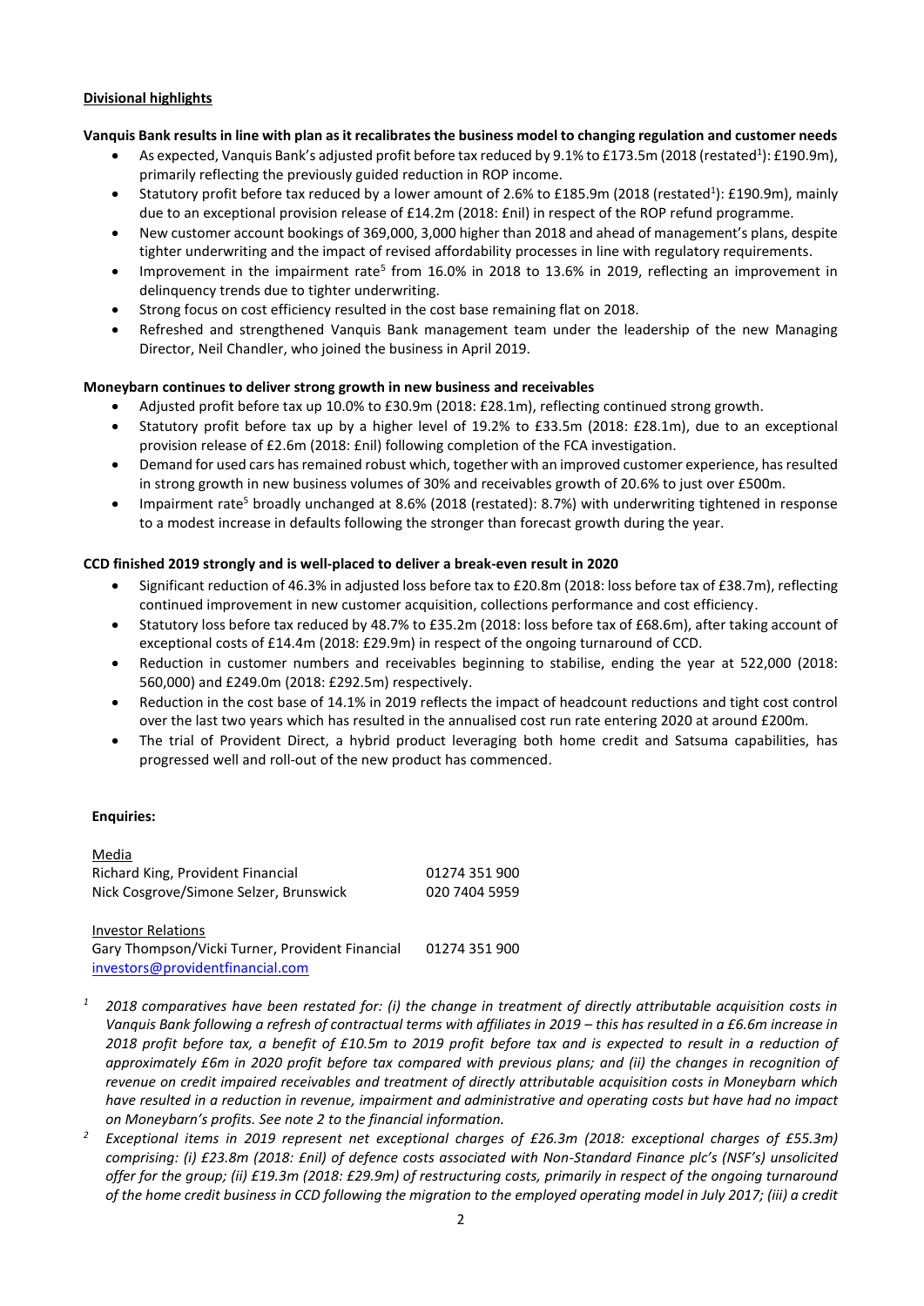**Divisional highlights**

**Vanquis Bank results in line with plan as it recalibrates the business model to changing regulation and customer needs**

- As expected, Vanquis Bank's adjusted profit before tax reduced by 9.1% to £173.5m (2018 (restated[1]): £190.9m), primarily reflecting the previously guided reduction in ROP income.
- Statutory profit before tax reduced by a lower amount of 2.6% to £185.9m (2018 (restated[1]): £190.9m), mainly due to an exceptional provision release of £14.2m (2018: £nil) in respect of the ROP refund programme.
- New customer account bookings of 369,000, 3,000 higher than 2018 and ahead of management's plans, despite tighter underwriting and the impact of revised affordability processes in line with regulatory requirements.
- Improvement in the impairment rate[5] from 16.0% in 2018 to 13.6% in 2019, reflecting an improvement in delinquency trends due to tighter underwriting.
- Strong focus on cost efficiency resulted in the cost base remaining flat on 2018.
- Refreshed and strengthened Vanquis Bank management team under the leadership of the new Managing Director, Neil Chandler, who joined the business in April 2019.

**Moneybarn continues to deliver strong growth in new business and receivables**

- Adjusted profit before tax up 10.0% to £30.9m (2018: £28.1m), reflecting continued strong growth.
- Statutory profit before tax up by a higher level of 19.2% to £33.5m (2018: £28.1m), due to an exceptional provision release of £2.6m (2018: £nil) following completion of the FCA investigation.
- Demand for used cars has remained robust which, together with an improved customer experience, has resulted in strong growth in new business volumes of 30% and receivables growth of 20.6% to just over £500m.
- Impairment rate[5] broadly unchanged at 8.6% (2018 (restated): 8.7%) with underwriting tightened in response to a modest increase in defaults following the stronger than forecast growth during the year.

**CCD finished 2019 strongly and is well-placed to deliver a break-even result in 2020**

- Significant reduction of 46.3% in adjusted loss before tax to £20.8m (2018: loss before tax of £38.7m), reflecting continued improvement in new customer acquisition, collections performance and cost efficiency.
- Statutory loss before tax reduced by 48.7% to £35.2m (2018: loss before tax of £68.6m), after taking account of exceptional costs of £14.4m (2018: £29.9m) in respect of the ongoing turnaround of CCD.
- Reduction in customer numbers and receivables beginning to stabilise, ending the year at 522,000 (2018: 560,000) and £249.0m (2018: £292.5m) respectively.
- Reduction in the cost base of 14.1% in 2019 reflects the impact of headcount reductions and tight cost control over the last two years which has resulted in the annualised cost run rate entering 2020 at around £200m.
- The trial of Provident Direct, a hybrid product leveraging both home credit and Satsuma capabilities, has progressed well and roll-out of the new product has commenced.

**Enquiries:**

| Media | |
|---|---|
| Richard King, Provident Financial | 01274 351 900 |
| Nick Cosgrove/Simone Selzer, Brunswick | 020 7404 5959 |
| | |
| Investor Relations | |
| Gary Thompson/Vicki Turner, Provident Financial | 01274 351 900 |
| investors@providentfinancial.com | |

*[1] 2018 comparatives have been restated for: (i) the change in treatment of directly attributable acquisition costs in Vanquis Bank following a refresh of contractual terms with affiliates in 2019 – this has resulted in a £6.6m increase in 2018 profit before tax, a benefit of £10.5m to 2019 profit before tax and is expected to result in a reduction of approximately £6m in 2020 profit before tax compared with previous plans; and (ii) the changes in recognition of revenue on credit impaired receivables and treatment of directly attributable acquisition costs in Moneybarn which have resulted in a reduction in revenue, impairment and administrative and operating costs but have had no impact on Moneybarn's profits. See note 2 to the financial information.*

*[2] Exceptional items in 2019 represent net exceptional charges of £26.3m (2018: exceptional charges of £55.3m) comprising: (i) £23.8m (2018: £nil) of defence costs associated with Non-Standard Finance plc's (NSF's) unsolicited offer for the group; (ii) £19.3m (2018: £29.9m) of restructuring costs, primarily in respect of the ongoing turnaround of the home credit business in CCD following the migration to the employed operating model in July 2017; (iii) a credit*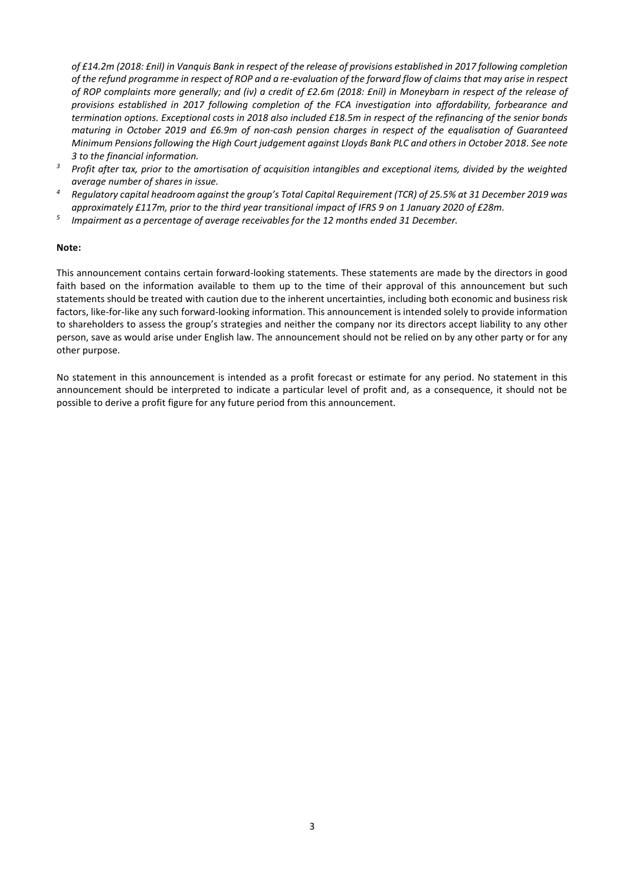*of £14.2m (2018: £nil) in Vanquis Bank in respect of the release of provisions established in 2017 following completion of the refund programme in respect of ROP and a re-evaluation of the forward flow of claims that may arise in respect of ROP complaints more generally; and (iv) a credit of £2.6m (2018: £nil) in Moneybarn in respect of the release of provisions established in 2017 following completion of the FCA investigation into affordability, forbearance and termination options. Exceptional costs in 2018 also included £18.5m in respect of the refinancing of the senior bonds maturing in October 2019 and £6.9m of non-cash pension charges in respect of the equalisation of Guaranteed Minimum Pensions following the High Court judgement against Lloyds Bank PLC and others in October 2018. See note 3 to the financial information.*

[3] *Profit after tax, prior to the amortisation of acquisition intangibles and exceptional items, divided by the weighted average number of shares in issue.*

[4] *Regulatory capital headroom against the group's Total Capital Requirement (TCR) of 25.5% at 31 December 2019 was approximately £117m, prior to the third year transitional impact of IFRS 9 on 1 January 2020 of £28m.*

[5] *Impairment as a percentage of average receivables for the 12 months ended 31 December.*

**Note:**

This announcement contains certain forward-looking statements. These statements are made by the directors in good faith based on the information available to them up to the time of their approval of this announcement but such statements should be treated with caution due to the inherent uncertainties, including both economic and business risk factors, like-for-like any such forward-looking information. This announcement is intended solely to provide information to shareholders to assess the group's strategies and neither the company nor its directors accept liability to any other person, save as would arise under English law. The announcement should not be relied on by any other party or for any other purpose.

No statement in this announcement is intended as a profit forecast or estimate for any period. No statement in this announcement should be interpreted to indicate a particular level of profit and, as a consequence, it should not be possible to derive a profit figure for any future period from this announcement.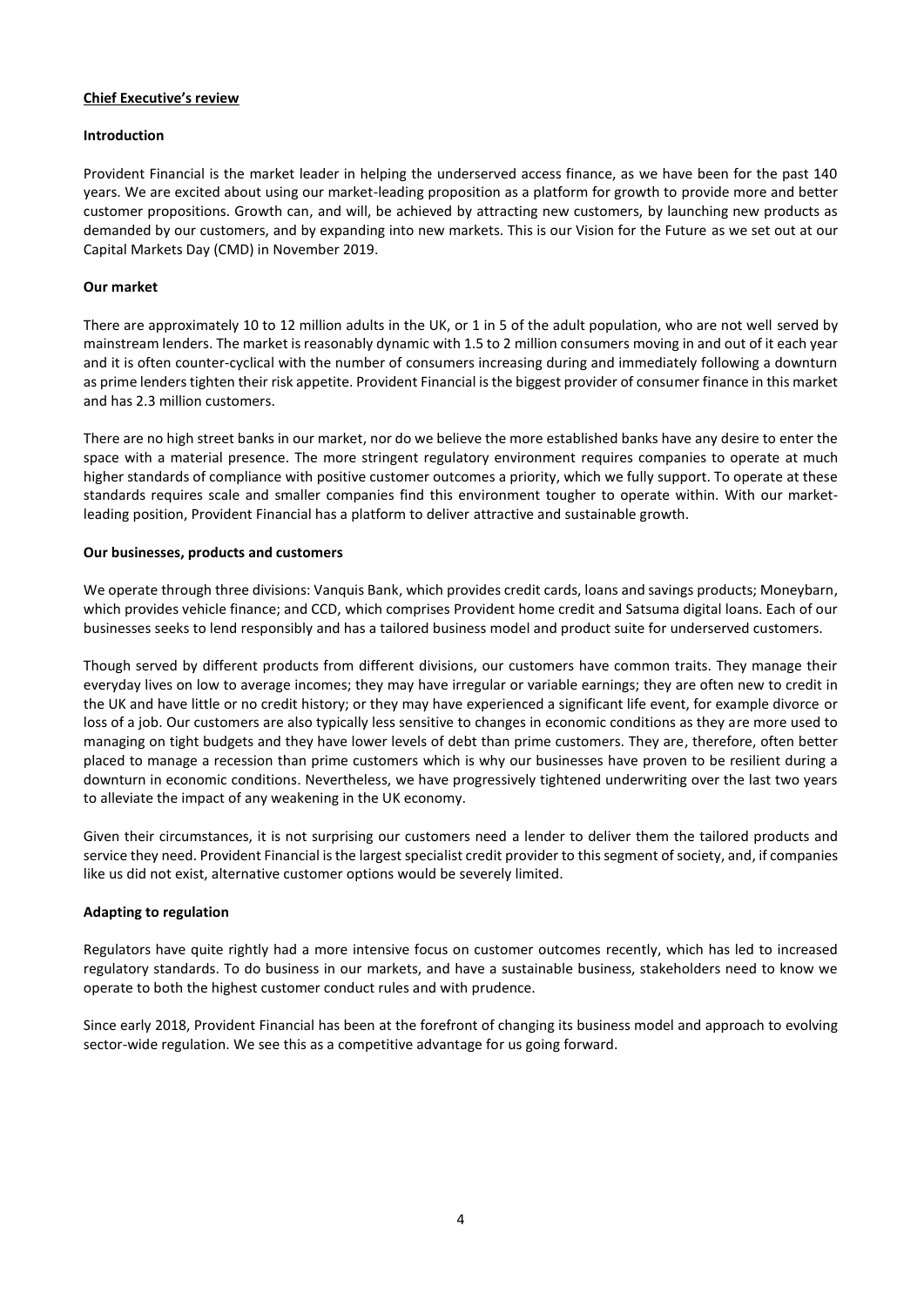## Chief Executive's review

### Introduction

Provident Financial is the market leader in helping the underserved access finance, as we have been for the past 140 years. We are excited about using our market-leading proposition as a platform for growth to provide more and better customer propositions. Growth can, and will, be achieved by attracting new customers, by launching new products as demanded by our customers, and by expanding into new markets. This is our Vision for the Future as we set out at our Capital Markets Day (CMD) in November 2019.

### Our market

There are approximately 10 to 12 million adults in the UK, or 1 in 5 of the adult population, who are not well served by mainstream lenders. The market is reasonably dynamic with 1.5 to 2 million consumers moving in and out of it each year and it is often counter-cyclical with the number of consumers increasing during and immediately following a downturn as prime lenders tighten their risk appetite. Provident Financial is the biggest provider of consumer finance in this market and has 2.3 million customers.

There are no high street banks in our market, nor do we believe the more established banks have any desire to enter the space with a material presence. The more stringent regulatory environment requires companies to operate at much higher standards of compliance with positive customer outcomes a priority, which we fully support. To operate at these standards requires scale and smaller companies find this environment tougher to operate within. With our market-leading position, Provident Financial has a platform to deliver attractive and sustainable growth.

### Our businesses, products and customers

We operate through three divisions: Vanquis Bank, which provides credit cards, loans and savings products; Moneybarn, which provides vehicle finance; and CCD, which comprises Provident home credit and Satsuma digital loans. Each of our businesses seeks to lend responsibly and has a tailored business model and product suite for underserved customers.

Though served by different products from different divisions, our customers have common traits. They manage their everyday lives on low to average incomes; they may have irregular or variable earnings; they are often new to credit in the UK and have little or no credit history; or they may have experienced a significant life event, for example divorce or loss of a job. Our customers are also typically less sensitive to changes in economic conditions as they are more used to managing on tight budgets and they have lower levels of debt than prime customers. They are, therefore, often better placed to manage a recession than prime customers which is why our businesses have proven to be resilient during a downturn in economic conditions. Nevertheless, we have progressively tightened underwriting over the last two years to alleviate the impact of any weakening in the UK economy.

Given their circumstances, it is not surprising our customers need a lender to deliver them the tailored products and service they need. Provident Financial is the largest specialist credit provider to this segment of society, and, if companies like us did not exist, alternative customer options would be severely limited.

### Adapting to regulation

Regulators have quite rightly had a more intensive focus on customer outcomes recently, which has led to increased regulatory standards. To do business in our markets, and have a sustainable business, stakeholders need to know we operate to both the highest customer conduct rules and with prudence.

Since early 2018, Provident Financial has been at the forefront of changing its business model and approach to evolving sector-wide regulation. We see this as a competitive advantage for us going forward.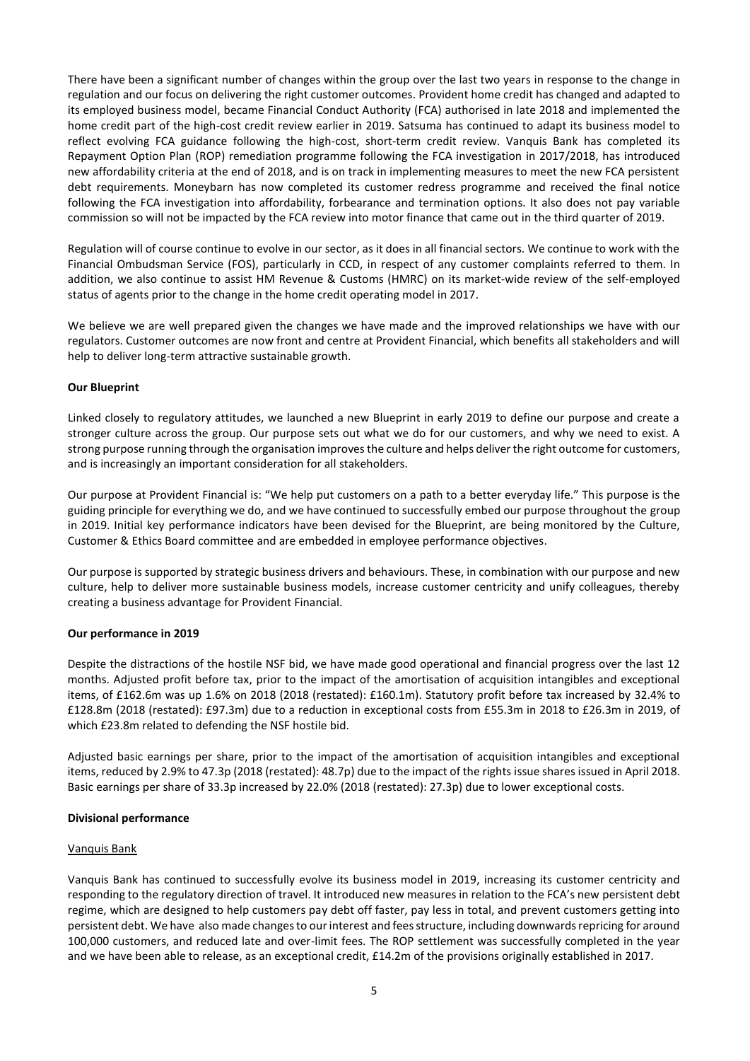There have been a significant number of changes within the group over the last two years in response to the change in regulation and our focus on delivering the right customer outcomes. Provident home credit has changed and adapted to its employed business model, became Financial Conduct Authority (FCA) authorised in late 2018 and implemented the home credit part of the high-cost credit review earlier in 2019. Satsuma has continued to adapt its business model to reflect evolving FCA guidance following the high-cost, short-term credit review. Vanquis Bank has completed its Repayment Option Plan (ROP) remediation programme following the FCA investigation in 2017/2018, has introduced new affordability criteria at the end of 2018, and is on track in implementing measures to meet the new FCA persistent debt requirements. Moneybarn has now completed its customer redress programme and received the final notice following the FCA investigation into affordability, forbearance and termination options. It also does not pay variable commission so will not be impacted by the FCA review into motor finance that came out in the third quarter of 2019.

Regulation will of course continue to evolve in our sector, as it does in all financial sectors. We continue to work with the Financial Ombudsman Service (FOS), particularly in CCD, in respect of any customer complaints referred to them. In addition, we also continue to assist HM Revenue & Customs (HMRC) on its market-wide review of the self-employed status of agents prior to the change in the home credit operating model in 2017.

We believe we are well prepared given the changes we have made and the improved relationships we have with our regulators. Customer outcomes are now front and centre at Provident Financial, which benefits all stakeholders and will help to deliver long-term attractive sustainable growth.

**Our Blueprint**

Linked closely to regulatory attitudes, we launched a new Blueprint in early 2019 to define our purpose and create a stronger culture across the group. Our purpose sets out what we do for our customers, and why we need to exist. A strong purpose running through the organisation improves the culture and helps deliver the right outcome for customers, and is increasingly an important consideration for all stakeholders.

Our purpose at Provident Financial is: "We help put customers on a path to a better everyday life." This purpose is the guiding principle for everything we do, and we have continued to successfully embed our purpose throughout the group in 2019. Initial key performance indicators have been devised for the Blueprint, are being monitored by the Culture, Customer & Ethics Board committee and are embedded in employee performance objectives.

Our purpose is supported by strategic business drivers and behaviours. These, in combination with our purpose and new culture, help to deliver more sustainable business models, increase customer centricity and unify colleagues, thereby creating a business advantage for Provident Financial.

**Our performance in 2019**

Despite the distractions of the hostile NSF bid, we have made good operational and financial progress over the last 12 months. Adjusted profit before tax, prior to the impact of the amortisation of acquisition intangibles and exceptional items, of £162.6m was up 1.6% on 2018 (2018 (restated): £160.1m). Statutory profit before tax increased by 32.4% to £128.8m (2018 (restated): £97.3m) due to a reduction in exceptional costs from £55.3m in 2018 to £26.3m in 2019, of which £23.8m related to defending the NSF hostile bid.

Adjusted basic earnings per share, prior to the impact of the amortisation of acquisition intangibles and exceptional items, reduced by 2.9% to 47.3p (2018 (restated): 48.7p) due to the impact of the rights issue shares issued in April 2018. Basic earnings per share of 33.3p increased by 22.0% (2018 (restated): 27.3p) due to lower exceptional costs.

**Divisional performance**

Vanquis Bank

Vanquis Bank has continued to successfully evolve its business model in 2019, increasing its customer centricity and responding to the regulatory direction of travel. It introduced new measures in relation to the FCA's new persistent debt regime, which are designed to help customers pay debt off faster, pay less in total, and prevent customers getting into persistent debt. We have also made changes to our interest and fees structure, including downwards repricing for around 100,000 customers, and reduced late and over-limit fees. The ROP settlement was successfully completed in the year and we have been able to release, as an exceptional credit, £14.2m of the provisions originally established in 2017.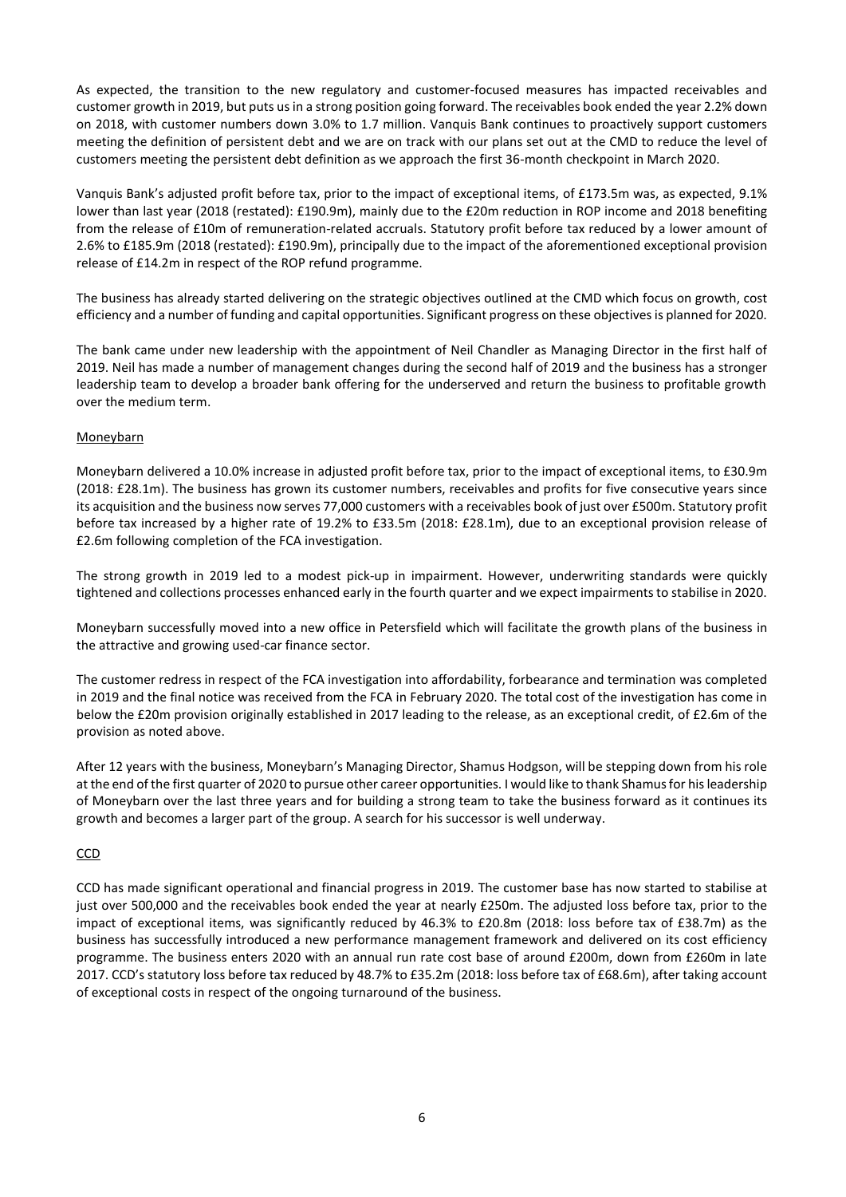As expected, the transition to the new regulatory and customer-focused measures has impacted receivables and customer growth in 2019, but puts us in a strong position going forward. The receivables book ended the year 2.2% down on 2018, with customer numbers down 3.0% to 1.7 million. Vanquis Bank continues to proactively support customers meeting the definition of persistent debt and we are on track with our plans set out at the CMD to reduce the level of customers meeting the persistent debt definition as we approach the first 36-month checkpoint in March 2020.

Vanquis Bank's adjusted profit before tax, prior to the impact of exceptional items, of £173.5m was, as expected, 9.1% lower than last year (2018 (restated): £190.9m), mainly due to the £20m reduction in ROP income and 2018 benefiting from the release of £10m of remuneration-related accruals. Statutory profit before tax reduced by a lower amount of 2.6% to £185.9m (2018 (restated): £190.9m), principally due to the impact of the aforementioned exceptional provision release of £14.2m in respect of the ROP refund programme.

The business has already started delivering on the strategic objectives outlined at the CMD which focus on growth, cost efficiency and a number of funding and capital opportunities. Significant progress on these objectives is planned for 2020.

The bank came under new leadership with the appointment of Neil Chandler as Managing Director in the first half of 2019. Neil has made a number of management changes during the second half of 2019 and the business has a stronger leadership team to develop a broader bank offering for the underserved and return the business to profitable growth over the medium term.

## Moneybarn

Moneybarn delivered a 10.0% increase in adjusted profit before tax, prior to the impact of exceptional items, to £30.9m (2018: £28.1m). The business has grown its customer numbers, receivables and profits for five consecutive years since its acquisition and the business now serves 77,000 customers with a receivables book of just over £500m. Statutory profit before tax increased by a higher rate of 19.2% to £33.5m (2018: £28.1m), due to an exceptional provision release of £2.6m following completion of the FCA investigation.

The strong growth in 2019 led to a modest pick-up in impairment. However, underwriting standards were quickly tightened and collections processes enhanced early in the fourth quarter and we expect impairments to stabilise in 2020.

Moneybarn successfully moved into a new office in Petersfield which will facilitate the growth plans of the business in the attractive and growing used-car finance sector.

The customer redress in respect of the FCA investigation into affordability, forbearance and termination was completed in 2019 and the final notice was received from the FCA in February 2020. The total cost of the investigation has come in below the £20m provision originally established in 2017 leading to the release, as an exceptional credit, of £2.6m of the provision as noted above.

After 12 years with the business, Moneybarn's Managing Director, Shamus Hodgson, will be stepping down from his role at the end of the first quarter of 2020 to pursue other career opportunities. I would like to thank Shamus for his leadership of Moneybarn over the last three years and for building a strong team to take the business forward as it continues its growth and becomes a larger part of the group. A search for his successor is well underway.

## CCD

CCD has made significant operational and financial progress in 2019. The customer base has now started to stabilise at just over 500,000 and the receivables book ended the year at nearly £250m. The adjusted loss before tax, prior to the impact of exceptional items, was significantly reduced by 46.3% to £20.8m (2018: loss before tax of £38.7m) as the business has successfully introduced a new performance management framework and delivered on its cost efficiency programme. The business enters 2020 with an annual run rate cost base of around £200m, down from £260m in late 2017. CCD's statutory loss before tax reduced by 48.7% to £35.2m (2018: loss before tax of £68.6m), after taking account of exceptional costs in respect of the ongoing turnaround of the business.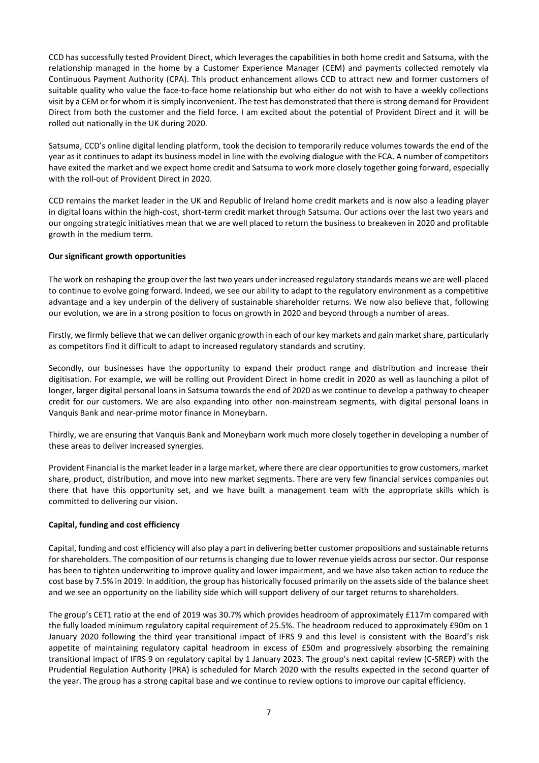CCD has successfully tested Provident Direct, which leverages the capabilities in both home credit and Satsuma, with the relationship managed in the home by a Customer Experience Manager (CEM) and payments collected remotely via Continuous Payment Authority (CPA). This product enhancement allows CCD to attract new and former customers of suitable quality who value the face-to-face home relationship but who either do not wish to have a weekly collections visit by a CEM or for whom it is simply inconvenient. The test has demonstrated that there is strong demand for Provident Direct from both the customer and the field force. I am excited about the potential of Provident Direct and it will be rolled out nationally in the UK during 2020.

Satsuma, CCD's online digital lending platform, took the decision to temporarily reduce volumes towards the end of the year as it continues to adapt its business model in line with the evolving dialogue with the FCA. A number of competitors have exited the market and we expect home credit and Satsuma to work more closely together going forward, especially with the roll-out of Provident Direct in 2020.

CCD remains the market leader in the UK and Republic of Ireland home credit markets and is now also a leading player in digital loans within the high-cost, short-term credit market through Satsuma. Our actions over the last two years and our ongoing strategic initiatives mean that we are well placed to return the business to breakeven in 2020 and profitable growth in the medium term.

**Our significant growth opportunities**

The work on reshaping the group over the last two years under increased regulatory standards means we are well-placed to continue to evolve going forward. Indeed, we see our ability to adapt to the regulatory environment as a competitive advantage and a key underpin of the delivery of sustainable shareholder returns. We now also believe that, following our evolution, we are in a strong position to focus on growth in 2020 and beyond through a number of areas.

Firstly, we firmly believe that we can deliver organic growth in each of our key markets and gain market share, particularly as competitors find it difficult to adapt to increased regulatory standards and scrutiny.

Secondly, our businesses have the opportunity to expand their product range and distribution and increase their digitisation. For example, we will be rolling out Provident Direct in home credit in 2020 as well as launching a pilot of longer, larger digital personal loans in Satsuma towards the end of 2020 as we continue to develop a pathway to cheaper credit for our customers. We are also expanding into other non-mainstream segments, with digital personal loans in Vanquis Bank and near-prime motor finance in Moneybarn.

Thirdly, we are ensuring that Vanquis Bank and Moneybarn work much more closely together in developing a number of these areas to deliver increased synergies.

Provident Financial is the market leader in a large market, where there are clear opportunities to grow customers, market share, product, distribution, and move into new market segments. There are very few financial services companies out there that have this opportunity set, and we have built a management team with the appropriate skills which is committed to delivering our vision.

**Capital, funding and cost efficiency**

Capital, funding and cost efficiency will also play a part in delivering better customer propositions and sustainable returns for shareholders. The composition of our returns is changing due to lower revenue yields across our sector. Our response has been to tighten underwriting to improve quality and lower impairment, and we have also taken action to reduce the cost base by 7.5% in 2019. In addition, the group has historically focused primarily on the assets side of the balance sheet and we see an opportunity on the liability side which will support delivery of our target returns to shareholders.

The group's CET1 ratio at the end of 2019 was 30.7% which provides headroom of approximately £117m compared with the fully loaded minimum regulatory capital requirement of 25.5%. The headroom reduced to approximately £90m on 1 January 2020 following the third year transitional impact of IFRS 9 and this level is consistent with the Board's risk appetite of maintaining regulatory capital headroom in excess of £50m and progressively absorbing the remaining transitional impact of IFRS 9 on regulatory capital by 1 January 2023. The group's next capital review (C-SREP) with the Prudential Regulation Authority (PRA) is scheduled for March 2020 with the results expected in the second quarter of the year. The group has a strong capital base and we continue to review options to improve our capital efficiency.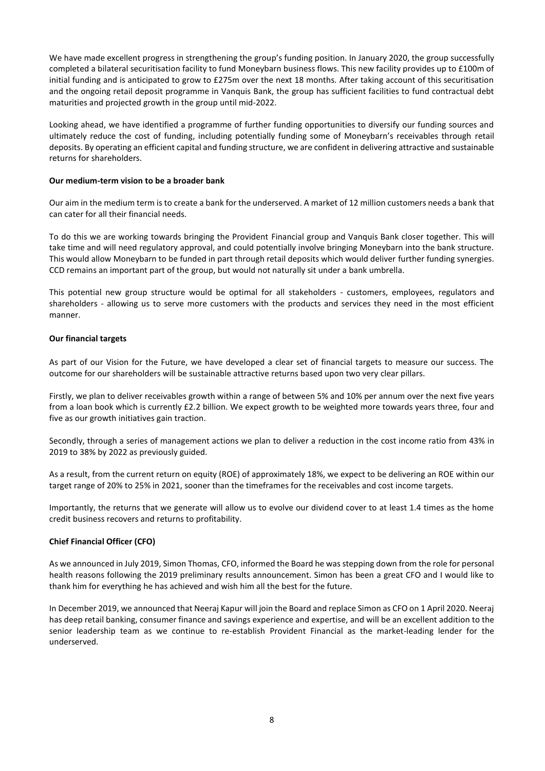We have made excellent progress in strengthening the group's funding position. In January 2020, the group successfully completed a bilateral securitisation facility to fund Moneybarn business flows. This new facility provides up to £100m of initial funding and is anticipated to grow to £275m over the next 18 months. After taking account of this securitisation and the ongoing retail deposit programme in Vanquis Bank, the group has sufficient facilities to fund contractual debt maturities and projected growth in the group until mid-2022.

Looking ahead, we have identified a programme of further funding opportunities to diversify our funding sources and ultimately reduce the cost of funding, including potentially funding some of Moneybarn's receivables through retail deposits. By operating an efficient capital and funding structure, we are confident in delivering attractive and sustainable returns for shareholders.

**Our medium-term vision to be a broader bank**

Our aim in the medium term is to create a bank for the underserved. A market of 12 million customers needs a bank that can cater for all their financial needs.

To do this we are working towards bringing the Provident Financial group and Vanquis Bank closer together. This will take time and will need regulatory approval, and could potentially involve bringing Moneybarn into the bank structure. This would allow Moneybarn to be funded in part through retail deposits which would deliver further funding synergies. CCD remains an important part of the group, but would not naturally sit under a bank umbrella.

This potential new group structure would be optimal for all stakeholders - customers, employees, regulators and shareholders - allowing us to serve more customers with the products and services they need in the most efficient manner.

**Our financial targets**

As part of our Vision for the Future, we have developed a clear set of financial targets to measure our success. The outcome for our shareholders will be sustainable attractive returns based upon two very clear pillars.

Firstly, we plan to deliver receivables growth within a range of between 5% and 10% per annum over the next five years from a loan book which is currently £2.2 billion. We expect growth to be weighted more towards years three, four and five as our growth initiatives gain traction.

Secondly, through a series of management actions we plan to deliver a reduction in the cost income ratio from 43% in 2019 to 38% by 2022 as previously guided.

As a result, from the current return on equity (ROE) of approximately 18%, we expect to be delivering an ROE within our target range of 20% to 25% in 2021, sooner than the timeframes for the receivables and cost income targets.

Importantly, the returns that we generate will allow us to evolve our dividend cover to at least 1.4 times as the home credit business recovers and returns to profitability.

**Chief Financial Officer (CFO)**

As we announced in July 2019, Simon Thomas, CFO, informed the Board he was stepping down from the role for personal health reasons following the 2019 preliminary results announcement. Simon has been a great CFO and I would like to thank him for everything he has achieved and wish him all the best for the future.

In December 2019, we announced that Neeraj Kapur will join the Board and replace Simon as CFO on 1 April 2020. Neeraj has deep retail banking, consumer finance and savings experience and expertise, and will be an excellent addition to the senior leadership team as we continue to re-establish Provident Financial as the market-leading lender for the underserved.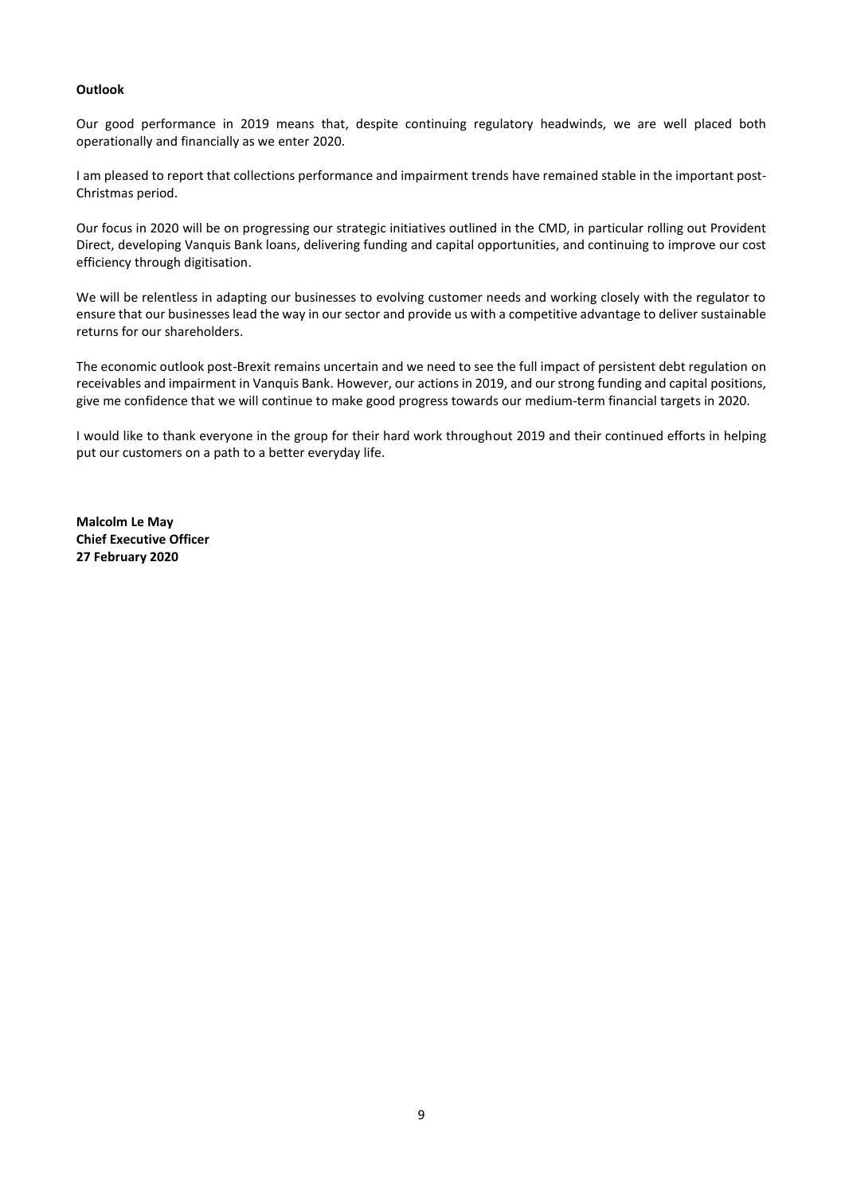**Outlook**

Our good performance in 2019 means that, despite continuing regulatory headwinds, we are well placed both operationally and financially as we enter 2020.

I am pleased to report that collections performance and impairment trends have remained stable in the important post-Christmas period.

Our focus in 2020 will be on progressing our strategic initiatives outlined in the CMD, in particular rolling out Provident Direct, developing Vanquis Bank loans, delivering funding and capital opportunities, and continuing to improve our cost efficiency through digitisation.

We will be relentless in adapting our businesses to evolving customer needs and working closely with the regulator to ensure that our businesses lead the way in our sector and provide us with a competitive advantage to deliver sustainable returns for our shareholders.

The economic outlook post-Brexit remains uncertain and we need to see the full impact of persistent debt regulation on receivables and impairment in Vanquis Bank. However, our actions in 2019, and our strong funding and capital positions, give me confidence that we will continue to make good progress towards our medium-term financial targets in 2020.

I would like to thank everyone in the group for their hard work throughout 2019 and their continued efforts in helping put our customers on a path to a better everyday life.

**Malcolm Le May**
**Chief Executive Officer**
**27 February 2020**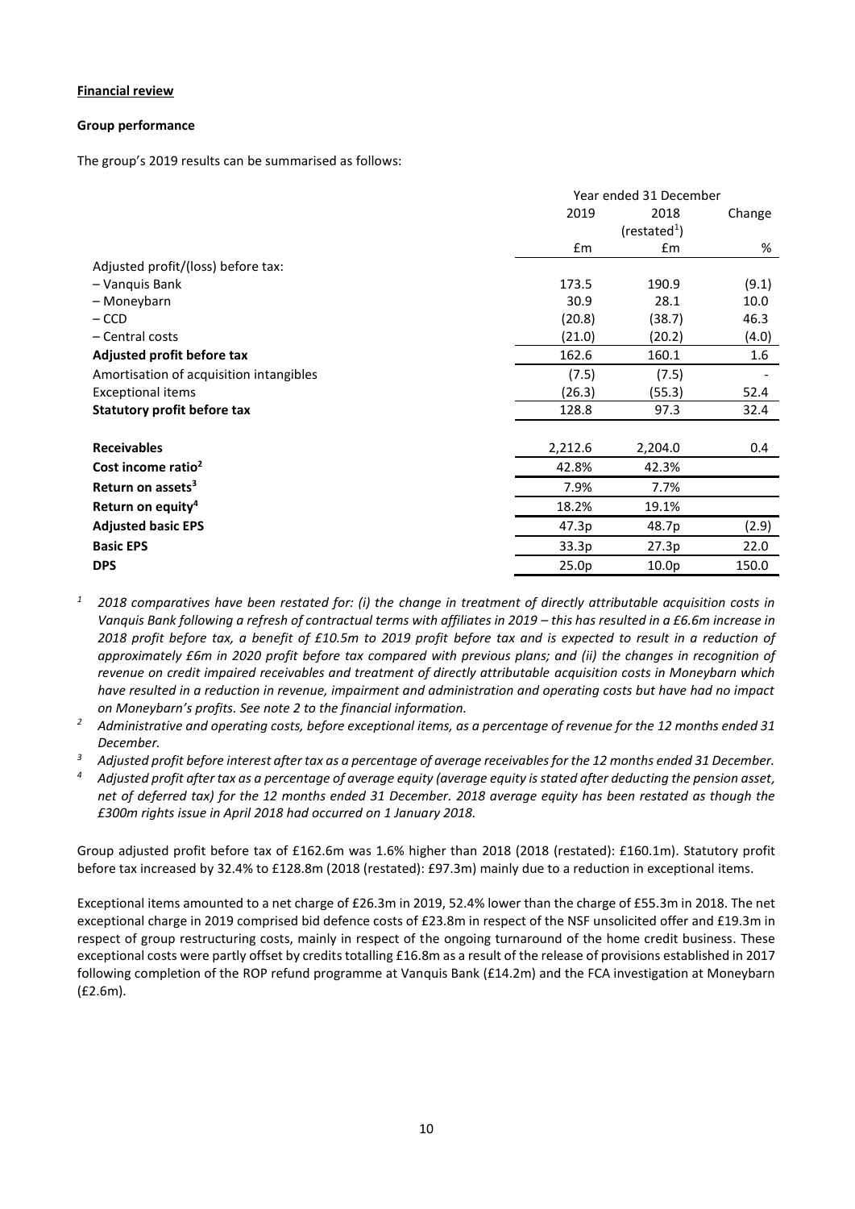**Financial review**

**Group performance**

The group's 2019 results can be summarised as follows:

| | Year ended 31 December | | |
|---|---|---|---|
| | 2019 | 2018 (restated[1]) | Change |
| | £m | £m | % |
| Adjusted profit/(loss) before tax: | | | |
| – Vanquis Bank | 173.5 | 190.9 | (9.1) |
| – Moneybarn | 30.9 | 28.1 | 10.0 |
| – CCD | (20.8) | (38.7) | 46.3 |
| – Central costs | (21.0) | (20.2) | (4.0) |
| **Adjusted profit before tax** | 162.6 | 160.1 | 1.6 |
| Amortisation of acquisition intangibles | (7.5) | (7.5) | - |
| Exceptional items | (26.3) | (55.3) | 52.4 |
| **Statutory profit before tax** | 128.8 | 97.3 | 32.4 |
| | | | |
| **Receivables** | 2,212.6 | 2,204.0 | 0.4 |
| **Cost income ratio[2]** | 42.8% | 42.3% | |
| **Return on assets[3]** | 7.9% | 7.7% | |
| **Return on equity[4]** | 18.2% | 19.1% | |
| **Adjusted basic EPS** | 47.3p | 48.7p | (2.9) |
| **Basic EPS** | 33.3p | 27.3p | 22.0 |
| **DPS** | 25.0p | 10.0p | 150.0 |

[1] *2018 comparatives have been restated for: (i) the change in treatment of directly attributable acquisition costs in Vanquis Bank following a refresh of contractual terms with affiliates in 2019 – this has resulted in a £6.6m increase in 2018 profit before tax, a benefit of £10.5m to 2019 profit before tax and is expected to result in a reduction of approximately £6m in 2020 profit before tax compared with previous plans; and (ii) the changes in recognition of revenue on credit impaired receivables and treatment of directly attributable acquisition costs in Moneybarn which have resulted in a reduction in revenue, impairment and administration and operating costs but have had no impact on Moneybarn's profits. See note 2 to the financial information.*

[2] *Administrative and operating costs, before exceptional items, as a percentage of revenue for the 12 months ended 31 December.*

[3] *Adjusted profit before interest after tax as a percentage of average receivables for the 12 months ended 31 December.*

[4] *Adjusted profit after tax as a percentage of average equity (average equity is stated after deducting the pension asset, net of deferred tax) for the 12 months ended 31 December. 2018 average equity has been restated as though the £300m rights issue in April 2018 had occurred on 1 January 2018.*

Group adjusted profit before tax of £162.6m was 1.6% higher than 2018 (2018 (restated): £160.1m). Statutory profit before tax increased by 32.4% to £128.8m (2018 (restated): £97.3m) mainly due to a reduction in exceptional items.

Exceptional items amounted to a net charge of £26.3m in 2019, 52.4% lower than the charge of £55.3m in 2018. The net exceptional charge in 2019 comprised bid defence costs of £23.8m in respect of the NSF unsolicited offer and £19.3m in respect of group restructuring costs, mainly in respect of the ongoing turnaround of the home credit business. These exceptional costs were partly offset by credits totalling £16.8m as a result of the release of provisions established in 2017 following completion of the ROP refund programme at Vanquis Bank (£14.2m) and the FCA investigation at Moneybarn (£2.6m).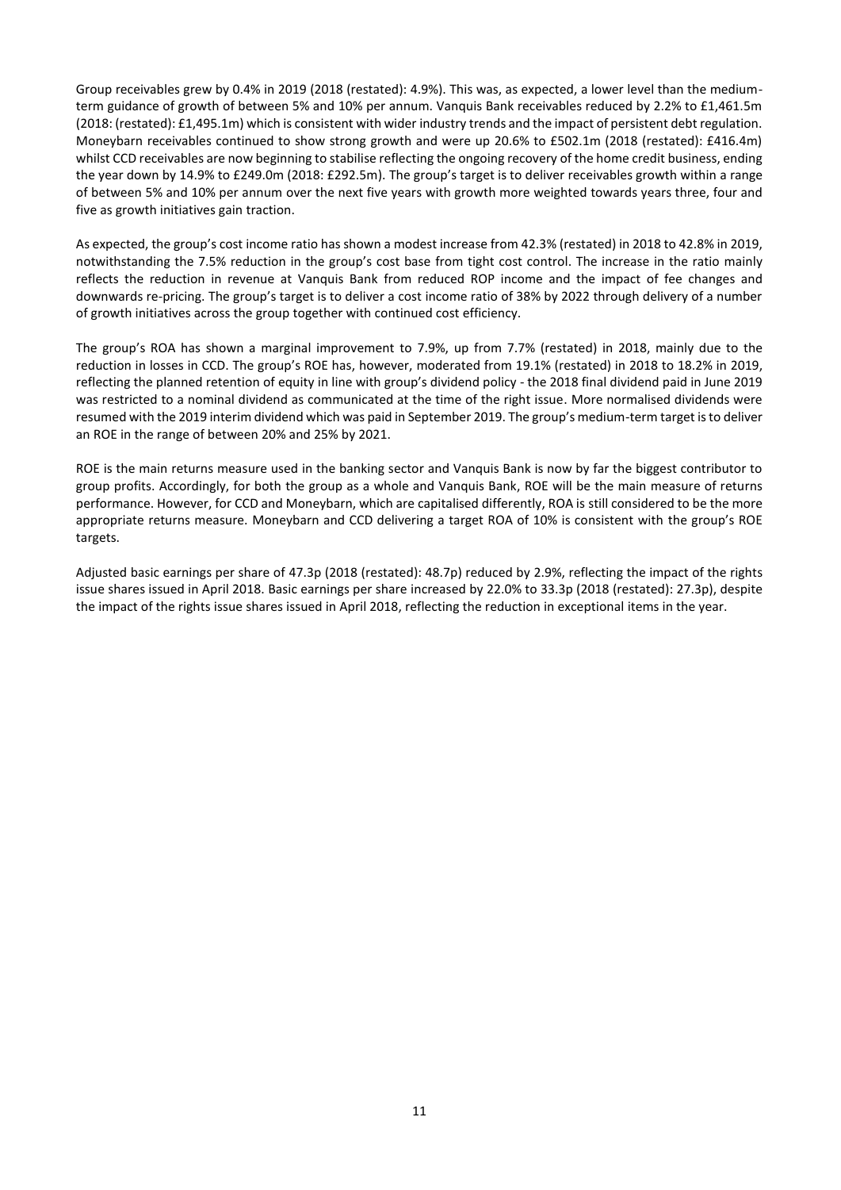Group receivables grew by 0.4% in 2019 (2018 (restated): 4.9%). This was, as expected, a lower level than the medium-term guidance of growth of between 5% and 10% per annum. Vanquis Bank receivables reduced by 2.2% to £1,461.5m (2018: (restated): £1,495.1m) which is consistent with wider industry trends and the impact of persistent debt regulation. Moneybarn receivables continued to show strong growth and were up 20.6% to £502.1m (2018 (restated): £416.4m) whilst CCD receivables are now beginning to stabilise reflecting the ongoing recovery of the home credit business, ending the year down by 14.9% to £249.0m (2018: £292.5m). The group's target is to deliver receivables growth within a range of between 5% and 10% per annum over the next five years with growth more weighted towards years three, four and five as growth initiatives gain traction.

As expected, the group's cost income ratio has shown a modest increase from 42.3% (restated) in 2018 to 42.8% in 2019, notwithstanding the 7.5% reduction in the group's cost base from tight cost control. The increase in the ratio mainly reflects the reduction in revenue at Vanquis Bank from reduced ROP income and the impact of fee changes and downwards re-pricing. The group's target is to deliver a cost income ratio of 38% by 2022 through delivery of a number of growth initiatives across the group together with continued cost efficiency.

The group's ROA has shown a marginal improvement to 7.9%, up from 7.7% (restated) in 2018, mainly due to the reduction in losses in CCD. The group's ROE has, however, moderated from 19.1% (restated) in 2018 to 18.2% in 2019, reflecting the planned retention of equity in line with group's dividend policy - the 2018 final dividend paid in June 2019 was restricted to a nominal dividend as communicated at the time of the right issue. More normalised dividends were resumed with the 2019 interim dividend which was paid in September 2019. The group's medium-term target is to deliver an ROE in the range of between 20% and 25% by 2021.

ROE is the main returns measure used in the banking sector and Vanquis Bank is now by far the biggest contributor to group profits. Accordingly, for both the group as a whole and Vanquis Bank, ROE will be the main measure of returns performance. However, for CCD and Moneybarn, which are capitalised differently, ROA is still considered to be the more appropriate returns measure. Moneybarn and CCD delivering a target ROA of 10% is consistent with the group's ROE targets.

Adjusted basic earnings per share of 47.3p (2018 (restated): 48.7p) reduced by 2.9%, reflecting the impact of the rights issue shares issued in April 2018. Basic earnings per share increased by 22.0% to 33.3p (2018 (restated): 27.3p), despite the impact of the rights issue shares issued in April 2018, reflecting the reduction in exceptional items in the year.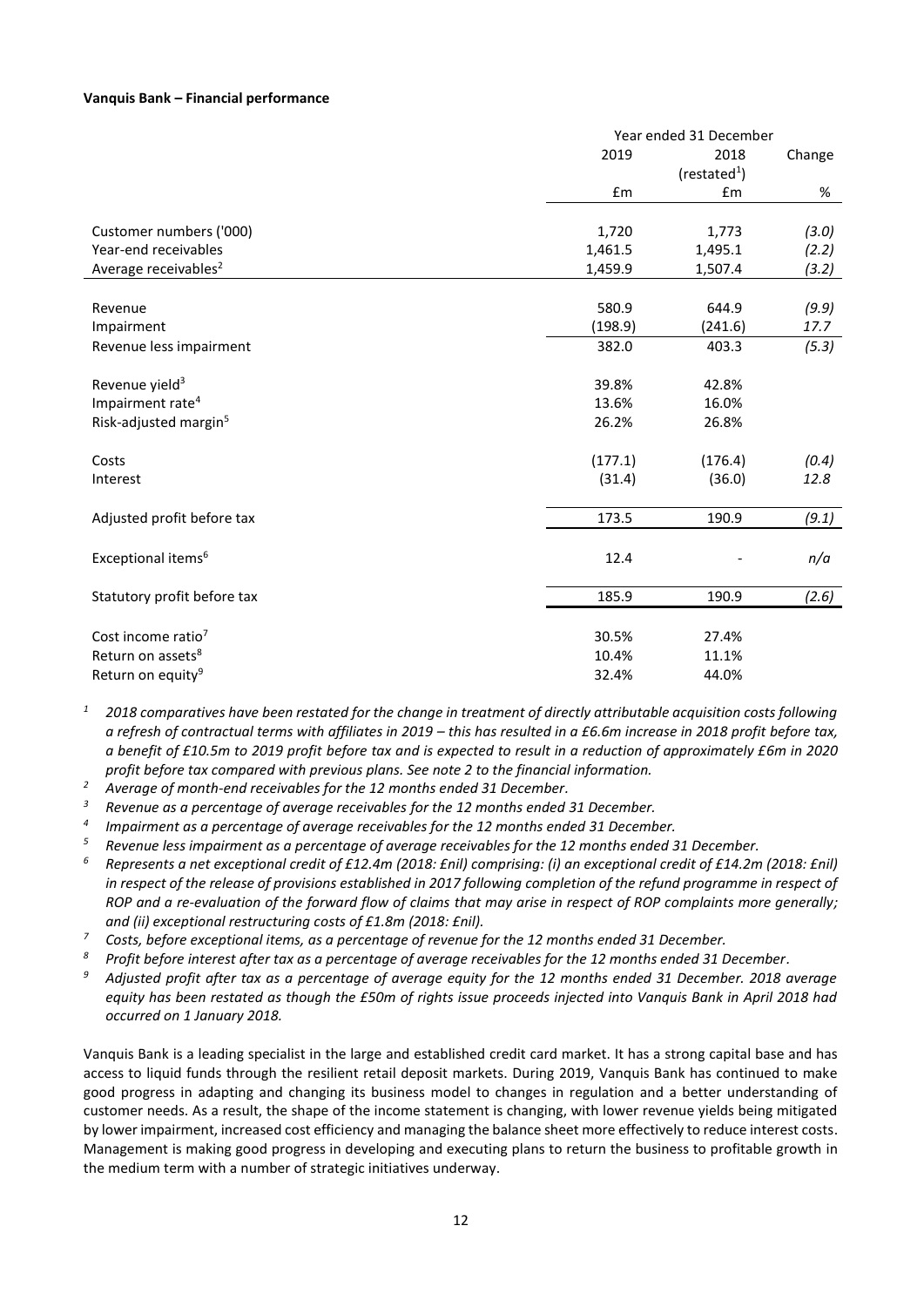**Vanquis Bank – Financial performance**

| | Year ended 31 December | | |
|---|---|---|---|
| | 2019 | 2018 (restated[1]) | Change |
| | £m | £m | % |
| Customer numbers ('000) | 1,720 | 1,773 | *(3.0)* |
| Year-end receivables | 1,461.5 | 1,495.1 | *(2.2)* |
| Average receivables[2] | 1,459.9 | 1,507.4 | *(3.2)* |
| Revenue | 580.9 | 644.9 | *(9.9)* |
| Impairment | (198.9) | (241.6) | *17.7* |
| Revenue less impairment | 382.0 | 403.3 | *(5.3)* |
| Revenue yield[3] | 39.8% | 42.8% | |
| Impairment rate[4] | 13.6% | 16.0% | |
| Risk-adjusted margin[5] | 26.2% | 26.8% | |
| Costs | (177.1) | (176.4) | *(0.4)* |
| Interest | (31.4) | (36.0) | *12.8* |
| Adjusted profit before tax | 173.5 | 190.9 | *(9.1)* |
| Exceptional items[6] | 12.4 | - | *n/a* |
| Statutory profit before tax | 185.9 | 190.9 | *(2.6)* |
| Cost income ratio[7] | 30.5% | 27.4% | |
| Return on assets[8] | 10.4% | 11.1% | |
| Return on equity[9] | 32.4% | 44.0% | |

[1] *2018 comparatives have been restated for the change in treatment of directly attributable acquisition costs following a refresh of contractual terms with affiliates in 2019 – this has resulted in a £6.6m increase in 2018 profit before tax, a benefit of £10.5m to 2019 profit before tax and is expected to result in a reduction of approximately £6m in 2020 profit before tax compared with previous plans. See note 2 to the financial information.*

[2] *Average of month-end receivables for the 12 months ended 31 December.*

[3] *Revenue as a percentage of average receivables for the 12 months ended 31 December.*

[4] *Impairment as a percentage of average receivables for the 12 months ended 31 December.*

[5] *Revenue less impairment as a percentage of average receivables for the 12 months ended 31 December.*

[6] *Represents a net exceptional credit of £12.4m (2018: £nil) comprising: (i) an exceptional credit of £14.2m (2018: £nil) in respect of the release of provisions established in 2017 following completion of the refund programme in respect of ROP and a re-evaluation of the forward flow of claims that may arise in respect of ROP complaints more generally; and (ii) exceptional restructuring costs of £1.8m (2018: £nil).*

[7] *Costs, before exceptional items, as a percentage of revenue for the 12 months ended 31 December.*

[8] *Profit before interest after tax as a percentage of average receivables for the 12 months ended 31 December.*

[9] *Adjusted profit after tax as a percentage of average equity for the 12 months ended 31 December. 2018 average equity has been restated as though the £50m of rights issue proceeds injected into Vanquis Bank in April 2018 had occurred on 1 January 2018.*

Vanquis Bank is a leading specialist in the large and established credit card market. It has a strong capital base and has access to liquid funds through the resilient retail deposit markets. During 2019, Vanquis Bank has continued to make good progress in adapting and changing its business model to changes in regulation and a better understanding of customer needs. As a result, the shape of the income statement is changing, with lower revenue yields being mitigated by lower impairment, increased cost efficiency and managing the balance sheet more effectively to reduce interest costs. Management is making good progress in developing and executing plans to return the business to profitable growth in the medium term with a number of strategic initiatives underway.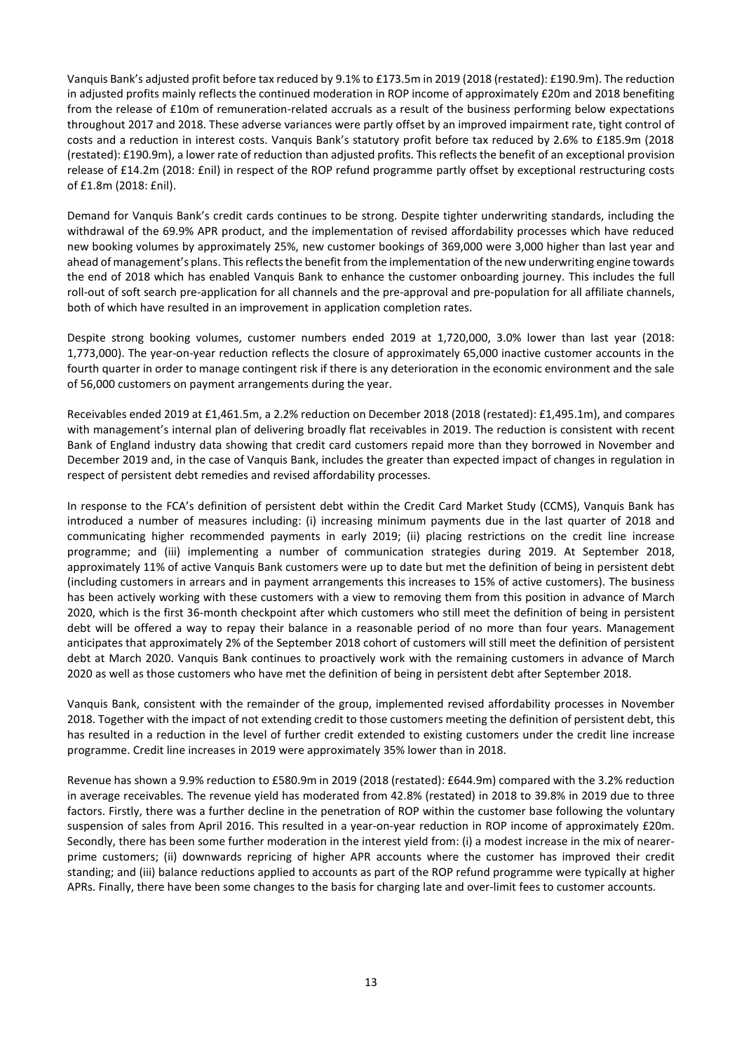Vanquis Bank's adjusted profit before tax reduced by 9.1% to £173.5m in 2019 (2018 (restated): £190.9m). The reduction in adjusted profits mainly reflects the continued moderation in ROP income of approximately £20m and 2018 benefiting from the release of £10m of remuneration-related accruals as a result of the business performing below expectations throughout 2017 and 2018. These adverse variances were partly offset by an improved impairment rate, tight control of costs and a reduction in interest costs. Vanquis Bank's statutory profit before tax reduced by 2.6% to £185.9m (2018 (restated): £190.9m), a lower rate of reduction than adjusted profits. This reflects the benefit of an exceptional provision release of £14.2m (2018: £nil) in respect of the ROP refund programme partly offset by exceptional restructuring costs of £1.8m (2018: £nil).

Demand for Vanquis Bank's credit cards continues to be strong. Despite tighter underwriting standards, including the withdrawal of the 69.9% APR product, and the implementation of revised affordability processes which have reduced new booking volumes by approximately 25%, new customer bookings of 369,000 were 3,000 higher than last year and ahead of management's plans. This reflects the benefit from the implementation of the new underwriting engine towards the end of 2018 which has enabled Vanquis Bank to enhance the customer onboarding journey. This includes the full roll-out of soft search pre-application for all channels and the pre-approval and pre-population for all affiliate channels, both of which have resulted in an improvement in application completion rates.

Despite strong booking volumes, customer numbers ended 2019 at 1,720,000, 3.0% lower than last year (2018: 1,773,000). The year-on-year reduction reflects the closure of approximately 65,000 inactive customer accounts in the fourth quarter in order to manage contingent risk if there is any deterioration in the economic environment and the sale of 56,000 customers on payment arrangements during the year.

Receivables ended 2019 at £1,461.5m, a 2.2% reduction on December 2018 (2018 (restated): £1,495.1m), and compares with management's internal plan of delivering broadly flat receivables in 2019. The reduction is consistent with recent Bank of England industry data showing that credit card customers repaid more than they borrowed in November and December 2019 and, in the case of Vanquis Bank, includes the greater than expected impact of changes in regulation in respect of persistent debt remedies and revised affordability processes.

In response to the FCA's definition of persistent debt within the Credit Card Market Study (CCMS), Vanquis Bank has introduced a number of measures including: (i) increasing minimum payments due in the last quarter of 2018 and communicating higher recommended payments in early 2019; (ii) placing restrictions on the credit line increase programme; and (iii) implementing a number of communication strategies during 2019. At September 2018, approximately 11% of active Vanquis Bank customers were up to date but met the definition of being in persistent debt (including customers in arrears and in payment arrangements this increases to 15% of active customers). The business has been actively working with these customers with a view to removing them from this position in advance of March 2020, which is the first 36-month checkpoint after which customers who still meet the definition of being in persistent debt will be offered a way to repay their balance in a reasonable period of no more than four years. Management anticipates that approximately 2% of the September 2018 cohort of customers will still meet the definition of persistent debt at March 2020. Vanquis Bank continues to proactively work with the remaining customers in advance of March 2020 as well as those customers who have met the definition of being in persistent debt after September 2018.

Vanquis Bank, consistent with the remainder of the group, implemented revised affordability processes in November 2018. Together with the impact of not extending credit to those customers meeting the definition of persistent debt, this has resulted in a reduction in the level of further credit extended to existing customers under the credit line increase programme. Credit line increases in 2019 were approximately 35% lower than in 2018.

Revenue has shown a 9.9% reduction to £580.9m in 2019 (2018 (restated): £644.9m) compared with the 3.2% reduction in average receivables. The revenue yield has moderated from 42.8% (restated) in 2018 to 39.8% in 2019 due to three factors. Firstly, there was a further decline in the penetration of ROP within the customer base following the voluntary suspension of sales from April 2016. This resulted in a year-on-year reduction in ROP income of approximately £20m. Secondly, there has been some further moderation in the interest yield from: (i) a modest increase in the mix of nearer-prime customers; (ii) downwards repricing of higher APR accounts where the customer has improved their credit standing; and (iii) balance reductions applied to accounts as part of the ROP refund programme were typically at higher APRs. Finally, there have been some changes to the basis for charging late and over-limit fees to customer accounts.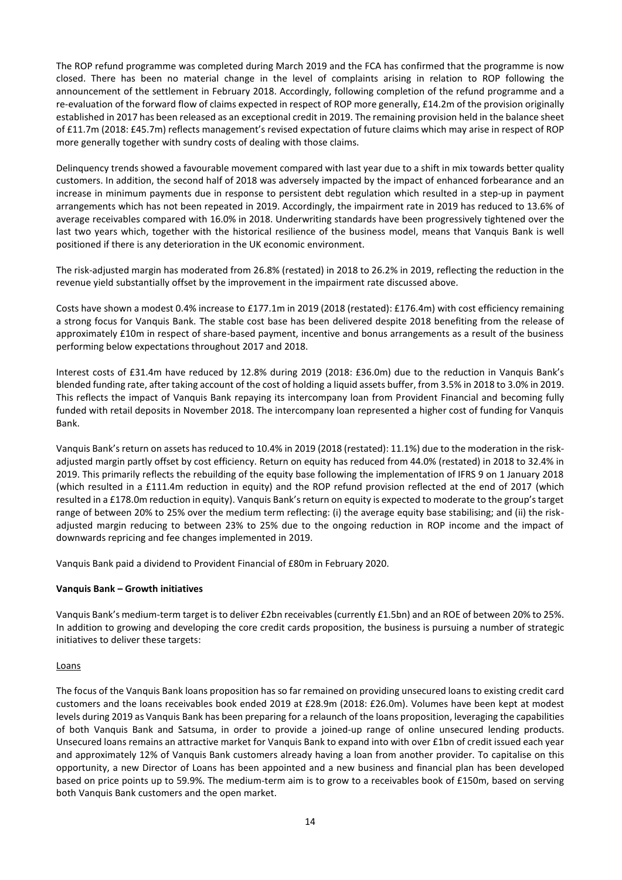The ROP refund programme was completed during March 2019 and the FCA has confirmed that the programme is now closed. There has been no material change in the level of complaints arising in relation to ROP following the announcement of the settlement in February 2018. Accordingly, following completion of the refund programme and a re-evaluation of the forward flow of claims expected in respect of ROP more generally, £14.2m of the provision originally established in 2017 has been released as an exceptional credit in 2019. The remaining provision held in the balance sheet of £11.7m (2018: £45.7m) reflects management's revised expectation of future claims which may arise in respect of ROP more generally together with sundry costs of dealing with those claims.

Delinquency trends showed a favourable movement compared with last year due to a shift in mix towards better quality customers. In addition, the second half of 2018 was adversely impacted by the impact of enhanced forbearance and an increase in minimum payments due in response to persistent debt regulation which resulted in a step-up in payment arrangements which has not been repeated in 2019. Accordingly, the impairment rate in 2019 has reduced to 13.6% of average receivables compared with 16.0% in 2018. Underwriting standards have been progressively tightened over the last two years which, together with the historical resilience of the business model, means that Vanquis Bank is well positioned if there is any deterioration in the UK economic environment.

The risk-adjusted margin has moderated from 26.8% (restated) in 2018 to 26.2% in 2019, reflecting the reduction in the revenue yield substantially offset by the improvement in the impairment rate discussed above.

Costs have shown a modest 0.4% increase to £177.1m in 2019 (2018 (restated): £176.4m) with cost efficiency remaining a strong focus for Vanquis Bank. The stable cost base has been delivered despite 2018 benefiting from the release of approximately £10m in respect of share-based payment, incentive and bonus arrangements as a result of the business performing below expectations throughout 2017 and 2018.

Interest costs of £31.4m have reduced by 12.8% during 2019 (2018: £36.0m) due to the reduction in Vanquis Bank's blended funding rate, after taking account of the cost of holding a liquid assets buffer, from 3.5% in 2018 to 3.0% in 2019. This reflects the impact of Vanquis Bank repaying its intercompany loan from Provident Financial and becoming fully funded with retail deposits in November 2018. The intercompany loan represented a higher cost of funding for Vanquis Bank.

Vanquis Bank's return on assets has reduced to 10.4% in 2019 (2018 (restated): 11.1%) due to the moderation in the risk-adjusted margin partly offset by cost efficiency. Return on equity has reduced from 44.0% (restated) in 2018 to 32.4% in 2019. This primarily reflects the rebuilding of the equity base following the implementation of IFRS 9 on 1 January 2018 (which resulted in a £111.4m reduction in equity) and the ROP refund provision reflected at the end of 2017 (which resulted in a £178.0m reduction in equity). Vanquis Bank's return on equity is expected to moderate to the group's target range of between 20% to 25% over the medium term reflecting: (i) the average equity base stabilising; and (ii) the risk-adjusted margin reducing to between 23% to 25% due to the ongoing reduction in ROP income and the impact of downwards repricing and fee changes implemented in 2019.

Vanquis Bank paid a dividend to Provident Financial of £80m in February 2020.

**Vanquis Bank – Growth initiatives**

Vanquis Bank's medium-term target is to deliver £2bn receivables (currently £1.5bn) and an ROE of between 20% to 25%. In addition to growing and developing the core credit cards proposition, the business is pursuing a number of strategic initiatives to deliver these targets:

Loans

The focus of the Vanquis Bank loans proposition has so far remained on providing unsecured loans to existing credit card customers and the loans receivables book ended 2019 at £28.9m (2018: £26.0m). Volumes have been kept at modest levels during 2019 as Vanquis Bank has been preparing for a relaunch of the loans proposition, leveraging the capabilities of both Vanquis Bank and Satsuma, in order to provide a joined-up range of online unsecured lending products. Unsecured loans remains an attractive market for Vanquis Bank to expand into with over £1bn of credit issued each year and approximately 12% of Vanquis Bank customers already having a loan from another provider. To capitalise on this opportunity, a new Director of Loans has been appointed and a new business and financial plan has been developed based on price points up to 59.9%. The medium-term aim is to grow to a receivables book of £150m, based on serving both Vanquis Bank customers and the open market.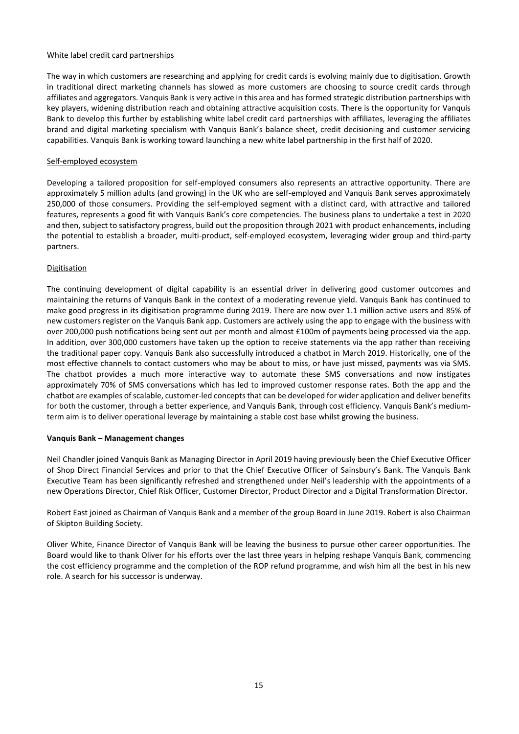White label credit card partnerships

The way in which customers are researching and applying for credit cards is evolving mainly due to digitisation. Growth in traditional direct marketing channels has slowed as more customers are choosing to source credit cards through affiliates and aggregators. Vanquis Bank is very active in this area and has formed strategic distribution partnerships with key players, widening distribution reach and obtaining attractive acquisition costs. There is the opportunity for Vanquis Bank to develop this further by establishing white label credit card partnerships with affiliates, leveraging the affiliates brand and digital marketing specialism with Vanquis Bank's balance sheet, credit decisioning and customer servicing capabilities. Vanquis Bank is working toward launching a new white label partnership in the first half of 2020.

Self-employed ecosystem

Developing a tailored proposition for self-employed consumers also represents an attractive opportunity. There are approximately 5 million adults (and growing) in the UK who are self-employed and Vanquis Bank serves approximately 250,000 of those consumers. Providing the self-employed segment with a distinct card, with attractive and tailored features, represents a good fit with Vanquis Bank's core competencies. The business plans to undertake a test in 2020 and then, subject to satisfactory progress, build out the proposition through 2021 with product enhancements, including the potential to establish a broader, multi-product, self-employed ecosystem, leveraging wider group and third-party partners.

Digitisation

The continuing development of digital capability is an essential driver in delivering good customer outcomes and maintaining the returns of Vanquis Bank in the context of a moderating revenue yield. Vanquis Bank has continued to make good progress in its digitisation programme during 2019. There are now over 1.1 million active users and 85% of new customers register on the Vanquis Bank app. Customers are actively using the app to engage with the business with over 200,000 push notifications being sent out per month and almost £100m of payments being processed via the app. In addition, over 300,000 customers have taken up the option to receive statements via the app rather than receiving the traditional paper copy. Vanquis Bank also successfully introduced a chatbot in March 2019. Historically, one of the most effective channels to contact customers who may be about to miss, or have just missed, payments was via SMS. The chatbot provides a much more interactive way to automate these SMS conversations and now instigates approximately 70% of SMS conversations which has led to improved customer response rates. Both the app and the chatbot are examples of scalable, customer-led concepts that can be developed for wider application and deliver benefits for both the customer, through a better experience, and Vanquis Bank, through cost efficiency. Vanquis Bank's medium-term aim is to deliver operational leverage by maintaining a stable cost base whilst growing the business.

**Vanquis Bank – Management changes**

Neil Chandler joined Vanquis Bank as Managing Director in April 2019 having previously been the Chief Executive Officer of Shop Direct Financial Services and prior to that the Chief Executive Officer of Sainsbury's Bank. The Vanquis Bank Executive Team has been significantly refreshed and strengthened under Neil's leadership with the appointments of a new Operations Director, Chief Risk Officer, Customer Director, Product Director and a Digital Transformation Director.

Robert East joined as Chairman of Vanquis Bank and a member of the group Board in June 2019. Robert is also Chairman of Skipton Building Society.

Oliver White, Finance Director of Vanquis Bank will be leaving the business to pursue other career opportunities. The Board would like to thank Oliver for his efforts over the last three years in helping reshape Vanquis Bank, commencing the cost efficiency programme and the completion of the ROP refund programme, and wish him all the best in his new role. A search for his successor is underway.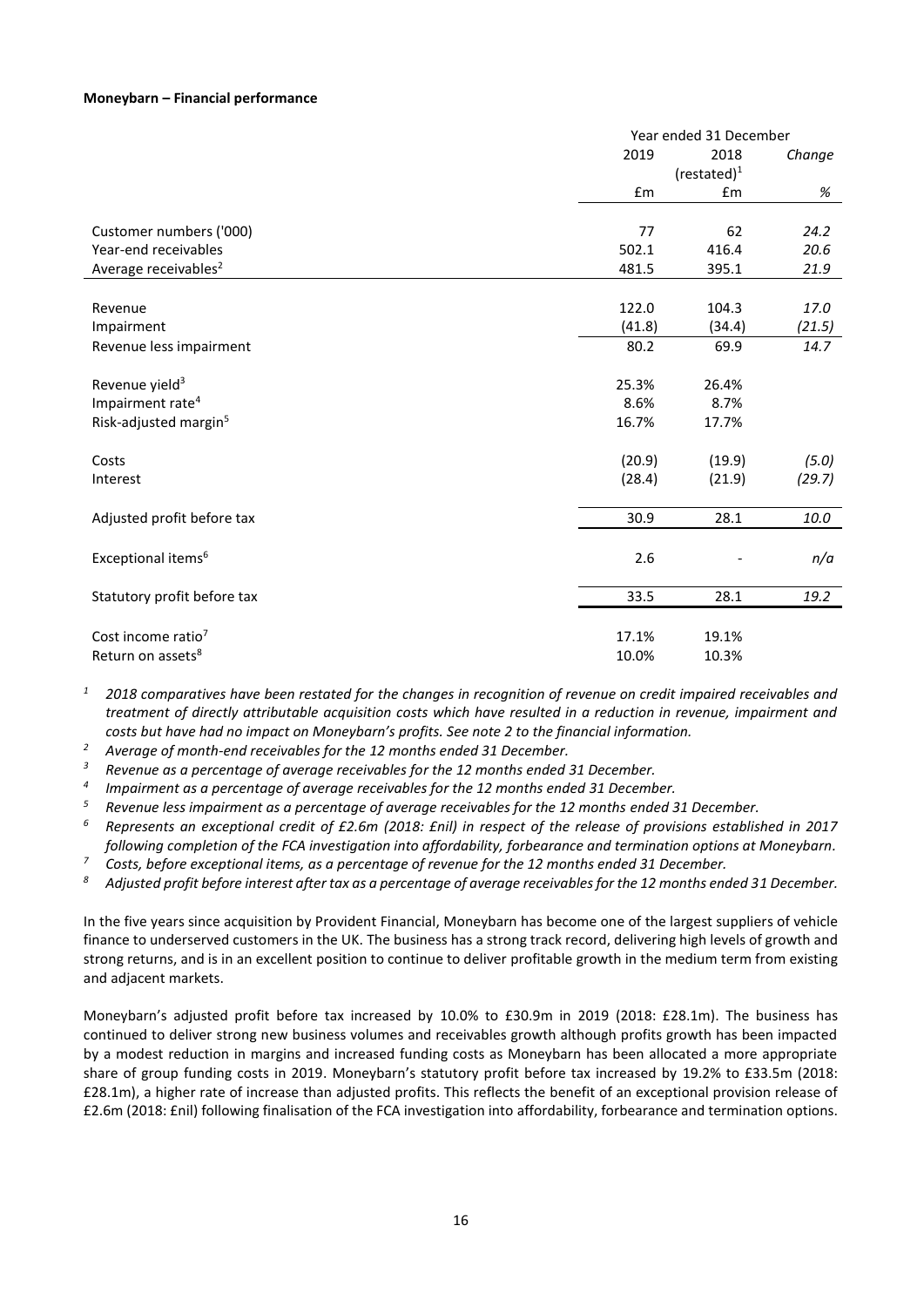**Moneybarn – Financial performance**

| | Year ended 31 December | | |
|---|---|---|---|
| | 2019 | 2018 (restated)[1] | *Change* |
| | £m | £m | *%* |
| Customer numbers ('000) | 77 | 62 | *24.2* |
| Year-end receivables | 502.1 | 416.4 | *20.6* |
| Average receivables[2] | 481.5 | 395.1 | *21.9* |
| Revenue | 122.0 | 104.3 | *17.0* |
| Impairment | (41.8) | (34.4) | *(21.5)* |
| Revenue less impairment | 80.2 | 69.9 | *14.7* |
| Revenue yield[3] | 25.3% | 26.4% | |
| Impairment rate[4] | 8.6% | 8.7% | |
| Risk-adjusted margin[5] | 16.7% | 17.7% | |
| Costs | (20.9) | (19.9) | *(5.0)* |
| Interest | (28.4) | (21.9) | *(29.7)* |
| Adjusted profit before tax | 30.9 | 28.1 | *10.0* |
| Exceptional items[6] | 2.6 | - | *n/a* |
| Statutory profit before tax | 33.5 | 28.1 | *19.2* |
| Cost income ratio[7] | 17.1% | 19.1% | |
| Return on assets[8] | 10.0% | 10.3% | |

*[1] 2018 comparatives have been restated for the changes in recognition of revenue on credit impaired receivables and treatment of directly attributable acquisition costs which have resulted in a reduction in revenue, impairment and costs but have had no impact on Moneybarn's profits. See note 2 to the financial information.*

*[2] Average of month-end receivables for the 12 months ended 31 December.*

*[3] Revenue as a percentage of average receivables for the 12 months ended 31 December.*

*[4] Impairment as a percentage of average receivables for the 12 months ended 31 December.*

*[5] Revenue less impairment as a percentage of average receivables for the 12 months ended 31 December.*

*[6] Represents an exceptional credit of £2.6m (2018: £nil) in respect of the release of provisions established in 2017 following completion of the FCA investigation into affordability, forbearance and termination options at Moneybarn.*

*[7] Costs, before exceptional items, as a percentage of revenue for the 12 months ended 31 December.*

*[8] Adjusted profit before interest after tax as a percentage of average receivables for the 12 months ended 31 December.*

In the five years since acquisition by Provident Financial, Moneybarn has become one of the largest suppliers of vehicle finance to underserved customers in the UK. The business has a strong track record, delivering high levels of growth and strong returns, and is in an excellent position to continue to deliver profitable growth in the medium term from existing and adjacent markets.

Moneybarn's adjusted profit before tax increased by 10.0% to £30.9m in 2019 (2018: £28.1m). The business has continued to deliver strong new business volumes and receivables growth although profits growth has been impacted by a modest reduction in margins and increased funding costs as Moneybarn has been allocated a more appropriate share of group funding costs in 2019. Moneybarn's statutory profit before tax increased by 19.2% to £33.5m (2018: £28.1m), a higher rate of increase than adjusted profits. This reflects the benefit of an exceptional provision release of £2.6m (2018: £nil) following finalisation of the FCA investigation into affordability, forbearance and termination options.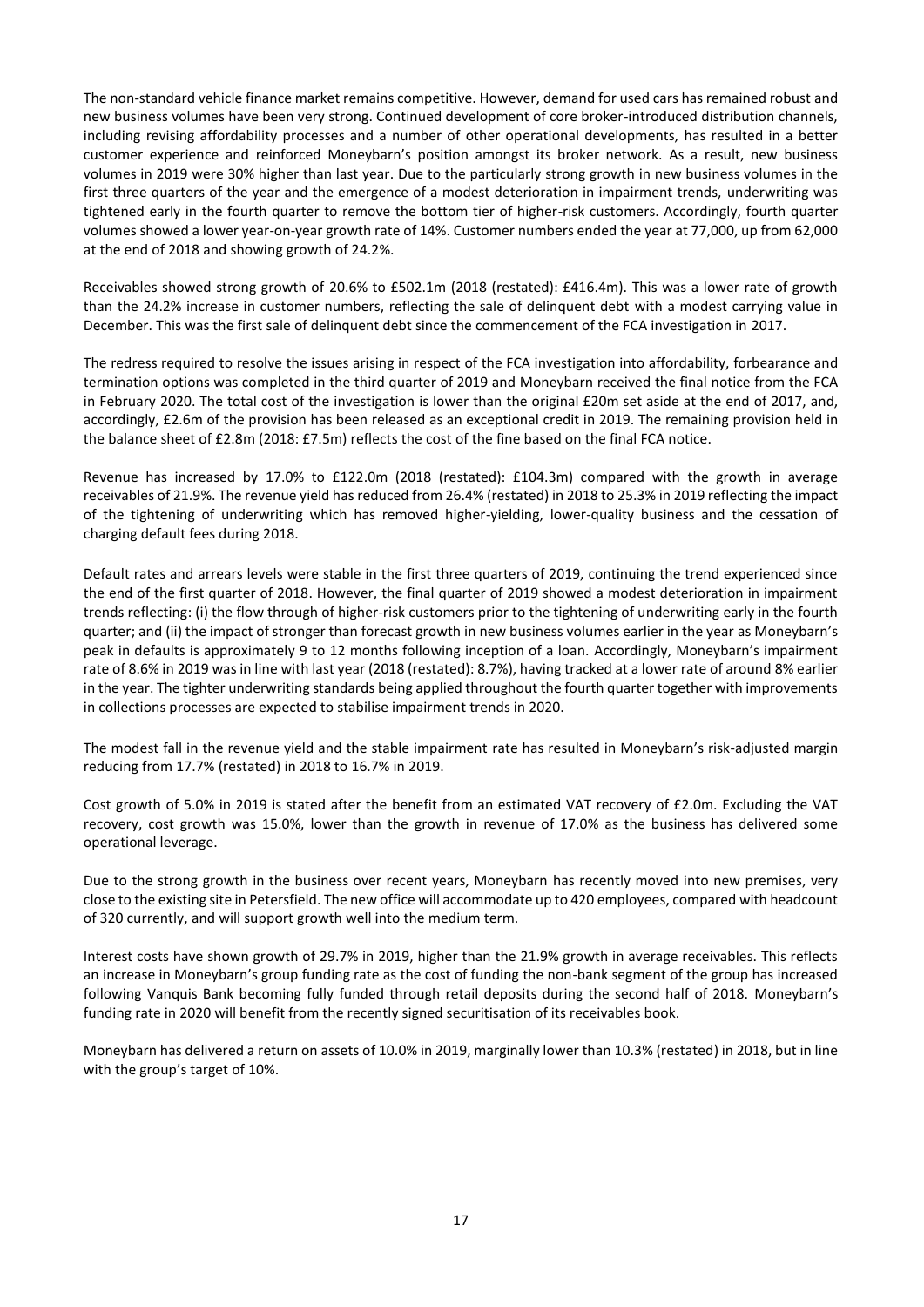The non-standard vehicle finance market remains competitive. However, demand for used cars has remained robust and new business volumes have been very strong. Continued development of core broker-introduced distribution channels, including revising affordability processes and a number of other operational developments, has resulted in a better customer experience and reinforced Moneybarn's position amongst its broker network. As a result, new business volumes in 2019 were 30% higher than last year. Due to the particularly strong growth in new business volumes in the first three quarters of the year and the emergence of a modest deterioration in impairment trends, underwriting was tightened early in the fourth quarter to remove the bottom tier of higher-risk customers. Accordingly, fourth quarter volumes showed a lower year-on-year growth rate of 14%. Customer numbers ended the year at 77,000, up from 62,000 at the end of 2018 and showing growth of 24.2%.

Receivables showed strong growth of 20.6% to £502.1m (2018 (restated): £416.4m). This was a lower rate of growth than the 24.2% increase in customer numbers, reflecting the sale of delinquent debt with a modest carrying value in December. This was the first sale of delinquent debt since the commencement of the FCA investigation in 2017.

The redress required to resolve the issues arising in respect of the FCA investigation into affordability, forbearance and termination options was completed in the third quarter of 2019 and Moneybarn received the final notice from the FCA in February 2020. The total cost of the investigation is lower than the original £20m set aside at the end of 2017, and, accordingly, £2.6m of the provision has been released as an exceptional credit in 2019. The remaining provision held in the balance sheet of £2.8m (2018: £7.5m) reflects the cost of the fine based on the final FCA notice.

Revenue has increased by 17.0% to £122.0m (2018 (restated): £104.3m) compared with the growth in average receivables of 21.9%. The revenue yield has reduced from 26.4% (restated) in 2018 to 25.3% in 2019 reflecting the impact of the tightening of underwriting which has removed higher-yielding, lower-quality business and the cessation of charging default fees during 2018.

Default rates and arrears levels were stable in the first three quarters of 2019, continuing the trend experienced since the end of the first quarter of 2018. However, the final quarter of 2019 showed a modest deterioration in impairment trends reflecting: (i) the flow through of higher-risk customers prior to the tightening of underwriting early in the fourth quarter; and (ii) the impact of stronger than forecast growth in new business volumes earlier in the year as Moneybarn's peak in defaults is approximately 9 to 12 months following inception of a loan. Accordingly, Moneybarn's impairment rate of 8.6% in 2019 was in line with last year (2018 (restated): 8.7%), having tracked at a lower rate of around 8% earlier in the year. The tighter underwriting standards being applied throughout the fourth quarter together with improvements in collections processes are expected to stabilise impairment trends in 2020.

The modest fall in the revenue yield and the stable impairment rate has resulted in Moneybarn's risk-adjusted margin reducing from 17.7% (restated) in 2018 to 16.7% in 2019.

Cost growth of 5.0% in 2019 is stated after the benefit from an estimated VAT recovery of £2.0m. Excluding the VAT recovery, cost growth was 15.0%, lower than the growth in revenue of 17.0% as the business has delivered some operational leverage.

Due to the strong growth in the business over recent years, Moneybarn has recently moved into new premises, very close to the existing site in Petersfield. The new office will accommodate up to 420 employees, compared with headcount of 320 currently, and will support growth well into the medium term.

Interest costs have shown growth of 29.7% in 2019, higher than the 21.9% growth in average receivables. This reflects an increase in Moneybarn's group funding rate as the cost of funding the non-bank segment of the group has increased following Vanquis Bank becoming fully funded through retail deposits during the second half of 2018. Moneybarn's funding rate in 2020 will benefit from the recently signed securitisation of its receivables book.

Moneybarn has delivered a return on assets of 10.0% in 2019, marginally lower than 10.3% (restated) in 2018, but in line with the group's target of 10%.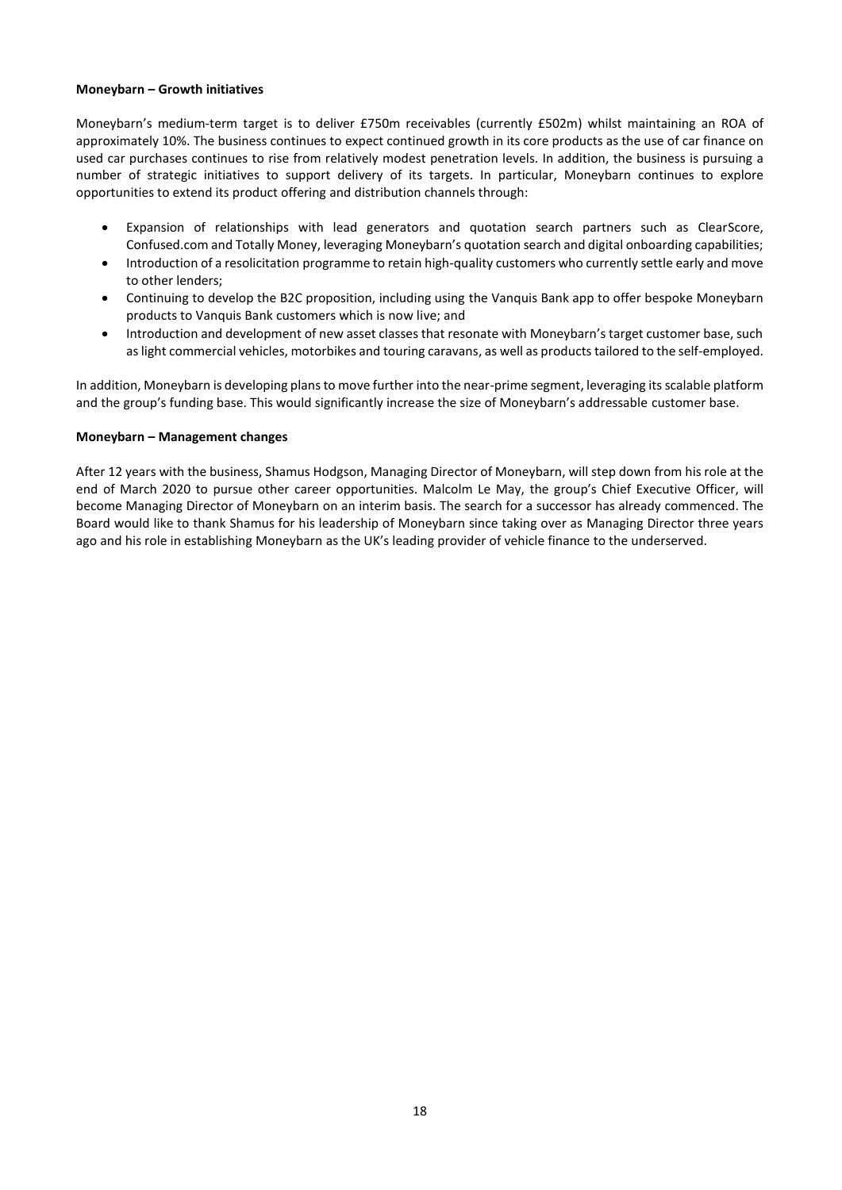**Moneybarn – Growth initiatives**

Moneybarn's medium-term target is to deliver £750m receivables (currently £502m) whilst maintaining an ROA of approximately 10%. The business continues to expect continued growth in its core products as the use of car finance on used car purchases continues to rise from relatively modest penetration levels. In addition, the business is pursuing a number of strategic initiatives to support delivery of its targets. In particular, Moneybarn continues to explore opportunities to extend its product offering and distribution channels through:

- Expansion of relationships with lead generators and quotation search partners such as ClearScore, Confused.com and Totally Money, leveraging Moneybarn's quotation search and digital onboarding capabilities;
- Introduction of a resolicitation programme to retain high-quality customers who currently settle early and move to other lenders;
- Continuing to develop the B2C proposition, including using the Vanquis Bank app to offer bespoke Moneybarn products to Vanquis Bank customers which is now live; and
- Introduction and development of new asset classes that resonate with Moneybarn's target customer base, such as light commercial vehicles, motorbikes and touring caravans, as well as products tailored to the self-employed.

In addition, Moneybarn is developing plans to move further into the near-prime segment, leveraging its scalable platform and the group's funding base. This would significantly increase the size of Moneybarn's addressable customer base.

**Moneybarn – Management changes**

After 12 years with the business, Shamus Hodgson, Managing Director of Moneybarn, will step down from his role at the end of March 2020 to pursue other career opportunities. Malcolm Le May, the group's Chief Executive Officer, will become Managing Director of Moneybarn on an interim basis. The search for a successor has already commenced. The Board would like to thank Shamus for his leadership of Moneybarn since taking over as Managing Director three years ago and his role in establishing Moneybarn as the UK's leading provider of vehicle finance to the underserved.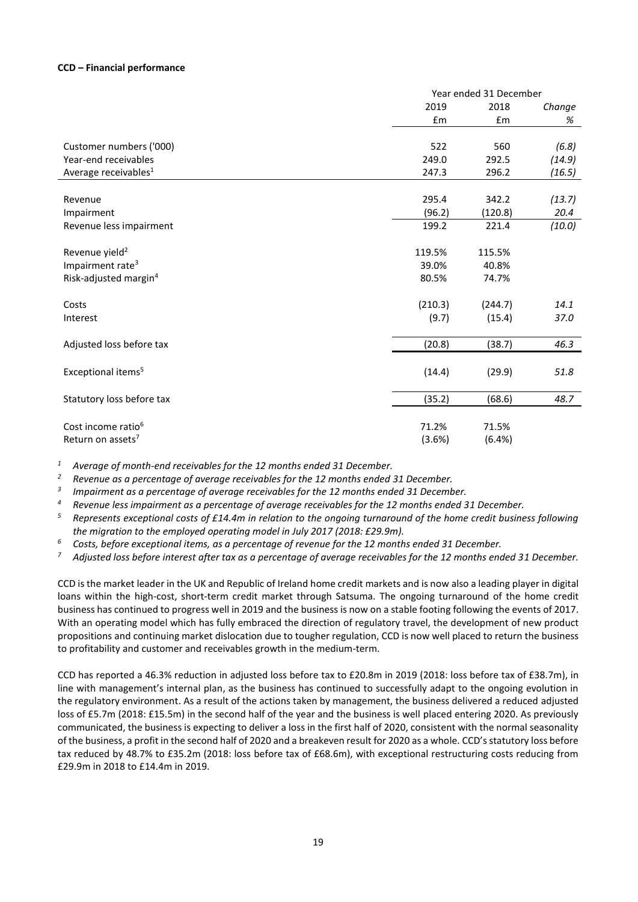**CCD – Financial performance**

| | Year ended 31 December | | |
|---|---|---|---|
| | 2019 | 2018 | *Change* |
| | £m | £m | *%* |
| Customer numbers ('000) | 522 | 560 | *(6.8)* |
| Year-end receivables | 249.0 | 292.5 | *(14.9)* |
| Average receivables[1] | 247.3 | 296.2 | *(16.5)* |
| Revenue | 295.4 | 342.2 | *(13.7)* |
| Impairment | (96.2) | (120.8) | *20.4* |
| Revenue less impairment | 199.2 | 221.4 | *(10.0)* |
| Revenue yield[2] | 119.5% | 115.5% | |
| Impairment rate[3] | 39.0% | 40.8% | |
| Risk-adjusted margin[4] | 80.5% | 74.7% | |
| Costs | (210.3) | (244.7) | *14.1* |
| Interest | (9.7) | (15.4) | *37.0* |
| Adjusted loss before tax | (20.8) | (38.7) | *46.3* |
| Exceptional items[5] | (14.4) | (29.9) | *51.8* |
| Statutory loss before tax | (35.2) | (68.6) | *48.7* |
| Cost income ratio[6] | 71.2% | 71.5% | |
| Return on assets[7] | (3.6%) | (6.4%) | |

[1] *Average of month-end receivables for the 12 months ended 31 December.*

[2] *Revenue as a percentage of average receivables for the 12 months ended 31 December.*

[3] *Impairment as a percentage of average receivables for the 12 months ended 31 December.*

[4] *Revenue less impairment as a percentage of average receivables for the 12 months ended 31 December.*

[5] *Represents exceptional costs of £14.4m in relation to the ongoing turnaround of the home credit business following the migration to the employed operating model in July 2017 (2018: £29.9m).*

[6] *Costs, before exceptional items, as a percentage of revenue for the 12 months ended 31 December.*

[7] *Adjusted loss before interest after tax as a percentage of average receivables for the 12 months ended 31 December.*

CCD is the market leader in the UK and Republic of Ireland home credit markets and is now also a leading player in digital loans within the high-cost, short-term credit market through Satsuma. The ongoing turnaround of the home credit business has continued to progress well in 2019 and the business is now on a stable footing following the events of 2017. With an operating model which has fully embraced the direction of regulatory travel, the development of new product propositions and continuing market dislocation due to tougher regulation, CCD is now well placed to return the business to profitability and customer and receivables growth in the medium-term.

CCD has reported a 46.3% reduction in adjusted loss before tax to £20.8m in 2019 (2018: loss before tax of £38.7m), in line with management's internal plan, as the business has continued to successfully adapt to the ongoing evolution in the regulatory environment. As a result of the actions taken by management, the business delivered a reduced adjusted loss of £5.7m (2018: £15.5m) in the second half of the year and the business is well placed entering 2020. As previously communicated, the business is expecting to deliver a loss in the first half of 2020, consistent with the normal seasonality of the business, a profit in the second half of 2020 and a breakeven result for 2020 as a whole. CCD's statutory loss before tax reduced by 48.7% to £35.2m (2018: loss before tax of £68.6m), with exceptional restructuring costs reducing from £29.9m in 2018 to £14.4m in 2019.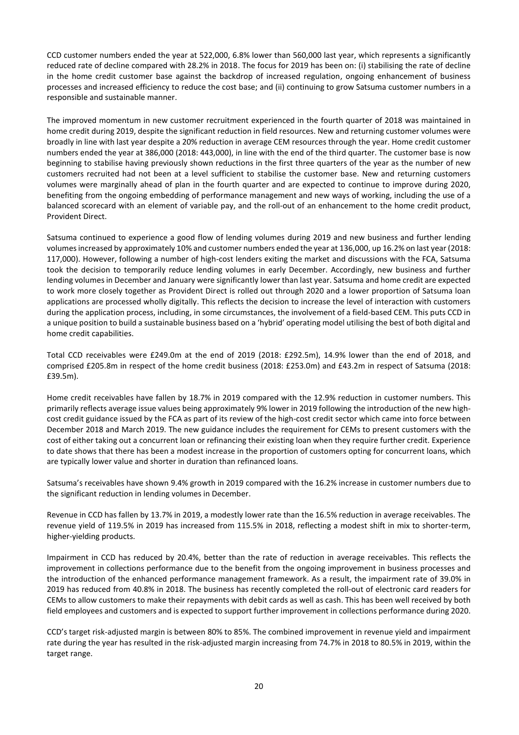CCD customer numbers ended the year at 522,000, 6.8% lower than 560,000 last year, which represents a significantly reduced rate of decline compared with 28.2% in 2018. The focus for 2019 has been on: (i) stabilising the rate of decline in the home credit customer base against the backdrop of increased regulation, ongoing enhancement of business processes and increased efficiency to reduce the cost base; and (ii) continuing to grow Satsuma customer numbers in a responsible and sustainable manner.

The improved momentum in new customer recruitment experienced in the fourth quarter of 2018 was maintained in home credit during 2019, despite the significant reduction in field resources. New and returning customer volumes were broadly in line with last year despite a 20% reduction in average CEM resources through the year. Home credit customer numbers ended the year at 386,000 (2018: 443,000), in line with the end of the third quarter. The customer base is now beginning to stabilise having previously shown reductions in the first three quarters of the year as the number of new customers recruited had not been at a level sufficient to stabilise the customer base. New and returning customers volumes were marginally ahead of plan in the fourth quarter and are expected to continue to improve during 2020, benefiting from the ongoing embedding of performance management and new ways of working, including the use of a balanced scorecard with an element of variable pay, and the roll-out of an enhancement to the home credit product, Provident Direct.

Satsuma continued to experience a good flow of lending volumes during 2019 and new business and further lending volumes increased by approximately 10% and customer numbers ended the year at 136,000, up 16.2% on last year (2018: 117,000). However, following a number of high-cost lenders exiting the market and discussions with the FCA, Satsuma took the decision to temporarily reduce lending volumes in early December. Accordingly, new business and further lending volumes in December and January were significantly lower than last year. Satsuma and home credit are expected to work more closely together as Provident Direct is rolled out through 2020 and a lower proportion of Satsuma loan applications are processed wholly digitally. This reflects the decision to increase the level of interaction with customers during the application process, including, in some circumstances, the involvement of a field-based CEM. This puts CCD in a unique position to build a sustainable business based on a 'hybrid' operating model utilising the best of both digital and home credit capabilities.

Total CCD receivables were £249.0m at the end of 2019 (2018: £292.5m), 14.9% lower than the end of 2018, and comprised £205.8m in respect of the home credit business (2018: £253.0m) and £43.2m in respect of Satsuma (2018: £39.5m).

Home credit receivables have fallen by 18.7% in 2019 compared with the 12.9% reduction in customer numbers. This primarily reflects average issue values being approximately 9% lower in 2019 following the introduction of the new high-cost credit guidance issued by the FCA as part of its review of the high-cost credit sector which came into force between December 2018 and March 2019. The new guidance includes the requirement for CEMs to present customers with the cost of either taking out a concurrent loan or refinancing their existing loan when they require further credit. Experience to date shows that there has been a modest increase in the proportion of customers opting for concurrent loans, which are typically lower value and shorter in duration than refinanced loans.

Satsuma's receivables have shown 9.4% growth in 2019 compared with the 16.2% increase in customer numbers due to the significant reduction in lending volumes in December.

Revenue in CCD has fallen by 13.7% in 2019, a modestly lower rate than the 16.5% reduction in average receivables. The revenue yield of 119.5% in 2019 has increased from 115.5% in 2018, reflecting a modest shift in mix to shorter-term, higher-yielding products.

Impairment in CCD has reduced by 20.4%, better than the rate of reduction in average receivables. This reflects the improvement in collections performance due to the benefit from the ongoing improvement in business processes and the introduction of the enhanced performance management framework. As a result, the impairment rate of 39.0% in 2019 has reduced from 40.8% in 2018. The business has recently completed the roll-out of electronic card readers for CEMs to allow customers to make their repayments with debit cards as well as cash. This has been well received by both field employees and customers and is expected to support further improvement in collections performance during 2020.

CCD's target risk-adjusted margin is between 80% to 85%. The combined improvement in revenue yield and impairment rate during the year has resulted in the risk-adjusted margin increasing from 74.7% in 2018 to 80.5% in 2019, within the target range.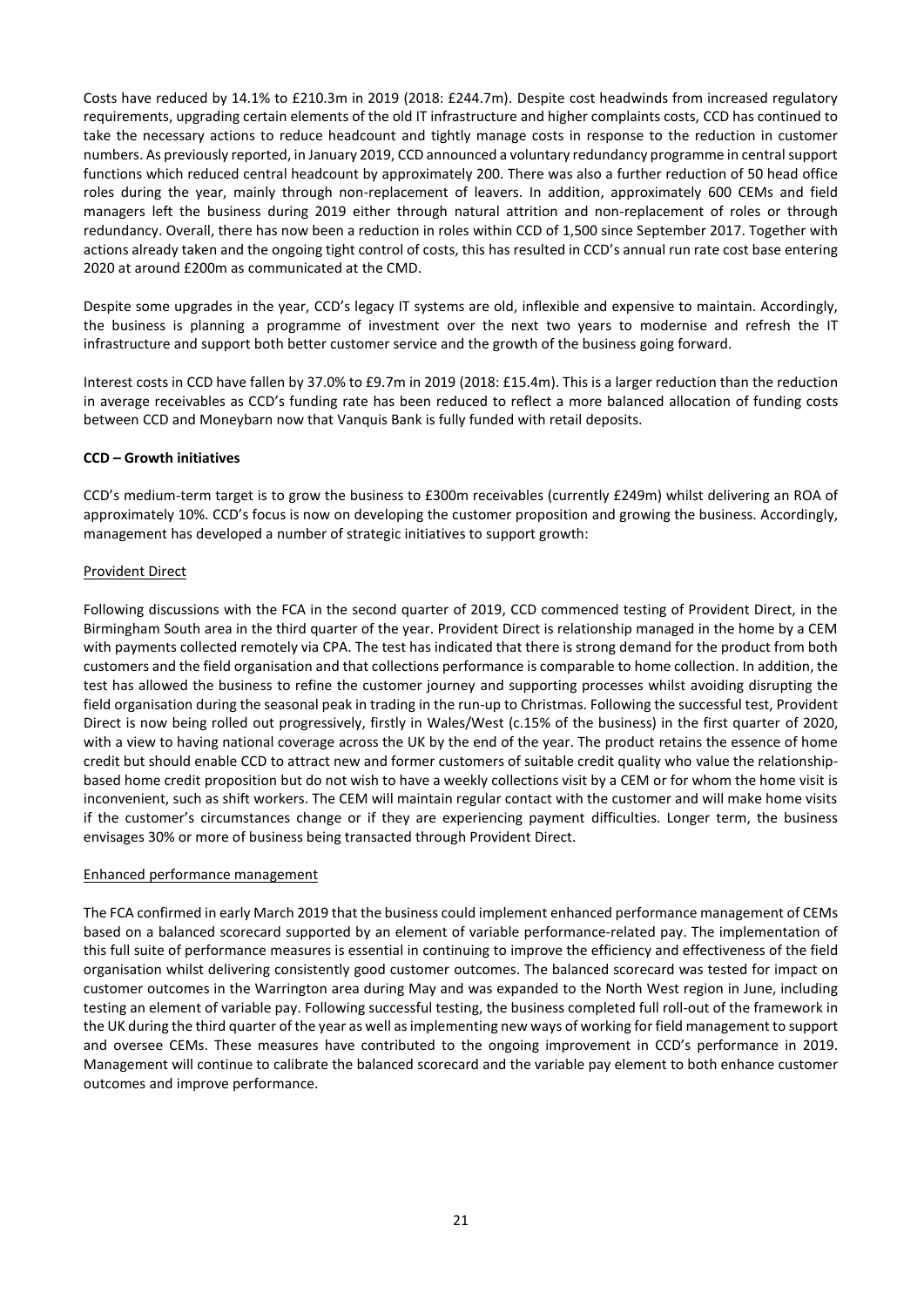Costs have reduced by 14.1% to £210.3m in 2019 (2018: £244.7m). Despite cost headwinds from increased regulatory requirements, upgrading certain elements of the old IT infrastructure and higher complaints costs, CCD has continued to take the necessary actions to reduce headcount and tightly manage costs in response to the reduction in customer numbers. As previously reported, in January 2019, CCD announced a voluntary redundancy programme in central support functions which reduced central headcount by approximately 200. There was also a further reduction of 50 head office roles during the year, mainly through non-replacement of leavers. In addition, approximately 600 CEMs and field managers left the business during 2019 either through natural attrition and non-replacement of roles or through redundancy. Overall, there has now been a reduction in roles within CCD of 1,500 since September 2017. Together with actions already taken and the ongoing tight control of costs, this has resulted in CCD's annual run rate cost base entering 2020 at around £200m as communicated at the CMD.

Despite some upgrades in the year, CCD's legacy IT systems are old, inflexible and expensive to maintain. Accordingly, the business is planning a programme of investment over the next two years to modernise and refresh the IT infrastructure and support both better customer service and the growth of the business going forward.

Interest costs in CCD have fallen by 37.0% to £9.7m in 2019 (2018: £15.4m). This is a larger reduction than the reduction in average receivables as CCD's funding rate has been reduced to reflect a more balanced allocation of funding costs between CCD and Moneybarn now that Vanquis Bank is fully funded with retail deposits.

**CCD – Growth initiatives**

CCD's medium-term target is to grow the business to £300m receivables (currently £249m) whilst delivering an ROA of approximately 10%. CCD's focus is now on developing the customer proposition and growing the business. Accordingly, management has developed a number of strategic initiatives to support growth:

<u>Provident Direct</u>

Following discussions with the FCA in the second quarter of 2019, CCD commenced testing of Provident Direct, in the Birmingham South area in the third quarter of the year. Provident Direct is relationship managed in the home by a CEM with payments collected remotely via CPA. The test has indicated that there is strong demand for the product from both customers and the field organisation and that collections performance is comparable to home collection. In addition, the test has allowed the business to refine the customer journey and supporting processes whilst avoiding disrupting the field organisation during the seasonal peak in trading in the run-up to Christmas. Following the successful test, Provident Direct is now being rolled out progressively, firstly in Wales/West (c.15% of the business) in the first quarter of 2020, with a view to having national coverage across the UK by the end of the year. The product retains the essence of home credit but should enable CCD to attract new and former customers of suitable credit quality who value the relationship-based home credit proposition but do not wish to have a weekly collections visit by a CEM or for whom the home visit is inconvenient, such as shift workers. The CEM will maintain regular contact with the customer and will make home visits if the customer's circumstances change or if they are experiencing payment difficulties. Longer term, the business envisages 30% or more of business being transacted through Provident Direct.

<u>Enhanced performance management</u>

The FCA confirmed in early March 2019 that the business could implement enhanced performance management of CEMs based on a balanced scorecard supported by an element of variable performance-related pay. The implementation of this full suite of performance measures is essential in continuing to improve the efficiency and effectiveness of the field organisation whilst delivering consistently good customer outcomes. The balanced scorecard was tested for impact on customer outcomes in the Warrington area during May and was expanded to the North West region in June, including testing an element of variable pay. Following successful testing, the business completed full roll-out of the framework in the UK during the third quarter of the year as well as implementing new ways of working for field management to support and oversee CEMs. These measures have contributed to the ongoing improvement in CCD's performance in 2019. Management will continue to calibrate the balanced scorecard and the variable pay element to both enhance customer outcomes and improve performance.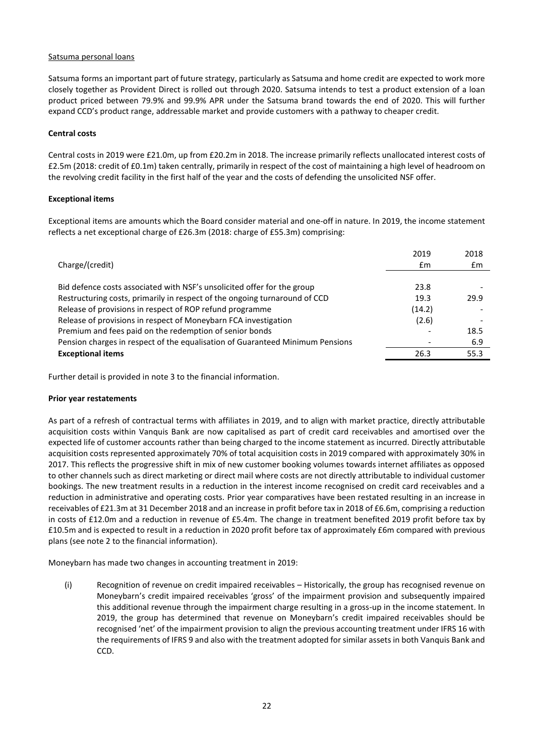Satsuma personal loans

Satsuma forms an important part of future strategy, particularly as Satsuma and home credit are expected to work more closely together as Provident Direct is rolled out through 2020. Satsuma intends to test a product extension of a loan product priced between 79.9% and 99.9% APR under the Satsuma brand towards the end of 2020. This will further expand CCD's product range, addressable market and provide customers with a pathway to cheaper credit.

**Central costs**

Central costs in 2019 were £21.0m, up from £20.2m in 2018. The increase primarily reflects unallocated interest costs of £2.5m (2018: credit of £0.1m) taken centrally, primarily in respect of the cost of maintaining a high level of headroom on the revolving credit facility in the first half of the year and the costs of defending the unsolicited NSF offer.

**Exceptional items**

Exceptional items are amounts which the Board consider material and one-off in nature. In 2019, the income statement reflects a net exceptional charge of £26.3m (2018: charge of £55.3m) comprising:

| Charge/(credit) | 2019 £m | 2018 £m |
|---|---|---|
| Bid defence costs associated with NSF's unsolicited offer for the group | 23.8 | - |
| Restructuring costs, primarily in respect of the ongoing turnaround of CCD | 19.3 | 29.9 |
| Release of provisions in respect of ROP refund programme | (14.2) | - |
| Release of provisions in respect of Moneybarn FCA investigation | (2.6) | - |
| Premium and fees paid on the redemption of senior bonds | - | 18.5 |
| Pension charges in respect of the equalisation of Guaranteed Minimum Pensions | - | 6.9 |
| **Exceptional items** | 26.3 | 55.3 |

Further detail is provided in note 3 to the financial information.

**Prior year restatements**

As part of a refresh of contractual terms with affiliates in 2019, and to align with market practice, directly attributable acquisition costs within Vanquis Bank are now capitalised as part of credit card receivables and amortised over the expected life of customer accounts rather than being charged to the income statement as incurred. Directly attributable acquisition costs represented approximately 70% of total acquisition costs in 2019 compared with approximately 30% in 2017. This reflects the progressive shift in mix of new customer booking volumes towards internet affiliates as opposed to other channels such as direct marketing or direct mail where costs are not directly attributable to individual customer bookings. The new treatment results in a reduction in the interest income recognised on credit card receivables and a reduction in administrative and operating costs. Prior year comparatives have been restated resulting in an increase in receivables of £21.3m at 31 December 2018 and an increase in profit before tax in 2018 of £6.6m, comprising a reduction in costs of £12.0m and a reduction in revenue of £5.4m. The change in treatment benefited 2019 profit before tax by £10.5m and is expected to result in a reduction in 2020 profit before tax of approximately £6m compared with previous plans (see note 2 to the financial information).

Moneybarn has made two changes in accounting treatment in 2019:

(i) Recognition of revenue on credit impaired receivables – Historically, the group has recognised revenue on Moneybarn's credit impaired receivables 'gross' of the impairment provision and subsequently impaired this additional revenue through the impairment charge resulting in a gross-up in the income statement. In 2019, the group has determined that revenue on Moneybarn's credit impaired receivables should be recognised 'net' of the impairment provision to align the previous accounting treatment under IFRS 16 with the requirements of IFRS 9 and also with the treatment adopted for similar assets in both Vanquis Bank and CCD.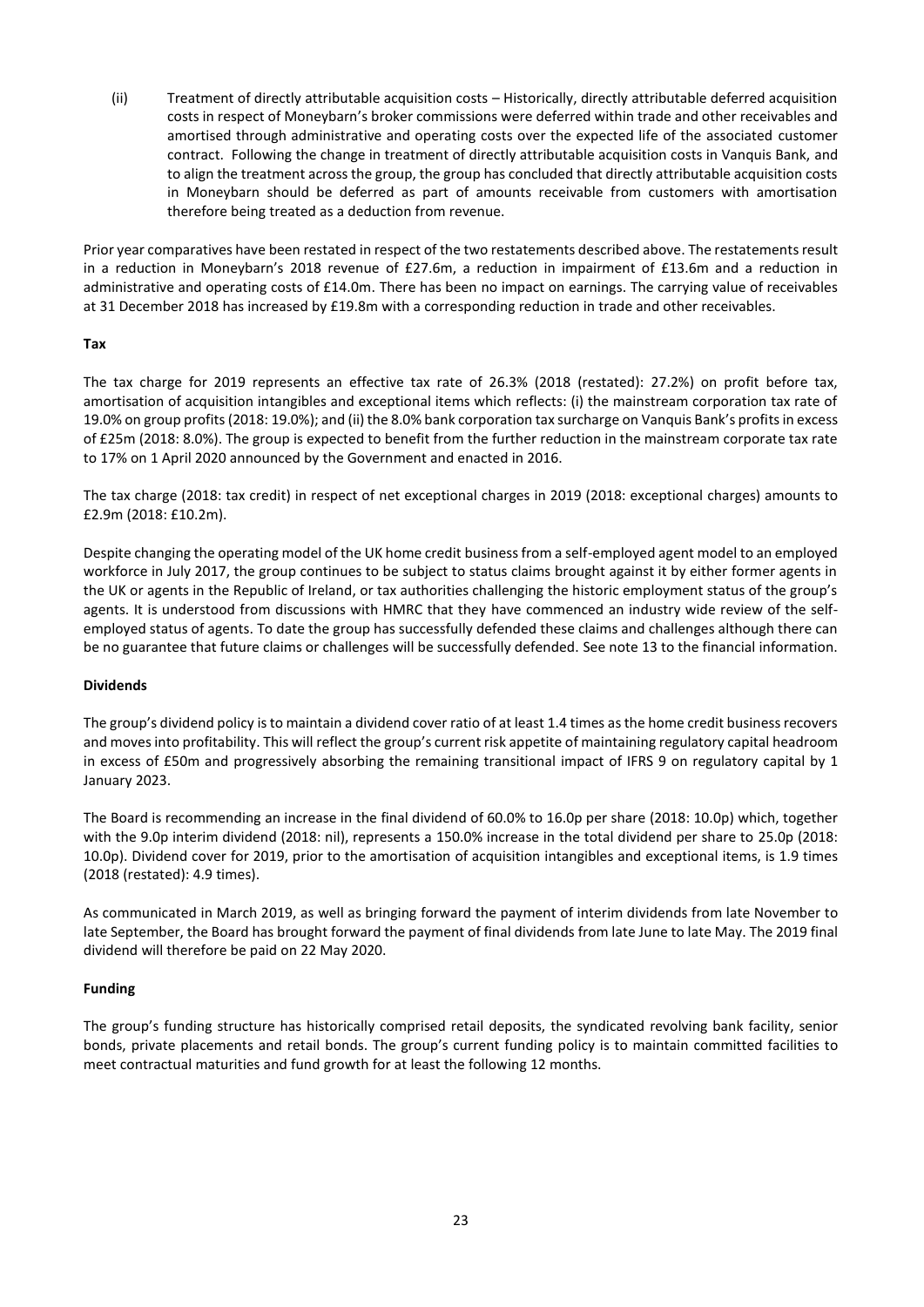(ii) Treatment of directly attributable acquisition costs – Historically, directly attributable deferred acquisition costs in respect of Moneybarn's broker commissions were deferred within trade and other receivables and amortised through administrative and operating costs over the expected life of the associated customer contract. Following the change in treatment of directly attributable acquisition costs in Vanquis Bank, and to align the treatment across the group, the group has concluded that directly attributable acquisition costs in Moneybarn should be deferred as part of amounts receivable from customers with amortisation therefore being treated as a deduction from revenue.

Prior year comparatives have been restated in respect of the two restatements described above. The restatements result in a reduction in Moneybarn's 2018 revenue of £27.6m, a reduction in impairment of £13.6m and a reduction in administrative and operating costs of £14.0m. There has been no impact on earnings. The carrying value of receivables at 31 December 2018 has increased by £19.8m with a corresponding reduction in trade and other receivables.

**Tax**

The tax charge for 2019 represents an effective tax rate of 26.3% (2018 (restated): 27.2%) on profit before tax, amortisation of acquisition intangibles and exceptional items which reflects: (i) the mainstream corporation tax rate of 19.0% on group profits (2018: 19.0%); and (ii) the 8.0% bank corporation tax surcharge on Vanquis Bank's profits in excess of £25m (2018: 8.0%). The group is expected to benefit from the further reduction in the mainstream corporate tax rate to 17% on 1 April 2020 announced by the Government and enacted in 2016.

The tax charge (2018: tax credit) in respect of net exceptional charges in 2019 (2018: exceptional charges) amounts to £2.9m (2018: £10.2m).

Despite changing the operating model of the UK home credit business from a self-employed agent model to an employed workforce in July 2017, the group continues to be subject to status claims brought against it by either former agents in the UK or agents in the Republic of Ireland, or tax authorities challenging the historic employment status of the group's agents. It is understood from discussions with HMRC that they have commenced an industry wide review of the self-employed status of agents. To date the group has successfully defended these claims and challenges although there can be no guarantee that future claims or challenges will be successfully defended. See note 13 to the financial information.

**Dividends**

The group's dividend policy is to maintain a dividend cover ratio of at least 1.4 times as the home credit business recovers and moves into profitability. This will reflect the group's current risk appetite of maintaining regulatory capital headroom in excess of £50m and progressively absorbing the remaining transitional impact of IFRS 9 on regulatory capital by 1 January 2023.

The Board is recommending an increase in the final dividend of 60.0% to 16.0p per share (2018: 10.0p) which, together with the 9.0p interim dividend (2018: nil), represents a 150.0% increase in the total dividend per share to 25.0p (2018: 10.0p). Dividend cover for 2019, prior to the amortisation of acquisition intangibles and exceptional items, is 1.9 times (2018 (restated): 4.9 times).

As communicated in March 2019, as well as bringing forward the payment of interim dividends from late November to late September, the Board has brought forward the payment of final dividends from late June to late May. The 2019 final dividend will therefore be paid on 22 May 2020.

**Funding**

The group's funding structure has historically comprised retail deposits, the syndicated revolving bank facility, senior bonds, private placements and retail bonds. The group's current funding policy is to maintain committed facilities to meet contractual maturities and fund growth for at least the following 12 months.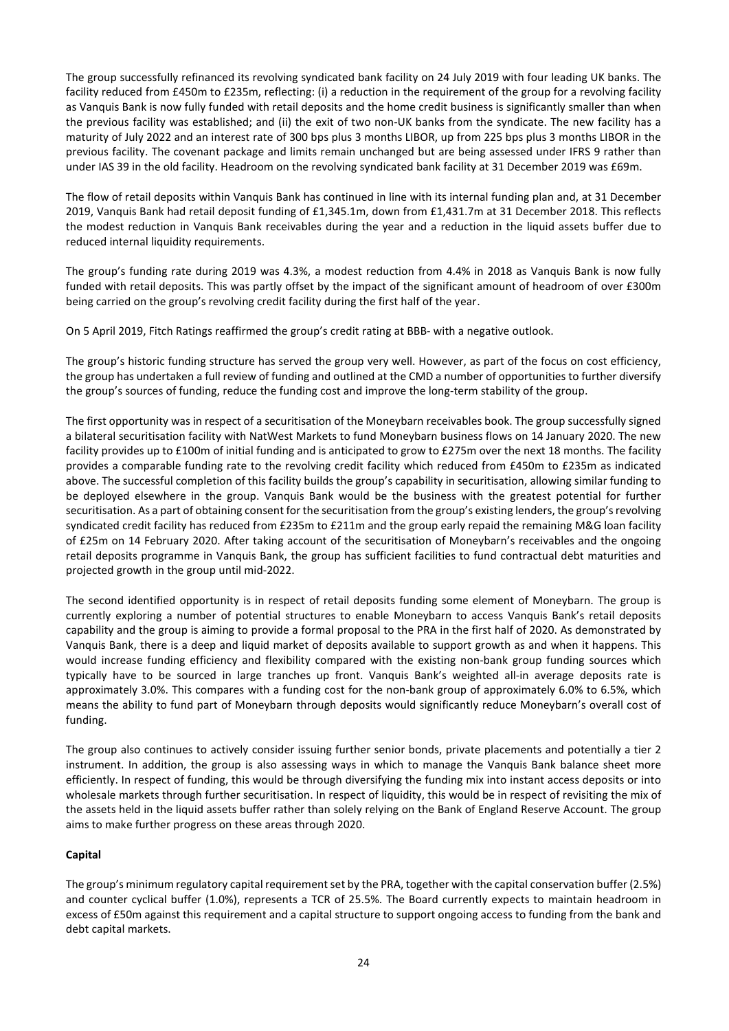The group successfully refinanced its revolving syndicated bank facility on 24 July 2019 with four leading UK banks. The facility reduced from £450m to £235m, reflecting: (i) a reduction in the requirement of the group for a revolving facility as Vanquis Bank is now fully funded with retail deposits and the home credit business is significantly smaller than when the previous facility was established; and (ii) the exit of two non-UK banks from the syndicate. The new facility has a maturity of July 2022 and an interest rate of 300 bps plus 3 months LIBOR, up from 225 bps plus 3 months LIBOR in the previous facility. The covenant package and limits remain unchanged but are being assessed under IFRS 9 rather than under IAS 39 in the old facility. Headroom on the revolving syndicated bank facility at 31 December 2019 was £69m.

The flow of retail deposits within Vanquis Bank has continued in line with its internal funding plan and, at 31 December 2019, Vanquis Bank had retail deposit funding of £1,345.1m, down from £1,431.7m at 31 December 2018. This reflects the modest reduction in Vanquis Bank receivables during the year and a reduction in the liquid assets buffer due to reduced internal liquidity requirements.

The group's funding rate during 2019 was 4.3%, a modest reduction from 4.4% in 2018 as Vanquis Bank is now fully funded with retail deposits. This was partly offset by the impact of the significant amount of headroom of over £300m being carried on the group's revolving credit facility during the first half of the year.

On 5 April 2019, Fitch Ratings reaffirmed the group's credit rating at BBB- with a negative outlook.

The group's historic funding structure has served the group very well. However, as part of the focus on cost efficiency, the group has undertaken a full review of funding and outlined at the CMD a number of opportunities to further diversify the group's sources of funding, reduce the funding cost and improve the long-term stability of the group.

The first opportunity was in respect of a securitisation of the Moneybarn receivables book. The group successfully signed a bilateral securitisation facility with NatWest Markets to fund Moneybarn business flows on 14 January 2020. The new facility provides up to £100m of initial funding and is anticipated to grow to £275m over the next 18 months. The facility provides a comparable funding rate to the revolving credit facility which reduced from £450m to £235m as indicated above. The successful completion of this facility builds the group's capability in securitisation, allowing similar funding to be deployed elsewhere in the group. Vanquis Bank would be the business with the greatest potential for further securitisation. As a part of obtaining consent for the securitisation from the group's existing lenders, the group's revolving syndicated credit facility has reduced from £235m to £211m and the group early repaid the remaining M&G loan facility of £25m on 14 February 2020. After taking account of the securitisation of Moneybarn's receivables and the ongoing retail deposits programme in Vanquis Bank, the group has sufficient facilities to fund contractual debt maturities and projected growth in the group until mid-2022.

The second identified opportunity is in respect of retail deposits funding some element of Moneybarn. The group is currently exploring a number of potential structures to enable Moneybarn to access Vanquis Bank's retail deposits capability and the group is aiming to provide a formal proposal to the PRA in the first half of 2020. As demonstrated by Vanquis Bank, there is a deep and liquid market of deposits available to support growth as and when it happens. This would increase funding efficiency and flexibility compared with the existing non-bank group funding sources which typically have to be sourced in large tranches up front. Vanquis Bank's weighted all-in average deposits rate is approximately 3.0%. This compares with a funding cost for the non-bank group of approximately 6.0% to 6.5%, which means the ability to fund part of Moneybarn through deposits would significantly reduce Moneybarn's overall cost of funding.

The group also continues to actively consider issuing further senior bonds, private placements and potentially a tier 2 instrument. In addition, the group is also assessing ways in which to manage the Vanquis Bank balance sheet more efficiently. In respect of funding, this would be through diversifying the funding mix into instant access deposits or into wholesale markets through further securitisation. In respect of liquidity, this would be in respect of revisiting the mix of the assets held in the liquid assets buffer rather than solely relying on the Bank of England Reserve Account. The group aims to make further progress on these areas through 2020.

**Capital**

The group's minimum regulatory capital requirement set by the PRA, together with the capital conservation buffer (2.5%) and counter cyclical buffer (1.0%), represents a TCR of 25.5%. The Board currently expects to maintain headroom in excess of £50m against this requirement and a capital structure to support ongoing access to funding from the bank and debt capital markets.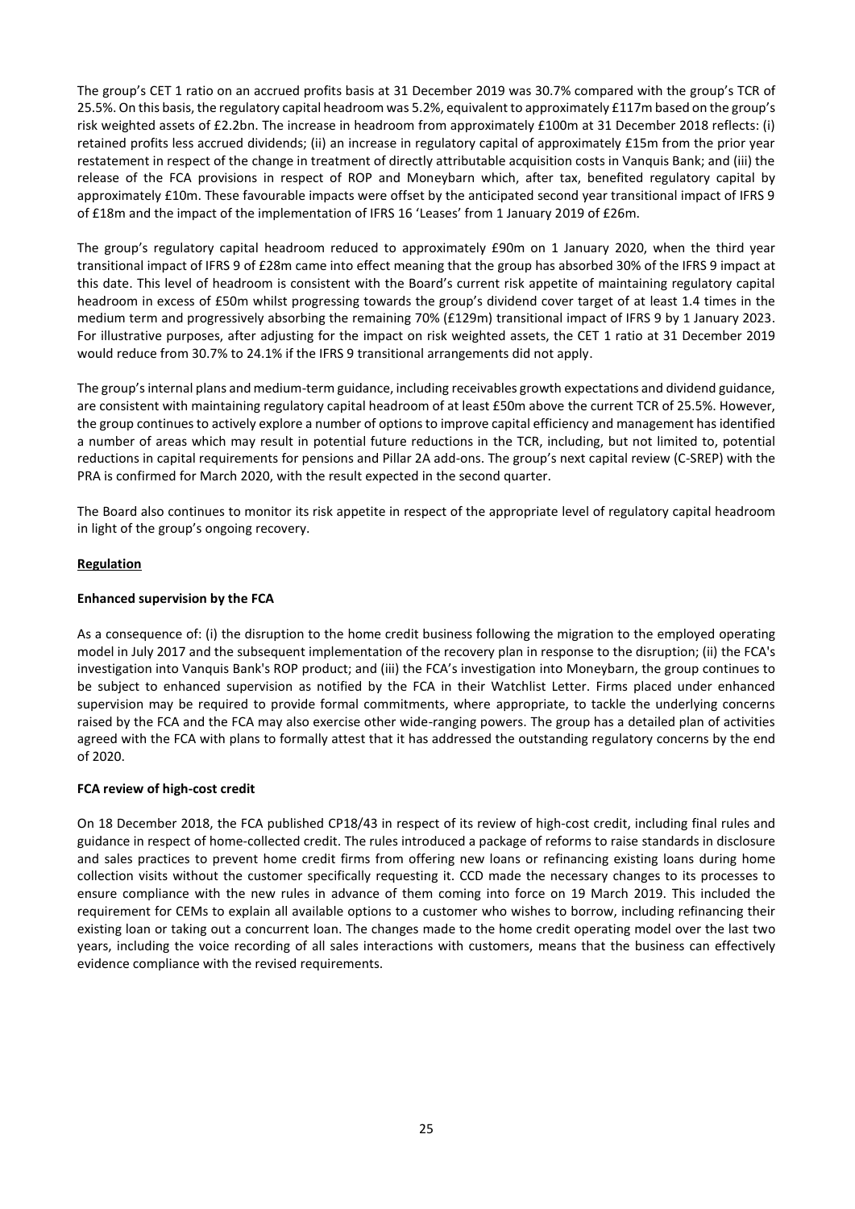The group's CET 1 ratio on an accrued profits basis at 31 December 2019 was 30.7% compared with the group's TCR of 25.5%. On this basis, the regulatory capital headroom was 5.2%, equivalent to approximately £117m based on the group's risk weighted assets of £2.2bn. The increase in headroom from approximately £100m at 31 December 2018 reflects: (i) retained profits less accrued dividends; (ii) an increase in regulatory capital of approximately £15m from the prior year restatement in respect of the change in treatment of directly attributable acquisition costs in Vanquis Bank; and (iii) the release of the FCA provisions in respect of ROP and Moneybarn which, after tax, benefited regulatory capital by approximately £10m. These favourable impacts were offset by the anticipated second year transitional impact of IFRS 9 of £18m and the impact of the implementation of IFRS 16 'Leases' from 1 January 2019 of £26m.

The group's regulatory capital headroom reduced to approximately £90m on 1 January 2020, when the third year transitional impact of IFRS 9 of £28m came into effect meaning that the group has absorbed 30% of the IFRS 9 impact at this date. This level of headroom is consistent with the Board's current risk appetite of maintaining regulatory capital headroom in excess of £50m whilst progressing towards the group's dividend cover target of at least 1.4 times in the medium term and progressively absorbing the remaining 70% (£129m) transitional impact of IFRS 9 by 1 January 2023. For illustrative purposes, after adjusting for the impact on risk weighted assets, the CET 1 ratio at 31 December 2019 would reduce from 30.7% to 24.1% if the IFRS 9 transitional arrangements did not apply.

The group's internal plans and medium-term guidance, including receivables growth expectations and dividend guidance, are consistent with maintaining regulatory capital headroom of at least £50m above the current TCR of 25.5%. However, the group continues to actively explore a number of options to improve capital efficiency and management has identified a number of areas which may result in potential future reductions in the TCR, including, but not limited to, potential reductions in capital requirements for pensions and Pillar 2A add-ons. The group's next capital review (C-SREP) with the PRA is confirmed for March 2020, with the result expected in the second quarter.

The Board also continues to monitor its risk appetite in respect of the appropriate level of regulatory capital headroom in light of the group's ongoing recovery.

## Regulation

### Enhanced supervision by the FCA

As a consequence of: (i) the disruption to the home credit business following the migration to the employed operating model in July 2017 and the subsequent implementation of the recovery plan in response to the disruption; (ii) the FCA's investigation into Vanquis Bank's ROP product; and (iii) the FCA's investigation into Moneybarn, the group continues to be subject to enhanced supervision as notified by the FCA in their Watchlist Letter. Firms placed under enhanced supervision may be required to provide formal commitments, where appropriate, to tackle the underlying concerns raised by the FCA and the FCA may also exercise other wide-ranging powers. The group has a detailed plan of activities agreed with the FCA with plans to formally attest that it has addressed the outstanding regulatory concerns by the end of 2020.

### FCA review of high-cost credit

On 18 December 2018, the FCA published CP18/43 in respect of its review of high-cost credit, including final rules and guidance in respect of home-collected credit. The rules introduced a package of reforms to raise standards in disclosure and sales practices to prevent home credit firms from offering new loans or refinancing existing loans during home collection visits without the customer specifically requesting it. CCD made the necessary changes to its processes to ensure compliance with the new rules in advance of them coming into force on 19 March 2019. This included the requirement for CEMs to explain all available options to a customer who wishes to borrow, including refinancing their existing loan or taking out a concurrent loan. The changes made to the home credit operating model over the last two years, including the voice recording of all sales interactions with customers, means that the business can effectively evidence compliance with the revised requirements.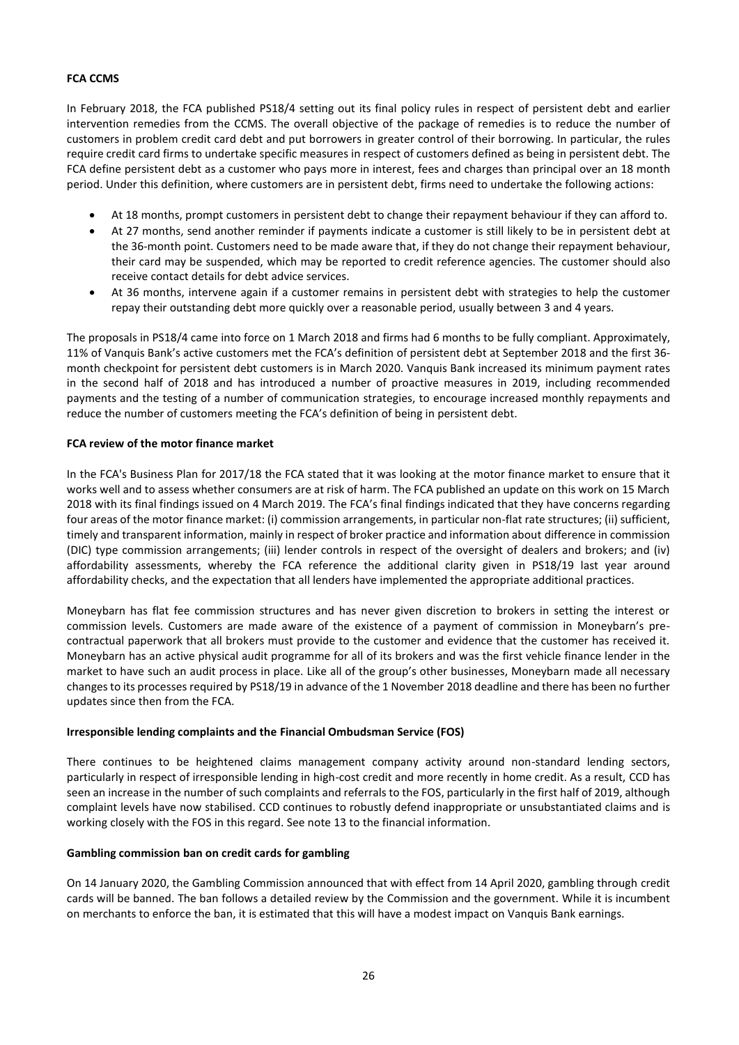**FCA CCMS**

In February 2018, the FCA published PS18/4 setting out its final policy rules in respect of persistent debt and earlier intervention remedies from the CCMS. The overall objective of the package of remedies is to reduce the number of customers in problem credit card debt and put borrowers in greater control of their borrowing. In particular, the rules require credit card firms to undertake specific measures in respect of customers defined as being in persistent debt. The FCA define persistent debt as a customer who pays more in interest, fees and charges than principal over an 18 month period. Under this definition, where customers are in persistent debt, firms need to undertake the following actions:

- At 18 months, prompt customers in persistent debt to change their repayment behaviour if they can afford to.
- At 27 months, send another reminder if payments indicate a customer is still likely to be in persistent debt at the 36-month point. Customers need to be made aware that, if they do not change their repayment behaviour, their card may be suspended, which may be reported to credit reference agencies. The customer should also receive contact details for debt advice services.
- At 36 months, intervene again if a customer remains in persistent debt with strategies to help the customer repay their outstanding debt more quickly over a reasonable period, usually between 3 and 4 years.

The proposals in PS18/4 came into force on 1 March 2018 and firms had 6 months to be fully compliant. Approximately, 11% of Vanquis Bank's active customers met the FCA's definition of persistent debt at September 2018 and the first 36-month checkpoint for persistent debt customers is in March 2020. Vanquis Bank increased its minimum payment rates in the second half of 2018 and has introduced a number of proactive measures in 2019, including recommended payments and the testing of a number of communication strategies, to encourage increased monthly repayments and reduce the number of customers meeting the FCA's definition of being in persistent debt.

**FCA review of the motor finance market**

In the FCA's Business Plan for 2017/18 the FCA stated that it was looking at the motor finance market to ensure that it works well and to assess whether consumers are at risk of harm. The FCA published an update on this work on 15 March 2018 with its final findings issued on 4 March 2019. The FCA's final findings indicated that they have concerns regarding four areas of the motor finance market: (i) commission arrangements, in particular non-flat rate structures; (ii) sufficient, timely and transparent information, mainly in respect of broker practice and information about difference in commission (DIC) type commission arrangements; (iii) lender controls in respect of the oversight of dealers and brokers; and (iv) affordability assessments, whereby the FCA reference the additional clarity given in PS18/19 last year around affordability checks, and the expectation that all lenders have implemented the appropriate additional practices.

Moneybarn has flat fee commission structures and has never given discretion to brokers in setting the interest or commission levels. Customers are made aware of the existence of a payment of commission in Moneybarn's pre-contractual paperwork that all brokers must provide to the customer and evidence that the customer has received it. Moneybarn has an active physical audit programme for all of its brokers and was the first vehicle finance lender in the market to have such an audit process in place. Like all of the group's other businesses, Moneybarn made all necessary changes to its processes required by PS18/19 in advance of the 1 November 2018 deadline and there has been no further updates since then from the FCA.

**Irresponsible lending complaints and the Financial Ombudsman Service (FOS)**

There continues to be heightened claims management company activity around non-standard lending sectors, particularly in respect of irresponsible lending in high-cost credit and more recently in home credit. As a result, CCD has seen an increase in the number of such complaints and referrals to the FOS, particularly in the first half of 2019, although complaint levels have now stabilised. CCD continues to robustly defend inappropriate or unsubstantiated claims and is working closely with the FOS in this regard. See note 13 to the financial information.

**Gambling commission ban on credit cards for gambling**

On 14 January 2020, the Gambling Commission announced that with effect from 14 April 2020, gambling through credit cards will be banned. The ban follows a detailed review by the Commission and the government. While it is incumbent on merchants to enforce the ban, it is estimated that this will have a modest impact on Vanquis Bank earnings.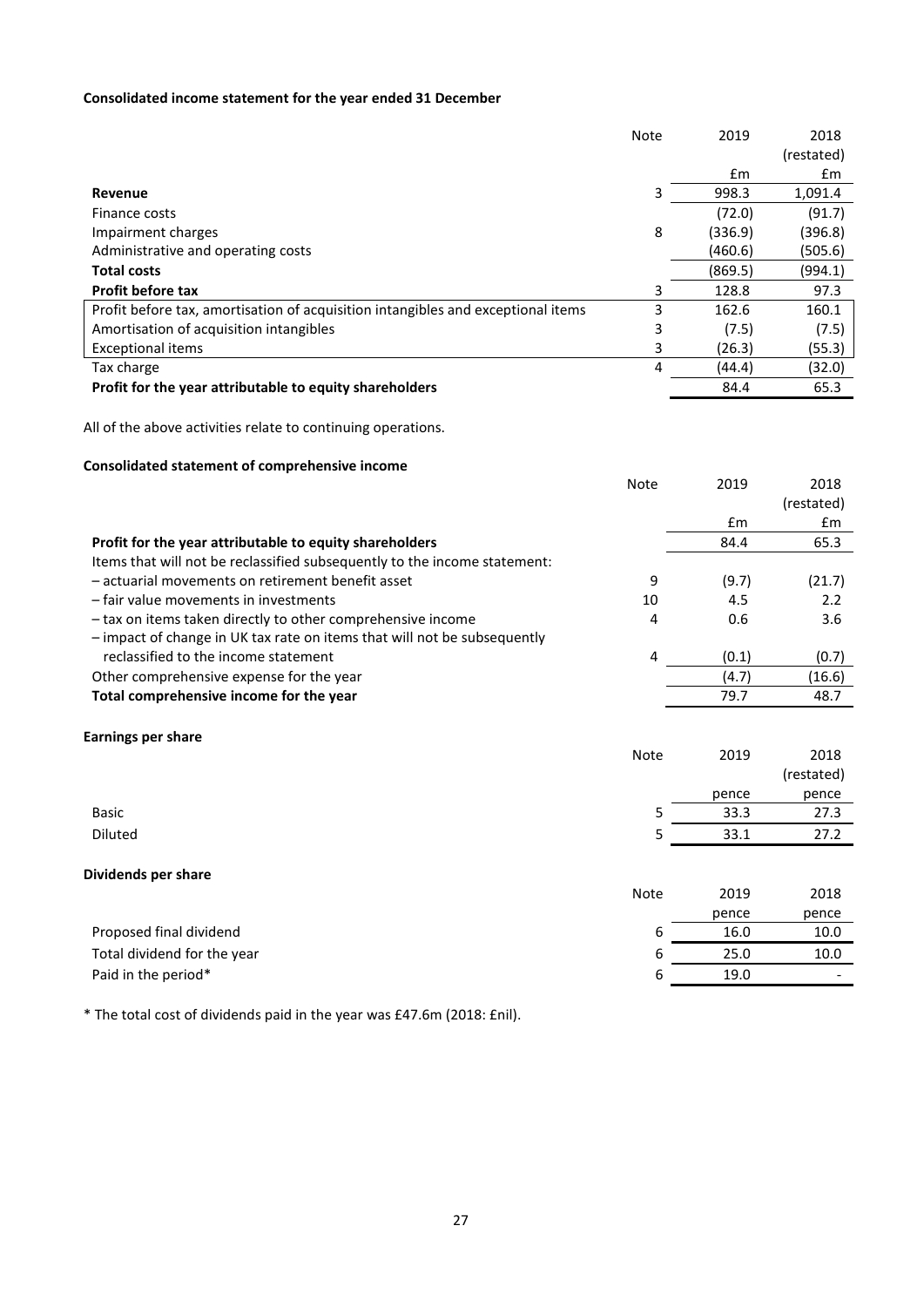**Consolidated income statement for the year ended 31 December**

| | Note | 2019 | 2018 (restated) |
|---|---|---|---|
| | | £m | £m |
| **Revenue** | 3 | 998.3 | 1,091.4 |
| Finance costs | | (72.0) | (91.7) |
| Impairment charges | 8 | (336.9) | (396.8) |
| Administrative and operating costs | | (460.6) | (505.6) |
| **Total costs** | | (869.5) | (994.1) |
| **Profit before tax** | 3 | 128.8 | 97.3 |
| Profit before tax, amortisation of acquisition intangibles and exceptional items | 3 | 162.6 | 160.1 |
| Amortisation of acquisition intangibles | 3 | (7.5) | (7.5) |
| Exceptional items | 3 | (26.3) | (55.3) |
| Tax charge | 4 | (44.4) | (32.0) |
| **Profit for the year attributable to equity shareholders** | | 84.4 | 65.3 |

All of the above activities relate to continuing operations.

**Consolidated statement of comprehensive income**

| | Note | 2019 | 2018 (restated) |
|---|---|---|---|
| | | £m | £m |
| **Profit for the year attributable to equity shareholders** | | 84.4 | 65.3 |
| Items that will not be reclassified subsequently to the income statement: | | | |
| – actuarial movements on retirement benefit asset | 9 | (9.7) | (21.7) |
| – fair value movements in investments | 10 | 4.5 | 2.2 |
| – tax on items taken directly to other comprehensive income | 4 | 0.6 | 3.6 |
| – impact of change in UK tax rate on items that will not be subsequently reclassified to the income statement | 4 | (0.1) | (0.7) |
| Other comprehensive expense for the year | | (4.7) | (16.6) |
| **Total comprehensive income for the year** | | 79.7 | 48.7 |

**Earnings per share**

| | Note | 2019 | 2018 (restated) |
|---|---|---|---|
| | | pence | pence |
| Basic | 5 | 33.3 | 27.3 |
| Diluted | 5 | 33.1 | 27.2 |

**Dividends per share**

| | Note | 2019 | 2018 |
|---|---|---|---|
| | | pence | pence |
| Proposed final dividend | 6 | 16.0 | 10.0 |
| Total dividend for the year | 6 | 25.0 | 10.0 |
| Paid in the period* | 6 | 19.0 | - |

* The total cost of dividends paid in the year was £47.6m (2018: £nil).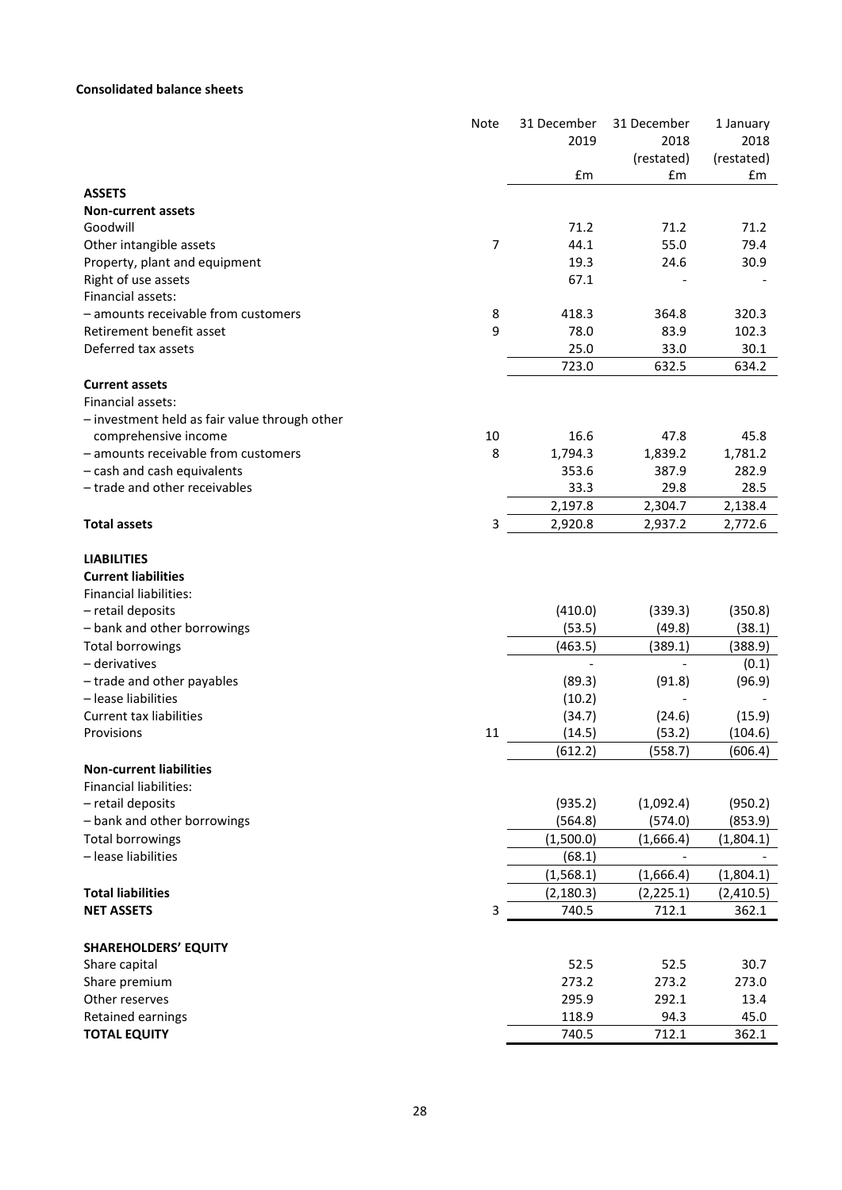**Consolidated balance sheets**

| | Note | 31 December 2019 £m | 31 December 2018 (restated) £m | 1 January 2018 (restated) £m |
|---|---|---|---|---|
| **ASSETS** | | | | |
| **Non-current assets** | | | | |
| Goodwill | | 71.2 | 71.2 | 71.2 |
| Other intangible assets | 7 | 44.1 | 55.0 | 79.4 |
| Property, plant and equipment | | 19.3 | 24.6 | 30.9 |
| Right of use assets | | 67.1 | - | - |
| Financial assets: | | | | |
| – amounts receivable from customers | 8 | 418.3 | 364.8 | 320.3 |
| Retirement benefit asset | 9 | 78.0 | 83.9 | 102.3 |
| Deferred tax assets | | 25.0 | 33.0 | 30.1 |
| | | 723.0 | 632.5 | 634.2 |
| **Current assets** | | | | |
| Financial assets: | | | | |
| – investment held as fair value through other comprehensive income | 10 | 16.6 | 47.8 | 45.8 |
| – amounts receivable from customers | 8 | 1,794.3 | 1,839.2 | 1,781.2 |
| – cash and cash equivalents | | 353.6 | 387.9 | 282.9 |
| – trade and other receivables | | 33.3 | 29.8 | 28.5 |
| | | 2,197.8 | 2,304.7 | 2,138.4 |
| **Total assets** | 3 | 2,920.8 | 2,937.2 | 2,772.6 |
| | | | | |
| **LIABILITIES** | | | | |
| **Current liabilities** | | | | |
| Financial liabilities: | | | | |
| – retail deposits | | (410.0) | (339.3) | (350.8) |
| – bank and other borrowings | | (53.5) | (49.8) | (38.1) |
| Total borrowings | | (463.5) | (389.1) | (388.9) |
| – derivatives | | - | - | (0.1) |
| – trade and other payables | | (89.3) | (91.8) | (96.9) |
| – lease liabilities | | (10.2) | - | - |
| Current tax liabilities | | (34.7) | (24.6) | (15.9) |
| Provisions | 11 | (14.5) | (53.2) | (104.6) |
| | | (612.2) | (558.7) | (606.4) |
| **Non-current liabilities** | | | | |
| Financial liabilities: | | | | |
| – retail deposits | | (935.2) | (1,092.4) | (950.2) |
| – bank and other borrowings | | (564.8) | (574.0) | (853.9) |
| Total borrowings | | (1,500.0) | (1,666.4) | (1,804.1) |
| – lease liabilities | | (68.1) | - | - |
| | | (1,568.1) | (1,666.4) | (1,804.1) |
| **Total liabilities** | | (2,180.3) | (2,225.1) | (2,410.5) |
| **NET ASSETS** | 3 | 740.5 | 712.1 | 362.1 |
| | | | | |
| **SHAREHOLDERS' EQUITY** | | | | |
| Share capital | | 52.5 | 52.5 | 30.7 |
| Share premium | | 273.2 | 273.2 | 273.0 |
| Other reserves | | 295.9 | 292.1 | 13.4 |
| Retained earnings | | 118.9 | 94.3 | 45.0 |
| **TOTAL EQUITY** | | 740.5 | 712.1 | 362.1 |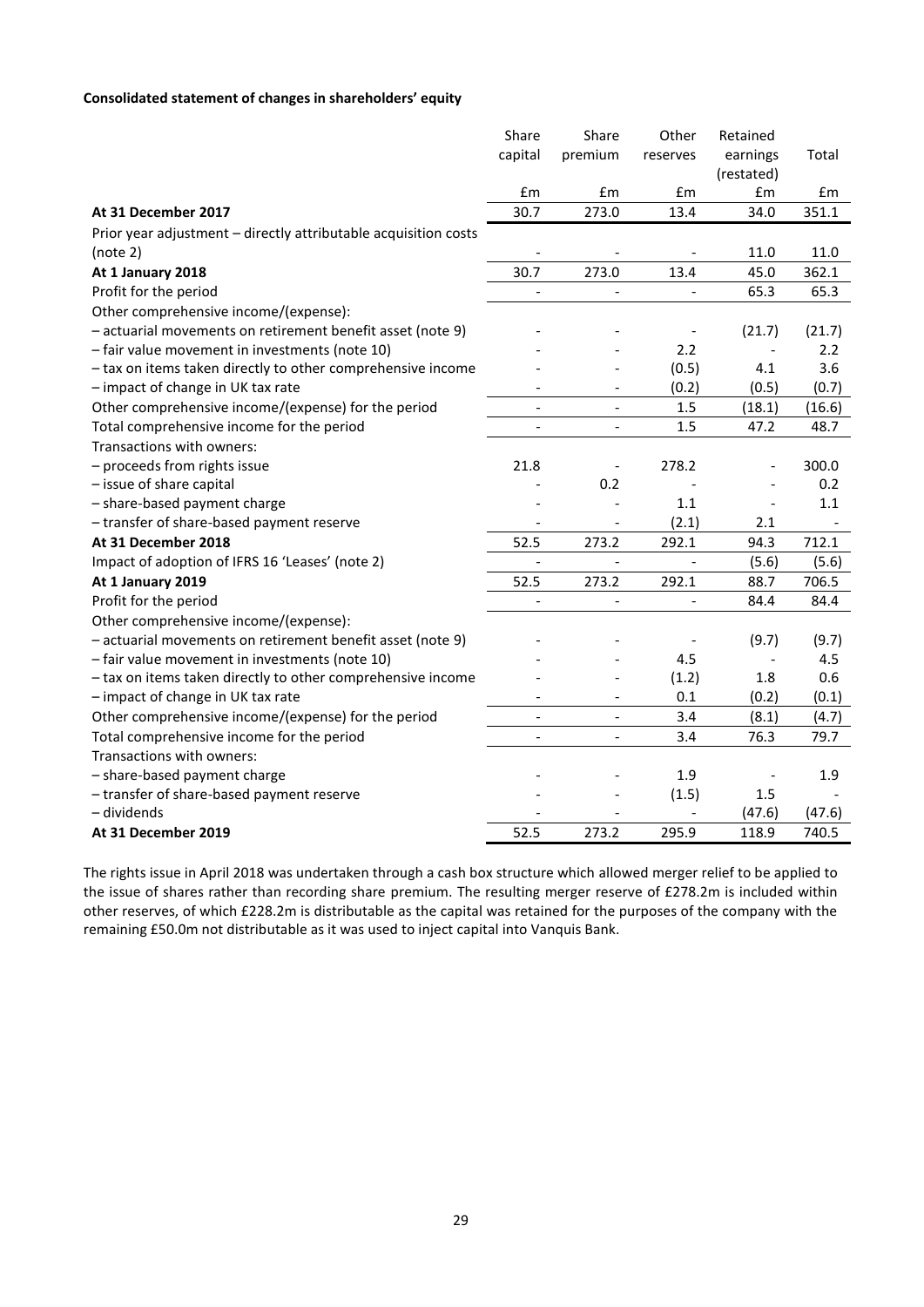**Consolidated statement of changes in shareholders' equity**

| | Share capital | Share premium | Other reserves | Retained earnings (restated) | Total |
|---|---|---|---|---|---|
| | £m | £m | £m | £m | £m |
| **At 31 December 2017** | 30.7 | 273.0 | 13.4 | 34.0 | 351.1 |
| Prior year adjustment – directly attributable acquisition costs (note 2) | - | - | - | 11.0 | 11.0 |
| **At 1 January 2018** | 30.7 | 273.0 | 13.4 | 45.0 | 362.1 |
| Profit for the period | - | - | - | 65.3 | 65.3 |
| Other comprehensive income/(expense): | | | | | |
| – actuarial movements on retirement benefit asset (note 9) | - | - | - | (21.7) | (21.7) |
| – fair value movement in investments (note 10) | - | - | 2.2 | - | 2.2 |
| – tax on items taken directly to other comprehensive income | - | - | (0.5) | 4.1 | 3.6 |
| – impact of change in UK tax rate | - | - | (0.2) | (0.5) | (0.7) |
| Other comprehensive income/(expense) for the period | - | - | 1.5 | (18.1) | (16.6) |
| Total comprehensive income for the period | - | - | 1.5 | 47.2 | 48.7 |
| Transactions with owners: | | | | | |
| – proceeds from rights issue | 21.8 | - | 278.2 | - | 300.0 |
| – issue of share capital | - | 0.2 | - | - | 0.2 |
| – share-based payment charge | - | - | 1.1 | - | 1.1 |
| – transfer of share-based payment reserve | - | - | (2.1) | 2.1 | - |
| **At 31 December 2018** | 52.5 | 273.2 | 292.1 | 94.3 | 712.1 |
| Impact of adoption of IFRS 16 'Leases' (note 2) | - | - | - | (5.6) | (5.6) |
| **At 1 January 2019** | 52.5 | 273.2 | 292.1 | 88.7 | 706.5 |
| Profit for the period | - | - | - | 84.4 | 84.4 |
| Other comprehensive income/(expense): | | | | | |
| – actuarial movements on retirement benefit asset (note 9) | - | - | - | (9.7) | (9.7) |
| – fair value movement in investments (note 10) | - | - | 4.5 | - | 4.5 |
| – tax on items taken directly to other comprehensive income | - | - | (1.2) | 1.8 | 0.6 |
| – impact of change in UK tax rate | - | - | 0.1 | (0.2) | (0.1) |
| Other comprehensive income/(expense) for the period | - | - | 3.4 | (8.1) | (4.7) |
| Total comprehensive income for the period | - | - | 3.4 | 76.3 | 79.7 |
| Transactions with owners: | | | | | |
| – share-based payment charge | - | - | 1.9 | - | 1.9 |
| – transfer of share-based payment reserve | - | - | (1.5) | 1.5 | - |
| – dividends | - | - | - | (47.6) | (47.6) |
| **At 31 December 2019** | 52.5 | 273.2 | 295.9 | 118.9 | 740.5 |

The rights issue in April 2018 was undertaken through a cash box structure which allowed merger relief to be applied to the issue of shares rather than recording share premium. The resulting merger reserve of £278.2m is included within other reserves, of which £228.2m is distributable as the capital was retained for the purposes of the company with the remaining £50.0m not distributable as it was used to inject capital into Vanquis Bank.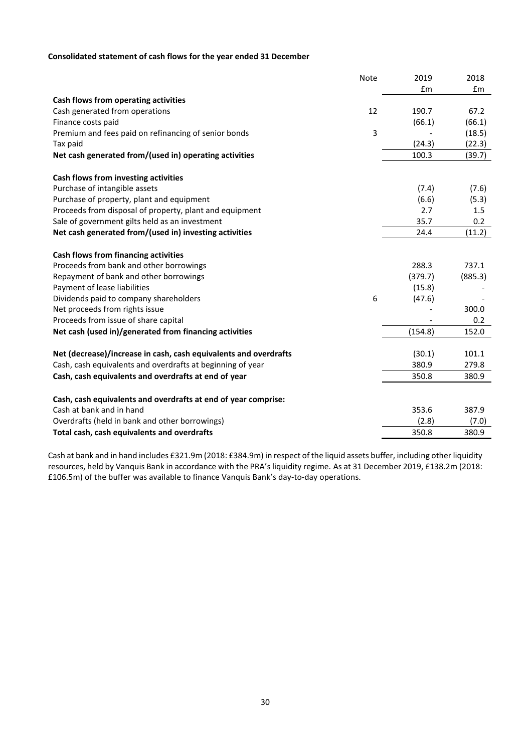**Consolidated statement of cash flows for the year ended 31 December**

| | Note | 2019 | 2018 |
|---|---|---|---|
| | | £m | £m |
| **Cash flows from operating activities** | | | |
| Cash generated from operations | 12 | 190.7 | 67.2 |
| Finance costs paid | | (66.1) | (66.1) |
| Premium and fees paid on refinancing of senior bonds | 3 | - | (18.5) |
| Tax paid | | (24.3) | (22.3) |
| **Net cash generated from/(used in) operating activities** | | 100.3 | (39.7) |
| | | | |
| **Cash flows from investing activities** | | | |
| Purchase of intangible assets | | (7.4) | (7.6) |
| Purchase of property, plant and equipment | | (6.6) | (5.3) |
| Proceeds from disposal of property, plant and equipment | | 2.7 | 1.5 |
| Sale of government gilts held as an investment | | 35.7 | 0.2 |
| **Net cash generated from/(used in) investing activities** | | 24.4 | (11.2) |
| | | | |
| **Cash flows from financing activities** | | | |
| Proceeds from bank and other borrowings | | 288.3 | 737.1 |
| Repayment of bank and other borrowings | | (379.7) | (885.3) |
| Payment of lease liabilities | | (15.8) | - |
| Dividends paid to company shareholders | 6 | (47.6) | - |
| Net proceeds from rights issue | | - | 300.0 |
| Proceeds from issue of share capital | | - | 0.2 |
| **Net cash (used in)/generated from financing activities** | | (154.8) | 152.0 |
| | | | |
| **Net (decrease)/increase in cash, cash equivalents and overdrafts** | | (30.1) | 101.1 |
| Cash, cash equivalents and overdrafts at beginning of year | | 380.9 | 279.8 |
| **Cash, cash equivalents and overdrafts at end of year** | | 350.8 | 380.9 |
| | | | |
| **Cash, cash equivalents and overdrafts at end of year comprise:** | | | |
| Cash at bank and in hand | | 353.6 | 387.9 |
| Overdrafts (held in bank and other borrowings) | | (2.8) | (7.0) |
| **Total cash, cash equivalents and overdrafts** | | 350.8 | 380.9 |

Cash at bank and in hand includes £321.9m (2018: £384.9m) in respect of the liquid assets buffer, including other liquidity resources, held by Vanquis Bank in accordance with the PRA's liquidity regime. As at 31 December 2019, £138.2m (2018: £106.5m) of the buffer was available to finance Vanquis Bank's day-to-day operations.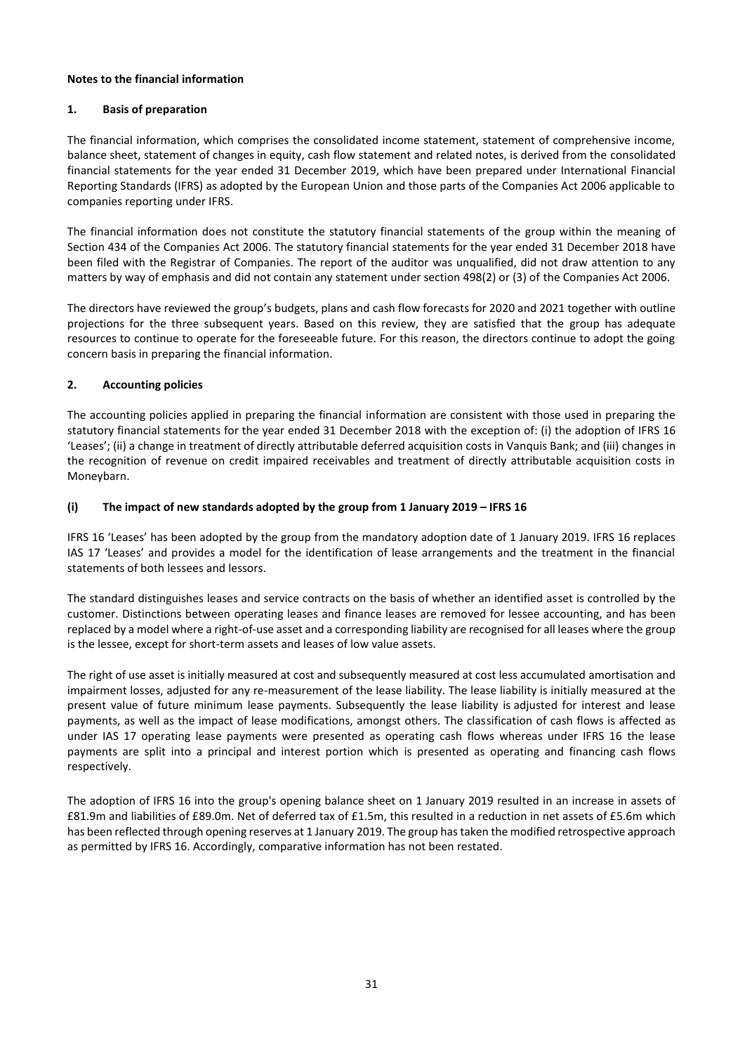**Notes to the financial information**

## 1. Basis of preparation

The financial information, which comprises the consolidated income statement, statement of comprehensive income, balance sheet, statement of changes in equity, cash flow statement and related notes, is derived from the consolidated financial statements for the year ended 31 December 2019, which have been prepared under International Financial Reporting Standards (IFRS) as adopted by the European Union and those parts of the Companies Act 2006 applicable to companies reporting under IFRS.

The financial information does not constitute the statutory financial statements of the group within the meaning of Section 434 of the Companies Act 2006. The statutory financial statements for the year ended 31 December 2018 have been filed with the Registrar of Companies. The report of the auditor was unqualified, did not draw attention to any matters by way of emphasis and did not contain any statement under section 498(2) or (3) of the Companies Act 2006.

The directors have reviewed the group's budgets, plans and cash flow forecasts for 2020 and 2021 together with outline projections for the three subsequent years. Based on this review, they are satisfied that the group has adequate resources to continue to operate for the foreseeable future. For this reason, the directors continue to adopt the going concern basis in preparing the financial information.

## 2. Accounting policies

The accounting policies applied in preparing the financial information are consistent with those used in preparing the statutory financial statements for the year ended 31 December 2018 with the exception of: (i) the adoption of IFRS 16 'Leases'; (ii) a change in treatment of directly attributable deferred acquisition costs in Vanquis Bank; and (iii) changes in the recognition of revenue on credit impaired receivables and treatment of directly attributable acquisition costs in Moneybarn.

### (i) The impact of new standards adopted by the group from 1 January 2019 – IFRS 16

IFRS 16 'Leases' has been adopted by the group from the mandatory adoption date of 1 January 2019. IFRS 16 replaces IAS 17 'Leases' and provides a model for the identification of lease arrangements and the treatment in the financial statements of both lessees and lessors.

The standard distinguishes leases and service contracts on the basis of whether an identified asset is controlled by the customer. Distinctions between operating leases and finance leases are removed for lessee accounting, and has been replaced by a model where a right-of-use asset and a corresponding liability are recognised for all leases where the group is the lessee, except for short-term assets and leases of low value assets.

The right of use asset is initially measured at cost and subsequently measured at cost less accumulated amortisation and impairment losses, adjusted for any re-measurement of the lease liability. The lease liability is initially measured at the present value of future minimum lease payments. Subsequently the lease liability is adjusted for interest and lease payments, as well as the impact of lease modifications, amongst others. The classification of cash flows is affected as under IAS 17 operating lease payments were presented as operating cash flows whereas under IFRS 16 the lease payments are split into a principal and interest portion which is presented as operating and financing cash flows respectively.

The adoption of IFRS 16 into the group's opening balance sheet on 1 January 2019 resulted in an increase in assets of £81.9m and liabilities of £89.0m. Net of deferred tax of £1.5m, this resulted in a reduction in net assets of £5.6m which has been reflected through opening reserves at 1 January 2019. The group has taken the modified retrospective approach as permitted by IFRS 16. Accordingly, comparative information has not been restated.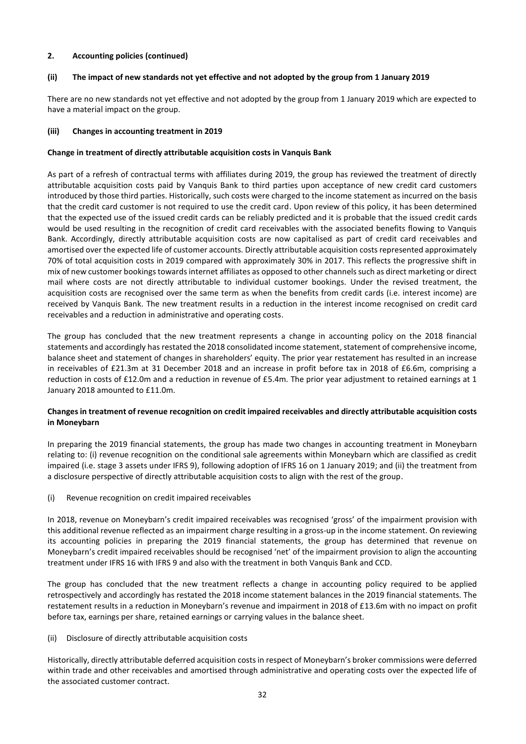## 2. Accounting policies (continued)

### (ii) The impact of new standards not yet effective and not adopted by the group from 1 January 2019

There are no new standards not yet effective and not adopted by the group from 1 January 2019 which are expected to have a material impact on the group.

### (iii) Changes in accounting treatment in 2019

**Change in treatment of directly attributable acquisition costs in Vanquis Bank**

As part of a refresh of contractual terms with affiliates during 2019, the group has reviewed the treatment of directly attributable acquisition costs paid by Vanquis Bank to third parties upon acceptance of new credit card customers introduced by those third parties. Historically, such costs were charged to the income statement as incurred on the basis that the credit card customer is not required to use the credit card. Upon review of this policy, it has been determined that the expected use of the issued credit cards can be reliably predicted and it is probable that the issued credit cards would be used resulting in the recognition of credit card receivables with the associated benefits flowing to Vanquis Bank. Accordingly, directly attributable acquisition costs are now capitalised as part of credit card receivables and amortised over the expected life of customer accounts. Directly attributable acquisition costs represented approximately 70% of total acquisition costs in 2019 compared with approximately 30% in 2017. This reflects the progressive shift in mix of new customer bookings towards internet affiliates as opposed to other channels such as direct marketing or direct mail where costs are not directly attributable to individual customer bookings. Under the revised treatment, the acquisition costs are recognised over the same term as when the benefits from credit cards (i.e. interest income) are received by Vanquis Bank. The new treatment results in a reduction in the interest income recognised on credit card receivables and a reduction in administrative and operating costs.

The group has concluded that the new treatment represents a change in accounting policy on the 2018 financial statements and accordingly has restated the 2018 consolidated income statement, statement of comprehensive income, balance sheet and statement of changes in shareholders' equity. The prior year restatement has resulted in an increase in receivables of £21.3m at 31 December 2018 and an increase in profit before tax in 2018 of £6.6m, comprising a reduction in costs of £12.0m and a reduction in revenue of £5.4m. The prior year adjustment to retained earnings at 1 January 2018 amounted to £11.0m.

**Changes in treatment of revenue recognition on credit impaired receivables and directly attributable acquisition costs in Moneybarn**

In preparing the 2019 financial statements, the group has made two changes in accounting treatment in Moneybarn relating to: (i) revenue recognition on the conditional sale agreements within Moneybarn which are classified as credit impaired (i.e. stage 3 assets under IFRS 9), following adoption of IFRS 16 on 1 January 2019; and (ii) the treatment from a disclosure perspective of directly attributable acquisition costs to align with the rest of the group.

(i) Revenue recognition on credit impaired receivables

In 2018, revenue on Moneybarn's credit impaired receivables was recognised 'gross' of the impairment provision with this additional revenue reflected as an impairment charge resulting in a gross-up in the income statement. On reviewing its accounting policies in preparing the 2019 financial statements, the group has determined that revenue on Moneybarn's credit impaired receivables should be recognised 'net' of the impairment provision to align the accounting treatment under IFRS 16 with IFRS 9 and also with the treatment in both Vanquis Bank and CCD.

The group has concluded that the new treatment reflects a change in accounting policy required to be applied retrospectively and accordingly has restated the 2018 income statement balances in the 2019 financial statements. The restatement results in a reduction in Moneybarn's revenue and impairment in 2018 of £13.6m with no impact on profit before tax, earnings per share, retained earnings or carrying values in the balance sheet.

(ii) Disclosure of directly attributable acquisition costs

Historically, directly attributable deferred acquisition costs in respect of Moneybarn's broker commissions were deferred within trade and other receivables and amortised through administrative and operating costs over the expected life of the associated customer contract.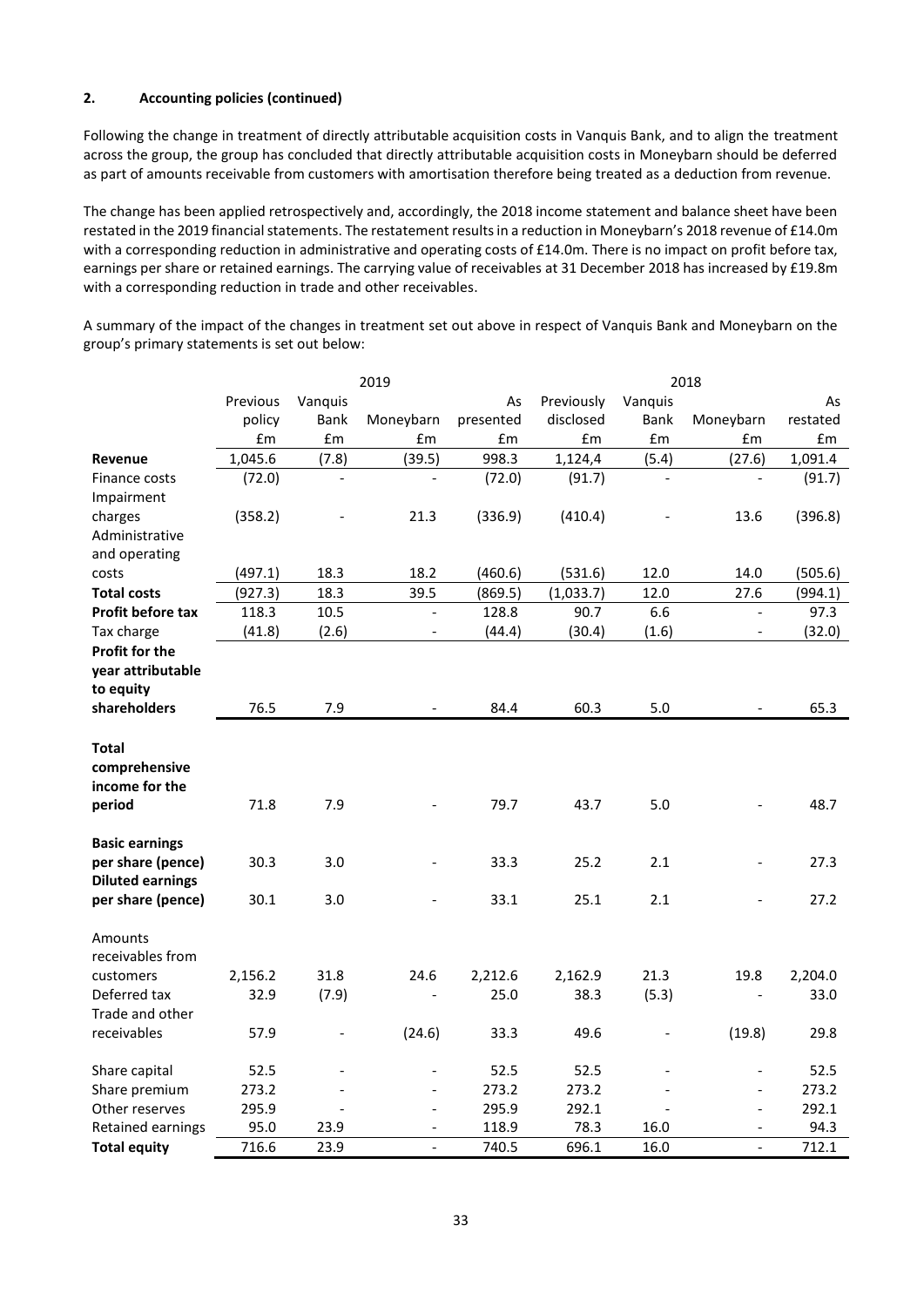**2. Accounting policies (continued)**

Following the change in treatment of directly attributable acquisition costs in Vanquis Bank, and to align the treatment across the group, the group has concluded that directly attributable acquisition costs in Moneybarn should be deferred as part of amounts receivable from customers with amortisation therefore being treated as a deduction from revenue.

The change has been applied retrospectively and, accordingly, the 2018 income statement and balance sheet have been restated in the 2019 financial statements. The restatement results in a reduction in Moneybarn's 2018 revenue of £14.0m with a corresponding reduction in administrative and operating costs of £14.0m. There is no impact on profit before tax, earnings per share or retained earnings. The carrying value of receivables at 31 December 2018 has increased by £19.8m with a corresponding reduction in trade and other receivables.

A summary of the impact of the changes in treatment set out above in respect of Vanquis Bank and Moneybarn on the group's primary statements is set out below:

| | 2019 | | | | 2018 | | | |
|---|---|---|---|---|---|---|---|---|
| | Previous policy £m | Vanquis Bank £m | Moneybarn £m | As presented £m | Previously disclosed £m | Vanquis Bank £m | Moneybarn £m | As restated £m |
| **Revenue** | 1,045.6 | (7.8) | (39.5) | 998.3 | 1,124,4 | (5.4) | (27.6) | 1,091.4 |
| Finance costs | (72.0) | - | - | (72.0) | (91.7) | - | - | (91.7) |
| Impairment charges | (358.2) | - | 21.3 | (336.9) | (410.4) | - | 13.6 | (396.8) |
| Administrative and operating costs | (497.1) | 18.3 | 18.2 | (460.6) | (531.6) | 12.0 | 14.0 | (505.6) |
| **Total costs** | (927.3) | 18.3 | 39.5 | (869.5) | (1,033.7) | 12.0 | 27.6 | (994.1) |
| **Profit before tax** | 118.3 | 10.5 | - | 128.8 | 90.7 | 6.6 | - | 97.3 |
| Tax charge | (41.8) | (2.6) | - | (44.4) | (30.4) | (1.6) | - | (32.0) |
| **Profit for the year attributable to equity shareholders** | 76.5 | 7.9 | - | 84.4 | 60.3 | 5.0 | - | 65.3 |
| **Total comprehensive income for the period** | 71.8 | 7.9 | - | 79.7 | 43.7 | 5.0 | - | 48.7 |
| **Basic earnings per share (pence)** | 30.3 | 3.0 | - | 33.3 | 25.2 | 2.1 | - | 27.3 |
| **Diluted earnings per share (pence)** | 30.1 | 3.0 | - | 33.1 | 25.1 | 2.1 | - | 27.2 |
| Amounts receivables from customers | 2,156.2 | 31.8 | 24.6 | 2,212.6 | 2,162.9 | 21.3 | 19.8 | 2,204.0 |
| Deferred tax | 32.9 | (7.9) | - | 25.0 | 38.3 | (5.3) | - | 33.0 |
| Trade and other receivables | 57.9 | - | (24.6) | 33.3 | 49.6 | - | (19.8) | 29.8 |
| Share capital | 52.5 | - | - | 52.5 | 52.5 | - | - | 52.5 |
| Share premium | 273.2 | - | - | 273.2 | 273.2 | - | - | 273.2 |
| Other reserves | 295.9 | - | - | 295.9 | 292.1 | - | - | 292.1 |
| Retained earnings | 95.0 | 23.9 | - | 118.9 | 78.3 | 16.0 | - | 94.3 |
| **Total equity** | 716.6 | 23.9 | - | 740.5 | 696.1 | 16.0 | - | 712.1 |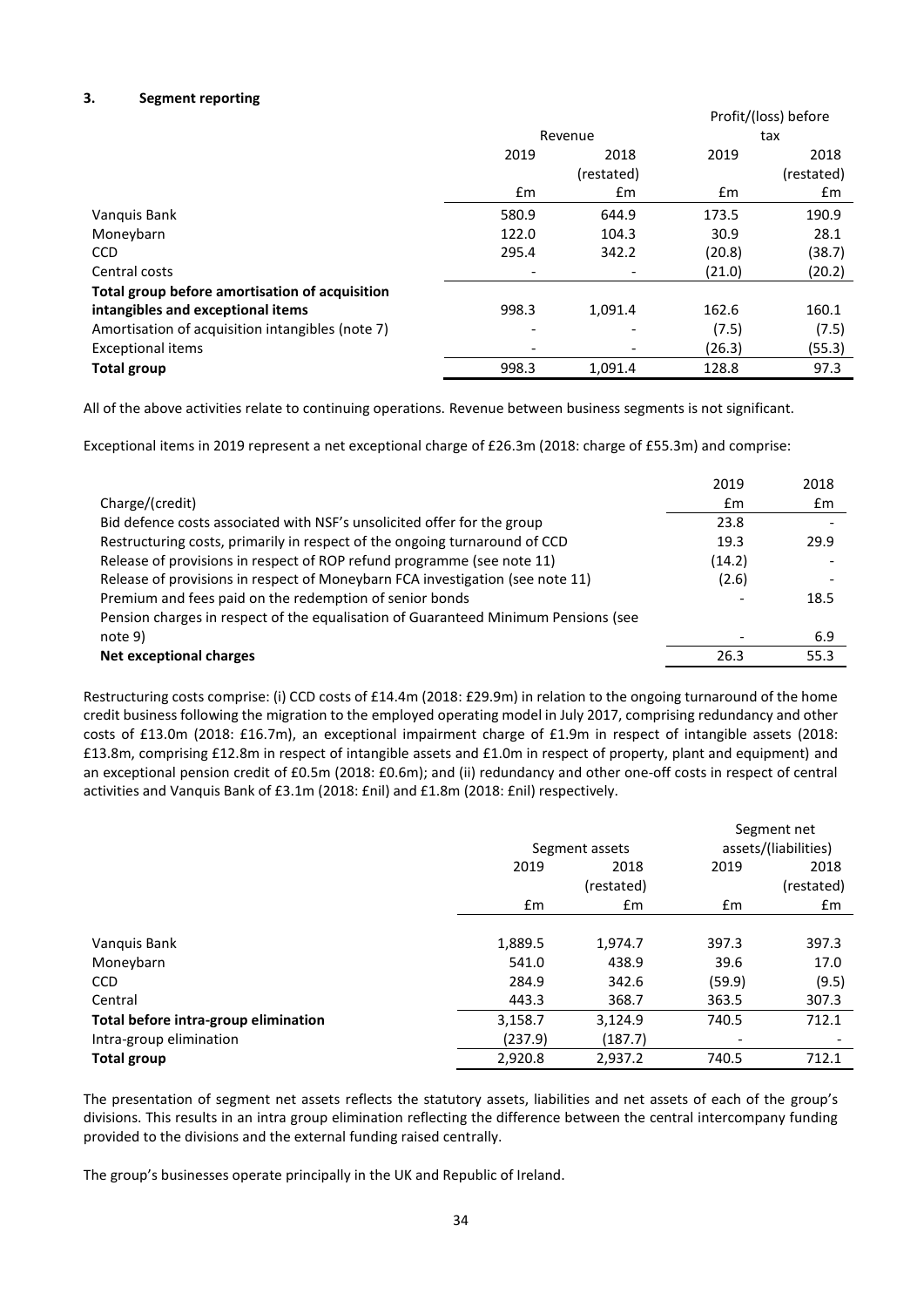### 3. Segment reporting

| | Revenue | | Profit/(loss) before tax | |
|---|---|---|---|---|
| | 2019 | 2018 (restated) | 2019 | 2018 (restated) |
| | £m | £m | £m | £m |
| Vanquis Bank | 580.9 | 644.9 | 173.5 | 190.9 |
| Moneybarn | 122.0 | 104.3 | 30.9 | 28.1 |
| CCD | 295.4 | 342.2 | (20.8) | (38.7) |
| Central costs | - | - | (21.0) | (20.2) |
| **Total group before amortisation of acquisition intangibles and exceptional items** | 998.3 | 1,091.4 | 162.6 | 160.1 |
| Amortisation of acquisition intangibles (note 7) | - | - | (7.5) | (7.5) |
| Exceptional items | - | - | (26.3) | (55.3) |
| **Total group** | 998.3 | 1,091.4 | 128.8 | 97.3 |

All of the above activities relate to continuing operations. Revenue between business segments is not significant.

Exceptional items in 2019 represent a net exceptional charge of £26.3m (2018: charge of £55.3m) and comprise:

| | 2019 | 2018 |
|---|---|---|
| Charge/(credit) | £m | £m |
| Bid defence costs associated with NSF's unsolicited offer for the group | 23.8 | - |
| Restructuring costs, primarily in respect of the ongoing turnaround of CCD | 19.3 | 29.9 |
| Release of provisions in respect of ROP refund programme (see note 11) | (14.2) | - |
| Release of provisions in respect of Moneybarn FCA investigation (see note 11) | (2.6) | - |
| Premium and fees paid on the redemption of senior bonds | - | 18.5 |
| Pension charges in respect of the equalisation of Guaranteed Minimum Pensions (see note 9) | - | 6.9 |
| **Net exceptional charges** | 26.3 | 55.3 |

Restructuring costs comprise: (i) CCD costs of £14.4m (2018: £29.9m) in relation to the ongoing turnaround of the home credit business following the migration to the employed operating model in July 2017, comprising redundancy and other costs of £13.0m (2018: £16.7m), an exceptional impairment charge of £1.9m in respect of intangible assets (2018: £13.8m, comprising £12.8m in respect of intangible assets and £1.0m in respect of property, plant and equipment) and an exceptional pension credit of £0.5m (2018: £0.6m); and (ii) redundancy and other one-off costs in respect of central activities and Vanquis Bank of £3.1m (2018: £nil) and £1.8m (2018: £nil) respectively.

| | Segment assets | | Segment net assets/(liabilities) | |
|---|---|---|---|---|
| | 2019 | 2018 (restated) | 2019 | 2018 (restated) |
| | £m | £m | £m | £m |
| Vanquis Bank | 1,889.5 | 1,974.7 | 397.3 | 397.3 |
| Moneybarn | 541.0 | 438.9 | 39.6 | 17.0 |
| CCD | 284.9 | 342.6 | (59.9) | (9.5) |
| Central | 443.3 | 368.7 | 363.5 | 307.3 |
| **Total before intra-group elimination** | 3,158.7 | 3,124.9 | 740.5 | 712.1 |
| Intra-group elimination | (237.9) | (187.7) | - | - |
| **Total group** | 2,920.8 | 2,937.2 | 740.5 | 712.1 |

The presentation of segment net assets reflects the statutory assets, liabilities and net assets of each of the group's divisions. This results in an intra group elimination reflecting the difference between the central intercompany funding provided to the divisions and the external funding raised centrally.

The group's businesses operate principally in the UK and Republic of Ireland.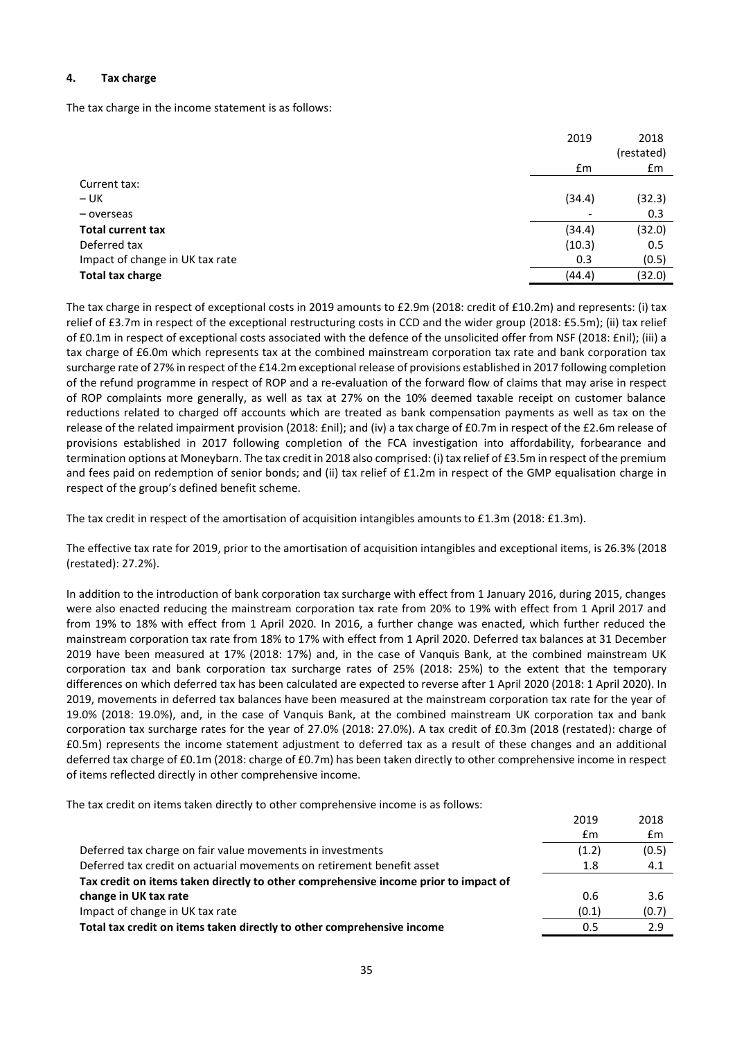#### 4. Tax charge

The tax charge in the income statement is as follows:

| | 2019 | 2018 (restated) |
|---|---|---|
| | £m | £m |
| Current tax: | | |
| – UK | (34.4) | (32.3) |
| – overseas | - | 0.3 |
| **Total current tax** | (34.4) | (32.0) |
| Deferred tax | (10.3) | 0.5 |
| Impact of change in UK tax rate | 0.3 | (0.5) |
| **Total tax charge** | (44.4) | (32.0) |

The tax charge in respect of exceptional costs in 2019 amounts to £2.9m (2018: credit of £10.2m) and represents: (i) tax relief of £3.7m in respect of the exceptional restructuring costs in CCD and the wider group (2018: £5.5m); (ii) tax relief of £0.1m in respect of exceptional costs associated with the defence of the unsolicited offer from NSF (2018: £nil); (iii) a tax charge of £6.0m which represents tax at the combined mainstream corporation tax rate and bank corporation tax surcharge rate of 27% in respect of the £14.2m exceptional release of provisions established in 2017 following completion of the refund programme in respect of ROP and a re-evaluation of the forward flow of claims that may arise in respect of ROP complaints more generally, as well as tax at 27% on the 10% deemed taxable receipt on customer balance reductions related to charged off accounts which are treated as bank compensation payments as well as tax on the release of the related impairment provision (2018: £nil); and (iv) a tax charge of £0.7m in respect of the £2.6m release of provisions established in 2017 following completion of the FCA investigation into affordability, forbearance and termination options at Moneybarn. The tax credit in 2018 also comprised: (i) tax relief of £3.5m in respect of the premium and fees paid on redemption of senior bonds; and (ii) tax relief of £1.2m in respect of the GMP equalisation charge in respect of the group's defined benefit scheme.

The tax credit in respect of the amortisation of acquisition intangibles amounts to £1.3m (2018: £1.3m).

The effective tax rate for 2019, prior to the amortisation of acquisition intangibles and exceptional items, is 26.3% (2018 (restated): 27.2%).

In addition to the introduction of bank corporation tax surcharge with effect from 1 January 2016, during 2015, changes were also enacted reducing the mainstream corporation tax rate from 20% to 19% with effect from 1 April 2017 and from 19% to 18% with effect from 1 April 2020. In 2016, a further change was enacted, which further reduced the mainstream corporation tax rate from 18% to 17% with effect from 1 April 2020. Deferred tax balances at 31 December 2019 have been measured at 17% (2018: 17%) and, in the case of Vanquis Bank, at the combined mainstream UK corporation tax and bank corporation tax surcharge rates of 25% (2018: 25%) to the extent that the temporary differences on which deferred tax has been calculated are expected to reverse after 1 April 2020 (2018: 1 April 2020). In 2019, movements in deferred tax balances have been measured at the mainstream corporation tax rate for the year of 19.0% (2018: 19.0%), and, in the case of Vanquis Bank, at the combined mainstream UK corporation tax and bank corporation tax surcharge rates for the year of 27.0% (2018: 27.0%). A tax credit of £0.3m (2018 (restated): charge of £0.5m) represents the income statement adjustment to deferred tax as a result of these changes and an additional deferred tax charge of £0.1m (2018: charge of £0.7m) has been taken directly to other comprehensive income in respect of items reflected directly in other comprehensive income.

The tax credit on items taken directly to other comprehensive income is as follows:

| | 2019 | 2018 |
|---|---|---|
| | £m | £m |
| Deferred tax charge on fair value movements in investments | (1.2) | (0.5) |
| Deferred tax credit on actuarial movements on retirement benefit asset | 1.8 | 4.1 |
| **Tax credit on items taken directly to other comprehensive income prior to impact of change in UK tax rate** | 0.6 | 3.6 |
| Impact of change in UK tax rate | (0.1) | (0.7) |
| **Total tax credit on items taken directly to other comprehensive income** | 0.5 | 2.9 |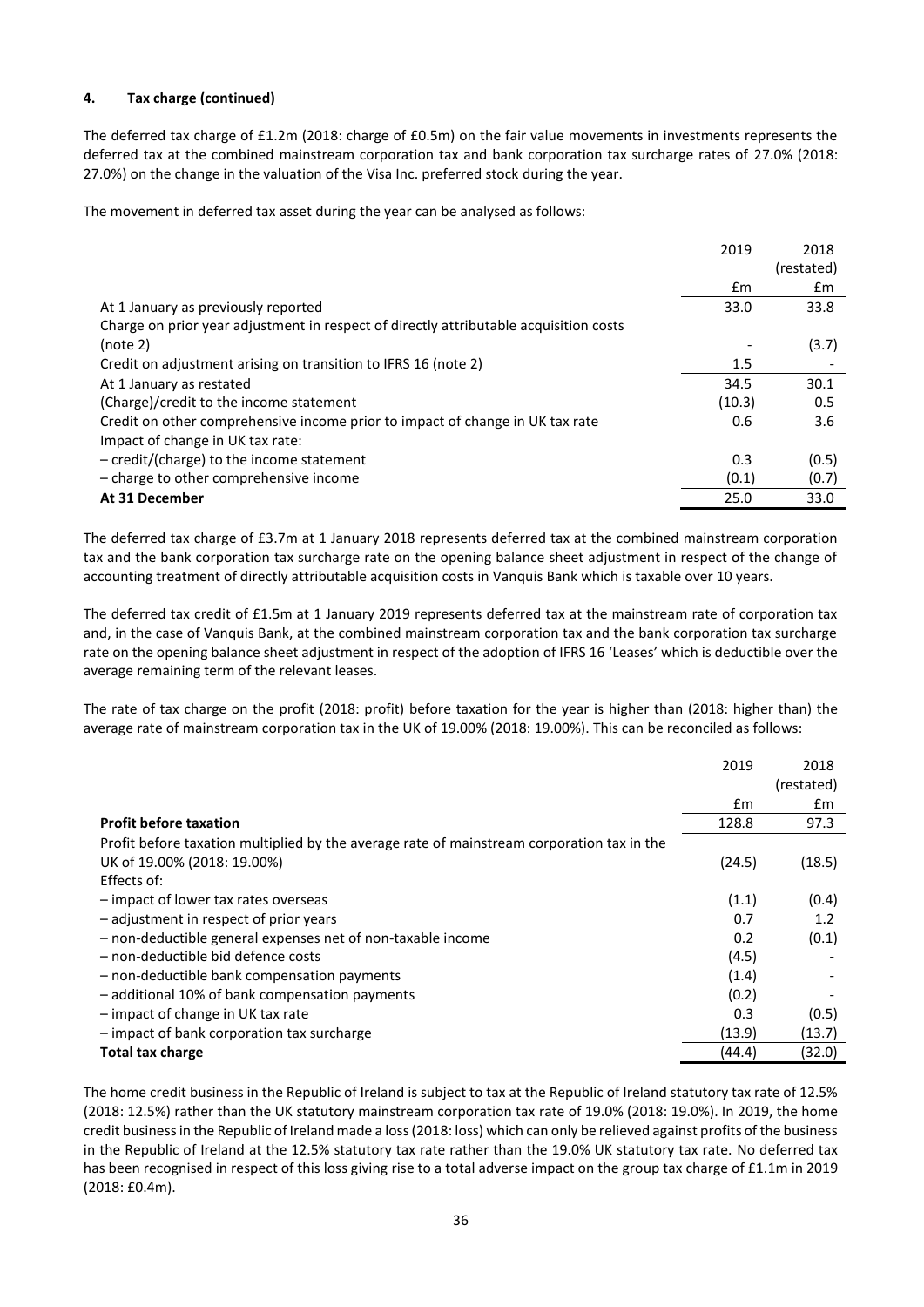#### 4. Tax charge (continued)

The deferred tax charge of £1.2m (2018: charge of £0.5m) on the fair value movements in investments represents the deferred tax at the combined mainstream corporation tax and bank corporation tax surcharge rates of 27.0% (2018: 27.0%) on the change in the valuation of the Visa Inc. preferred stock during the year.

The movement in deferred tax asset during the year can be analysed as follows:

| | 2019 | 2018 (restated) |
|---|---|---|
| | £m | £m |
| At 1 January as previously reported | 33.0 | 33.8 |
| Charge on prior year adjustment in respect of directly attributable acquisition costs (note 2) | - | (3.7) |
| Credit on adjustment arising on transition to IFRS 16 (note 2) | 1.5 | - |
| At 1 January as restated | 34.5 | 30.1 |
| (Charge)/credit to the income statement | (10.3) | 0.5 |
| Credit on other comprehensive income prior to impact of change in UK tax rate | 0.6 | 3.6 |
| Impact of change in UK tax rate: | | |
| – credit/(charge) to the income statement | 0.3 | (0.5) |
| – charge to other comprehensive income | (0.1) | (0.7) |
| **At 31 December** | 25.0 | 33.0 |

The deferred tax charge of £3.7m at 1 January 2018 represents deferred tax at the combined mainstream corporation tax and the bank corporation tax surcharge rate on the opening balance sheet adjustment in respect of the change of accounting treatment of directly attributable acquisition costs in Vanquis Bank which is taxable over 10 years.

The deferred tax credit of £1.5m at 1 January 2019 represents deferred tax at the mainstream rate of corporation tax and, in the case of Vanquis Bank, at the combined mainstream corporation tax and the bank corporation tax surcharge rate on the opening balance sheet adjustment in respect of the adoption of IFRS 16 'Leases' which is deductible over the average remaining term of the relevant leases.

The rate of tax charge on the profit (2018: profit) before taxation for the year is higher than (2018: higher than) the average rate of mainstream corporation tax in the UK of 19.00% (2018: 19.00%). This can be reconciled as follows:

| | 2019 | 2018 (restated) |
|---|---|---|
| | £m | £m |
| **Profit before taxation** | 128.8 | 97.3 |
| Profit before taxation multiplied by the average rate of mainstream corporation tax in the UK of 19.00% (2018: 19.00%) | (24.5) | (18.5) |
| Effects of: | | |
| – impact of lower tax rates overseas | (1.1) | (0.4) |
| – adjustment in respect of prior years | 0.7 | 1.2 |
| – non-deductible general expenses net of non-taxable income | 0.2 | (0.1) |
| – non-deductible bid defence costs | (4.5) | - |
| – non-deductible bank compensation payments | (1.4) | - |
| – additional 10% of bank compensation payments | (0.2) | - |
| – impact of change in UK tax rate | 0.3 | (0.5) |
| – impact of bank corporation tax surcharge | (13.9) | (13.7) |
| **Total tax charge** | (44.4) | (32.0) |

The home credit business in the Republic of Ireland is subject to tax at the Republic of Ireland statutory tax rate of 12.5% (2018: 12.5%) rather than the UK statutory mainstream corporation tax rate of 19.0% (2018: 19.0%). In 2019, the home credit business in the Republic of Ireland made a loss (2018: loss) which can only be relieved against profits of the business in the Republic of Ireland at the 12.5% statutory tax rate rather than the 19.0% UK statutory tax rate. No deferred tax has been recognised in respect of this loss giving rise to a total adverse impact on the group tax charge of £1.1m in 2019 (2018: £0.4m).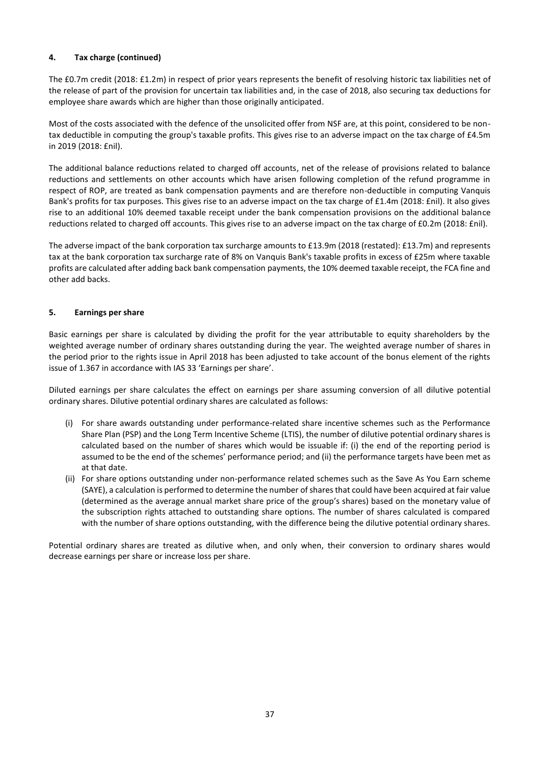## 4. Tax charge (continued)

The £0.7m credit (2018: £1.2m) in respect of prior years represents the benefit of resolving historic tax liabilities net of the release of part of the provision for uncertain tax liabilities and, in the case of 2018, also securing tax deductions for employee share awards which are higher than those originally anticipated.

Most of the costs associated with the defence of the unsolicited offer from NSF are, at this point, considered to be non-tax deductible in computing the group's taxable profits. This gives rise to an adverse impact on the tax charge of £4.5m in 2019 (2018: £nil).

The additional balance reductions related to charged off accounts, net of the release of provisions related to balance reductions and settlements on other accounts which have arisen following completion of the refund programme in respect of ROP, are treated as bank compensation payments and are therefore non-deductible in computing Vanquis Bank's profits for tax purposes. This gives rise to an adverse impact on the tax charge of £1.4m (2018: £nil). It also gives rise to an additional 10% deemed taxable receipt under the bank compensation provisions on the additional balance reductions related to charged off accounts. This gives rise to an adverse impact on the tax charge of £0.2m (2018: £nil).

The adverse impact of the bank corporation tax surcharge amounts to £13.9m (2018 (restated): £13.7m) and represents tax at the bank corporation tax surcharge rate of 8% on Vanquis Bank's taxable profits in excess of £25m where taxable profits are calculated after adding back bank compensation payments, the 10% deemed taxable receipt, the FCA fine and other add backs.

## 5. Earnings per share

Basic earnings per share is calculated by dividing the profit for the year attributable to equity shareholders by the weighted average number of ordinary shares outstanding during the year. The weighted average number of shares in the period prior to the rights issue in April 2018 has been adjusted to take account of the bonus element of the rights issue of 1.367 in accordance with IAS 33 'Earnings per share'.

Diluted earnings per share calculates the effect on earnings per share assuming conversion of all dilutive potential ordinary shares. Dilutive potential ordinary shares are calculated as follows:

(i) For share awards outstanding under performance-related share incentive schemes such as the Performance Share Plan (PSP) and the Long Term Incentive Scheme (LTIS), the number of dilutive potential ordinary shares is calculated based on the number of shares which would be issuable if: (i) the end of the reporting period is assumed to be the end of the schemes' performance period; and (ii) the performance targets have been met as at that date.

(ii) For share options outstanding under non-performance related schemes such as the Save As You Earn scheme (SAYE), a calculation is performed to determine the number of shares that could have been acquired at fair value (determined as the average annual market share price of the group's shares) based on the monetary value of the subscription rights attached to outstanding share options. The number of shares calculated is compared with the number of share options outstanding, with the difference being the dilutive potential ordinary shares.

Potential ordinary shares are treated as dilutive when, and only when, their conversion to ordinary shares would decrease earnings per share or increase loss per share.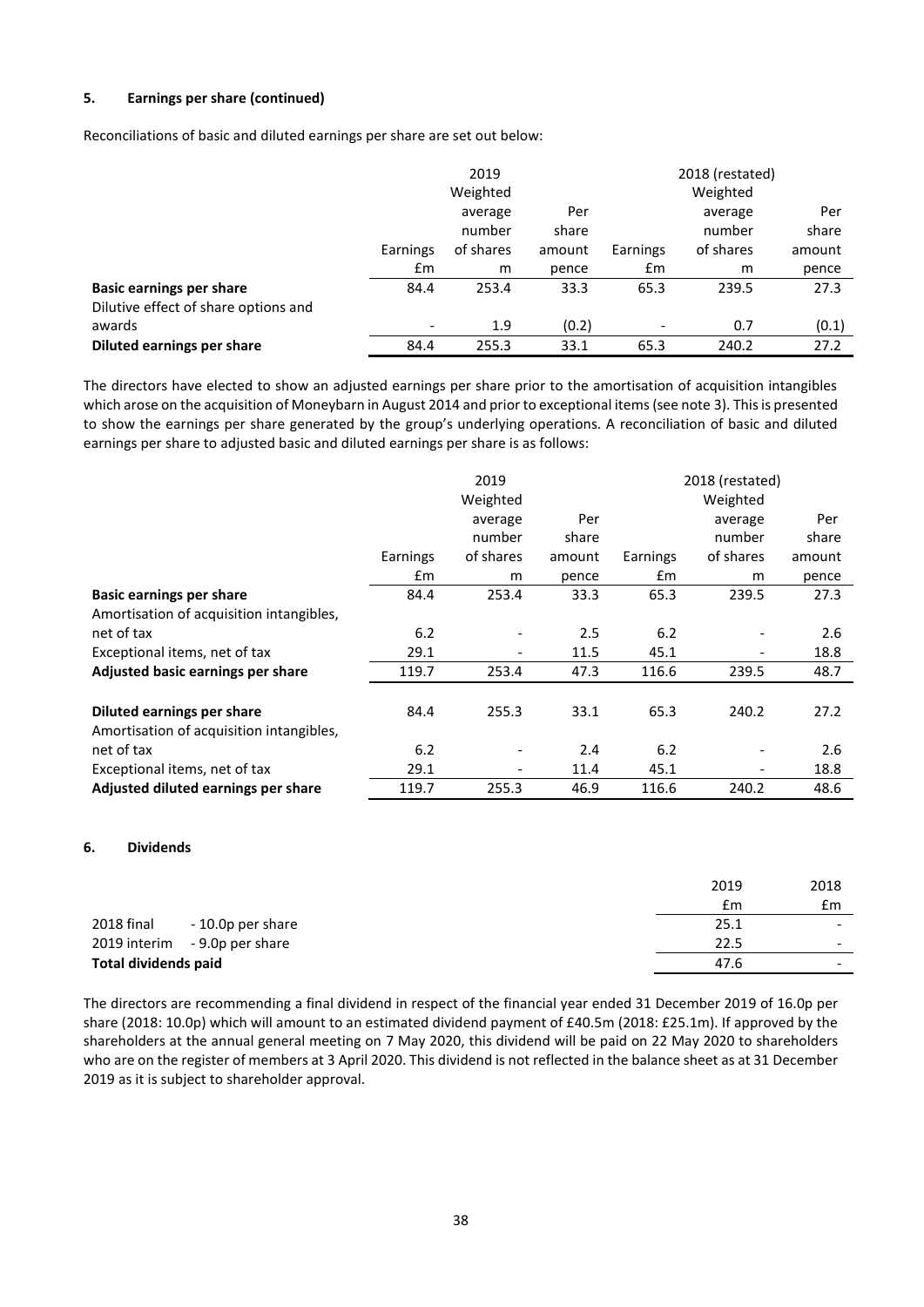### 5. Earnings per share (continued)

Reconciliations of basic and diluted earnings per share are set out below:

| | 2019 | | | 2018 (restated) | | |
|---|---|---|---|---|---|---|
| | Earnings £m | Weighted average number of shares m | Per share amount pence | Earnings £m | Weighted average number of shares m | Per share amount pence |
| **Basic earnings per share** | 84.4 | 253.4 | 33.3 | 65.3 | 239.5 | 27.3 |
| Dilutive effect of share options and awards | - | 1.9 | (0.2) | - | 0.7 | (0.1) |
| **Diluted earnings per share** | 84.4 | 255.3 | 33.1 | 65.3 | 240.2 | 27.2 |

The directors have elected to show an adjusted earnings per share prior to the amortisation of acquisition intangibles which arose on the acquisition of Moneybarn in August 2014 and prior to exceptional items (see note 3). This is presented to show the earnings per share generated by the group's underlying operations. A reconciliation of basic and diluted earnings per share to adjusted basic and diluted earnings per share is as follows:

| | 2019 | | | 2018 (restated) | | |
|---|---|---|---|---|---|---|
| | Earnings £m | Weighted average number of shares m | Per share amount pence | Earnings £m | Weighted average number of shares m | Per share amount pence |
| **Basic earnings per share** | 84.4 | 253.4 | 33.3 | 65.3 | 239.5 | 27.3 |
| Amortisation of acquisition intangibles, net of tax | 6.2 | - | 2.5 | 6.2 | - | 2.6 |
| Exceptional items, net of tax | 29.1 | - | 11.5 | 45.1 | - | 18.8 |
| **Adjusted basic earnings per share** | 119.7 | 253.4 | 47.3 | 116.6 | 239.5 | 48.7 |
| | | | | | | |
| **Diluted earnings per share** | 84.4 | 255.3 | 33.1 | 65.3 | 240.2 | 27.2 |
| Amortisation of acquisition intangibles, net of tax | 6.2 | - | 2.4 | 6.2 | - | 2.6 |
| Exceptional items, net of tax | 29.1 | - | 11.4 | 45.1 | - | 18.8 |
| **Adjusted diluted earnings per share** | 119.7 | 255.3 | 46.9 | 116.6 | 240.2 | 48.6 |

### 6. Dividends

| | 2019 £m | 2018 £m |
|---|---|---|
| 2018 final - 10.0p per share | 25.1 | - |
| 2019 interim - 9.0p per share | 22.5 | - |
| **Total dividends paid** | 47.6 | - |

The directors are recommending a final dividend in respect of the financial year ended 31 December 2019 of 16.0p per share (2018: 10.0p) which will amount to an estimated dividend payment of £40.5m (2018: £25.1m). If approved by the shareholders at the annual general meeting on 7 May 2020, this dividend will be paid on 22 May 2020 to shareholders who are on the register of members at 3 April 2020. This dividend is not reflected in the balance sheet as at 31 December 2019 as it is subject to shareholder approval.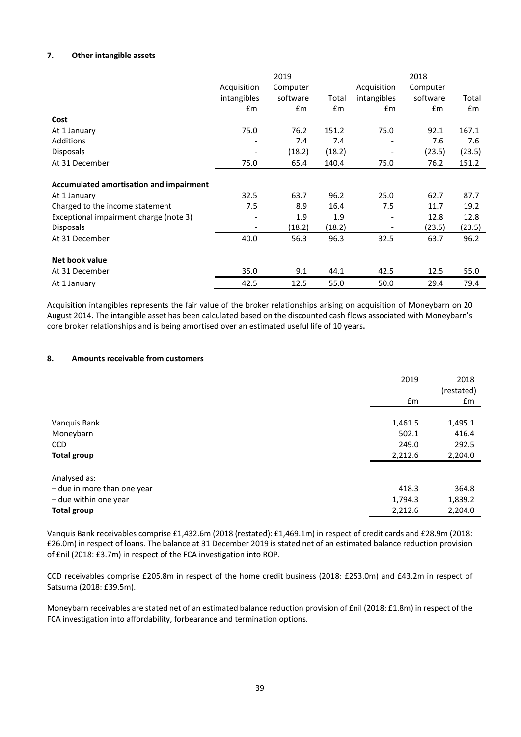### 7. Other intangible assets

| | 2019 | | | 2018 | | |
|---|---|---|---|---|---|---|
| | Acquisition intangibles | Computer software | Total | Acquisition intangibles | Computer software | Total |
| | £m | £m | £m | £m | £m | £m |
| **Cost** | | | | | | |
| At 1 January | 75.0 | 76.2 | 151.2 | 75.0 | 92.1 | 167.1 |
| Additions | - | 7.4 | 7.4 | - | 7.6 | 7.6 |
| Disposals | - | (18.2) | (18.2) | - | (23.5) | (23.5) |
| At 31 December | 75.0 | 65.4 | 140.4 | 75.0 | 76.2 | 151.2 |
| **Accumulated amortisation and impairment** | | | | | | |
| At 1 January | 32.5 | 63.7 | 96.2 | 25.0 | 62.7 | 87.7 |
| Charged to the income statement | 7.5 | 8.9 | 16.4 | 7.5 | 11.7 | 19.2 |
| Exceptional impairment charge (note 3) | - | 1.9 | 1.9 | - | 12.8 | 12.8 |
| Disposals | - | (18.2) | (18.2) | - | (23.5) | (23.5) |
| At 31 December | 40.0 | 56.3 | 96.3 | 32.5 | 63.7 | 96.2 |
| **Net book value** | | | | | | |
| At 31 December | 35.0 | 9.1 | 44.1 | 42.5 | 12.5 | 55.0 |
| At 1 January | 42.5 | 12.5 | 55.0 | 50.0 | 29.4 | 79.4 |

Acquisition intangibles represents the fair value of the broker relationships arising on acquisition of Moneybarn on 20 August 2014. The intangible asset has been calculated based on the discounted cash flows associated with Moneybarn's core broker relationships and is being amortised over an estimated useful life of 10 years.

### 8. Amounts receivable from customers

| | 2019 | 2018 (restated) |
|---|---|---|
| | £m | £m |
| Vanquis Bank | 1,461.5 | 1,495.1 |
| Moneybarn | 502.1 | 416.4 |
| CCD | 249.0 | 292.5 |
| **Total group** | 2,212.6 | 2,204.0 |
| Analysed as: | | |
| – due in more than one year | 418.3 | 364.8 |
| – due within one year | 1,794.3 | 1,839.2 |
| **Total group** | 2,212.6 | 2,204.0 |

Vanquis Bank receivables comprise £1,432.6m (2018 (restated): £1,469.1m) in respect of credit cards and £28.9m (2018: £26.0m) in respect of loans. The balance at 31 December 2019 is stated net of an estimated balance reduction provision of £nil (2018: £3.7m) in respect of the FCA investigation into ROP.

CCD receivables comprise £205.8m in respect of the home credit business (2018: £253.0m) and £43.2m in respect of Satsuma (2018: £39.5m).

Moneybarn receivables are stated net of an estimated balance reduction provision of £nil (2018: £1.8m) in respect of the FCA investigation into affordability, forbearance and termination options.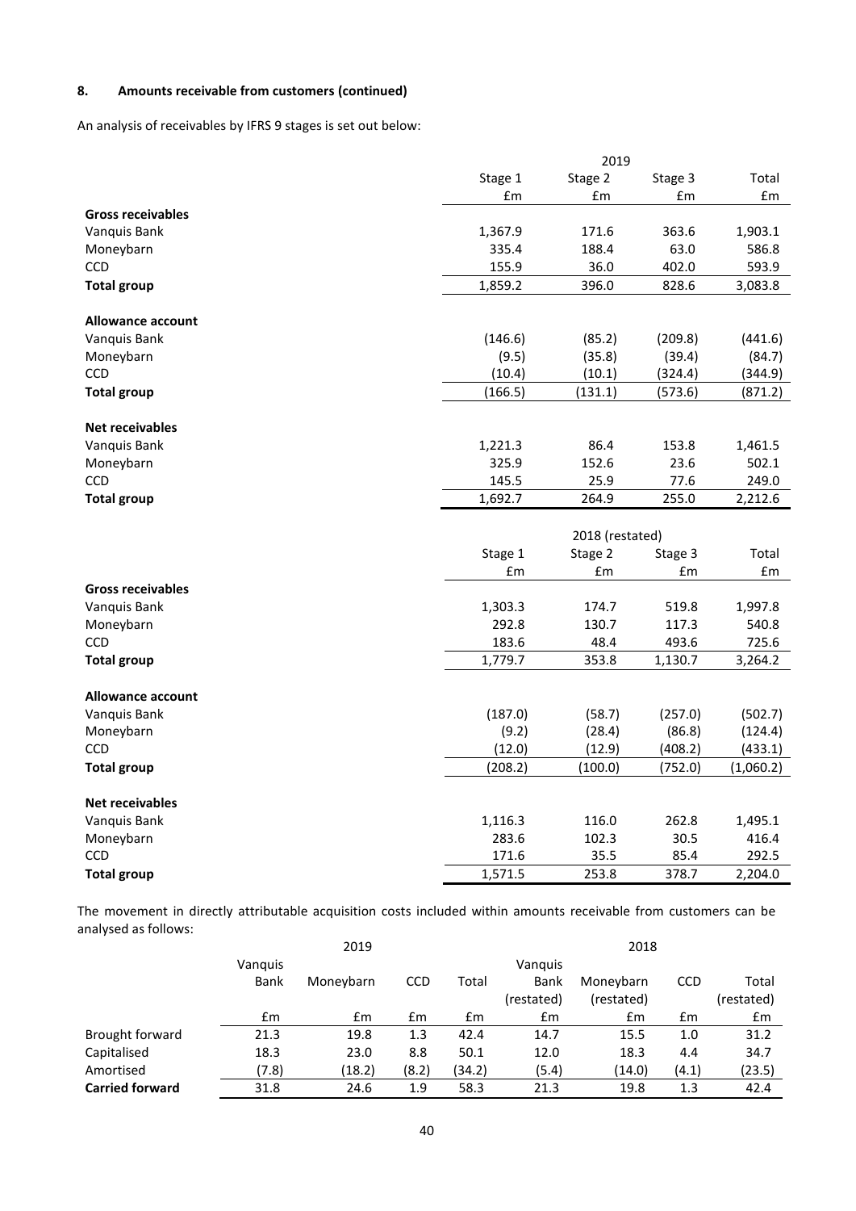## 8. Amounts receivable from customers (continued)

An analysis of receivables by IFRS 9 stages is set out below:

| | 2019 | | | |
|---|---|---|---|---|
| | Stage 1 | Stage 2 | Stage 3 | Total |
| | £m | £m | £m | £m |
| **Gross receivables** | | | | |
| Vanquis Bank | 1,367.9 | 171.6 | 363.6 | 1,903.1 |
| Moneybarn | 335.4 | 188.4 | 63.0 | 586.8 |
| CCD | 155.9 | 36.0 | 402.0 | 593.9 |
| **Total group** | 1,859.2 | 396.0 | 828.6 | 3,083.8 |
| **Allowance account** | | | | |
| Vanquis Bank | (146.6) | (85.2) | (209.8) | (441.6) |
| Moneybarn | (9.5) | (35.8) | (39.4) | (84.7) |
| CCD | (10.4) | (10.1) | (324.4) | (344.9) |
| **Total group** | (166.5) | (131.1) | (573.6) | (871.2) |
| **Net receivables** | | | | |
| Vanquis Bank | 1,221.3 | 86.4 | 153.8 | 1,461.5 |
| Moneybarn | 325.9 | 152.6 | 23.6 | 502.1 |
| CCD | 145.5 | 25.9 | 77.6 | 249.0 |
| **Total group** | 1,692.7 | 264.9 | 255.0 | 2,212.6 |

| | 2018 (restated) | | | |
|---|---|---|---|---|
| | Stage 1 | Stage 2 | Stage 3 | Total |
| | £m | £m | £m | £m |
| **Gross receivables** | | | | |
| Vanquis Bank | 1,303.3 | 174.7 | 519.8 | 1,997.8 |
| Moneybarn | 292.8 | 130.7 | 117.3 | 540.8 |
| CCD | 183.6 | 48.4 | 493.6 | 725.6 |
| **Total group** | 1,779.7 | 353.8 | 1,130.7 | 3,264.2 |
| **Allowance account** | | | | |
| Vanquis Bank | (187.0) | (58.7) | (257.0) | (502.7) |
| Moneybarn | (9.2) | (28.4) | (86.8) | (124.4) |
| CCD | (12.0) | (12.9) | (408.2) | (433.1) |
| **Total group** | (208.2) | (100.0) | (752.0) | (1,060.2) |
| **Net receivables** | | | | |
| Vanquis Bank | 1,116.3 | 116.0 | 262.8 | 1,495.1 |
| Moneybarn | 283.6 | 102.3 | 30.5 | 416.4 |
| CCD | 171.6 | 35.5 | 85.4 | 292.5 |
| **Total group** | 1,571.5 | 253.8 | 378.7 | 2,204.0 |

The movement in directly attributable acquisition costs included within amounts receivable from customers can be analysed as follows:

| | 2019 | | | | 2018 | | | |
|---|---|---|---|---|---|---|---|---|
| | Vanquis Bank | Moneybarn | CCD | Total | Vanquis Bank (restated) | Moneybarn (restated) | CCD | Total (restated) |
| | £m | £m | £m | £m | £m | £m | £m | £m |
| Brought forward | 21.3 | 19.8 | 1.3 | 42.4 | 14.7 | 15.5 | 1.0 | 31.2 |
| Capitalised | 18.3 | 23.0 | 8.8 | 50.1 | 12.0 | 18.3 | 4.4 | 34.7 |
| Amortised | (7.8) | (18.2) | (8.2) | (34.2) | (5.4) | (14.0) | (4.1) | (23.5) |
| **Carried forward** | 31.8 | 24.6 | 1.9 | 58.3 | 21.3 | 19.8 | 1.3 | 42.4 |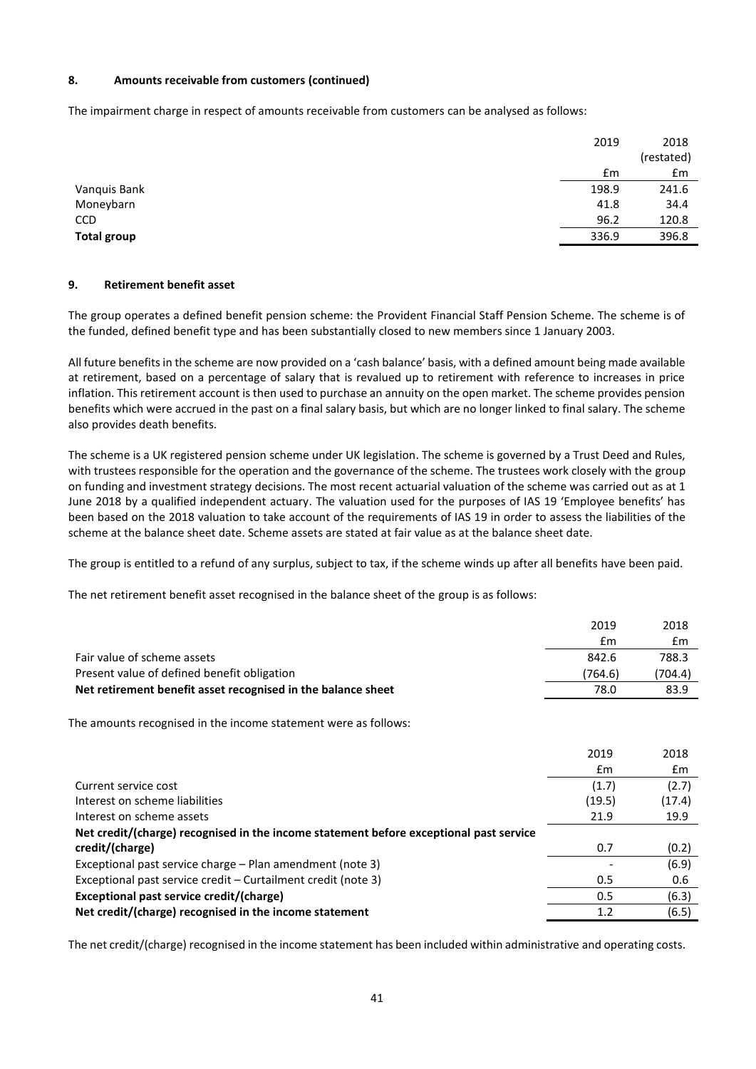### 8. Amounts receivable from customers (continued)

The impairment charge in respect of amounts receivable from customers can be analysed as follows:

| | 2019 | 2018 (restated) |
|---|---|---|
| | £m | £m |
| Vanquis Bank | 198.9 | 241.6 |
| Moneybarn | 41.8 | 34.4 |
| CCD | 96.2 | 120.8 |
| **Total group** | 336.9 | 396.8 |

### 9. Retirement benefit asset

The group operates a defined benefit pension scheme: the Provident Financial Staff Pension Scheme. The scheme is of the funded, defined benefit type and has been substantially closed to new members since 1 January 2003.

All future benefits in the scheme are now provided on a 'cash balance' basis, with a defined amount being made available at retirement, based on a percentage of salary that is revalued up to retirement with reference to increases in price inflation. This retirement account is then used to purchase an annuity on the open market. The scheme provides pension benefits which were accrued in the past on a final salary basis, but which are no longer linked to final salary. The scheme also provides death benefits.

The scheme is a UK registered pension scheme under UK legislation. The scheme is governed by a Trust Deed and Rules, with trustees responsible for the operation and the governance of the scheme. The trustees work closely with the group on funding and investment strategy decisions. The most recent actuarial valuation of the scheme was carried out as at 1 June 2018 by a qualified independent actuary. The valuation used for the purposes of IAS 19 'Employee benefits' has been based on the 2018 valuation to take account of the requirements of IAS 19 in order to assess the liabilities of the scheme at the balance sheet date. Scheme assets are stated at fair value as at the balance sheet date.

The group is entitled to a refund of any surplus, subject to tax, if the scheme winds up after all benefits have been paid.

The net retirement benefit asset recognised in the balance sheet of the group is as follows:

| | 2019 | 2018 |
|---|---|---|
| | £m | £m |
| Fair value of scheme assets | 842.6 | 788.3 |
| Present value of defined benefit obligation | (764.6) | (704.4) |
| **Net retirement benefit asset recognised in the balance sheet** | 78.0 | 83.9 |

The amounts recognised in the income statement were as follows:

| | 2019 | 2018 |
|---|---|---|
| | £m | £m |
| Current service cost | (1.7) | (2.7) |
| Interest on scheme liabilities | (19.5) | (17.4) |
| Interest on scheme assets | 21.9 | 19.9 |
| **Net credit/(charge) recognised in the income statement before exceptional past service credit/(charge)** | 0.7 | (0.2) |
| Exceptional past service charge – Plan amendment (note 3) | - | (6.9) |
| Exceptional past service credit – Curtailment credit (note 3) | 0.5 | 0.6 |
| **Exceptional past service credit/(charge)** | 0.5 | (6.3) |
| **Net credit/(charge) recognised in the income statement** | 1.2 | (6.5) |

The net credit/(charge) recognised in the income statement has been included within administrative and operating costs.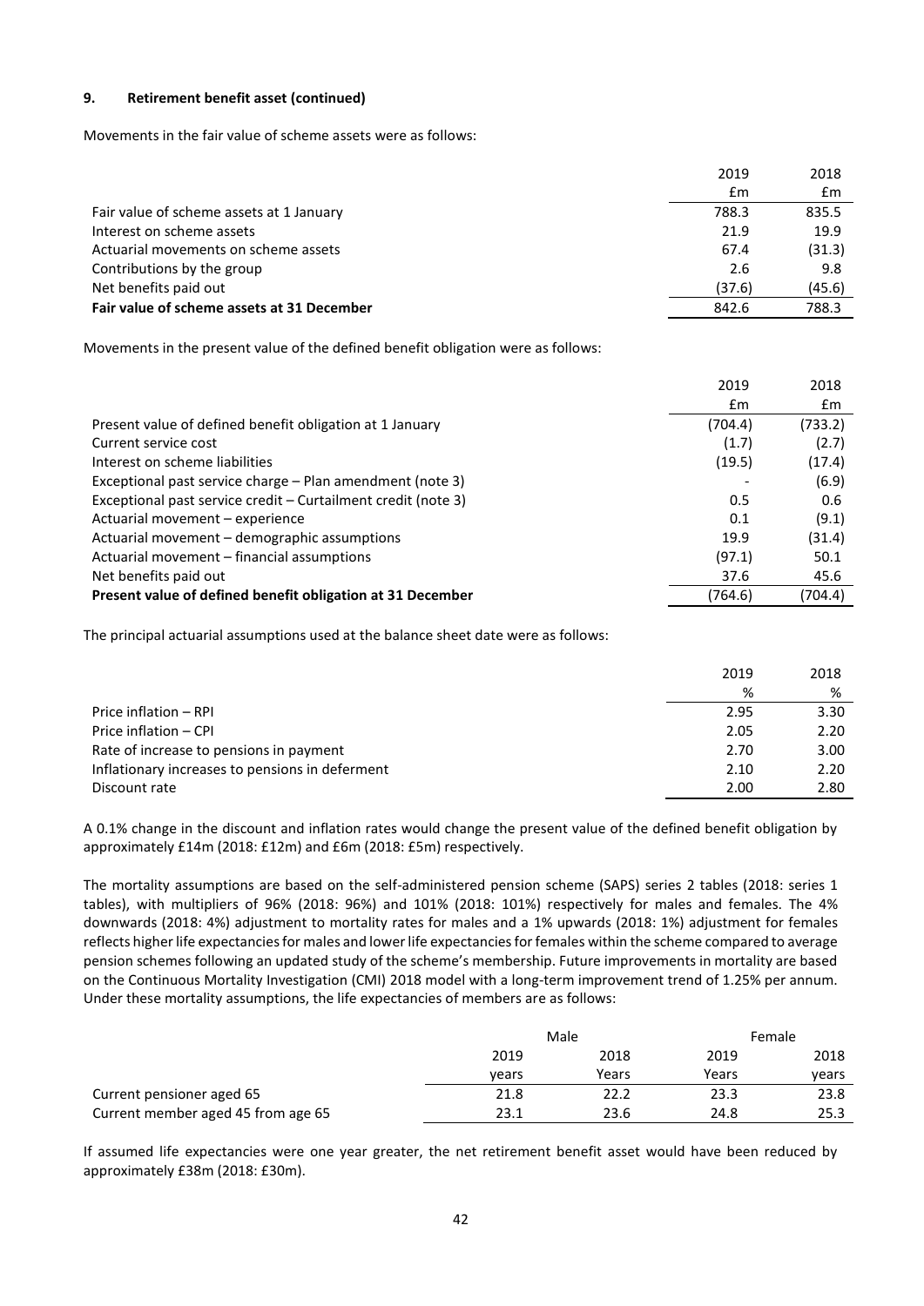**9. Retirement benefit asset (continued)**

Movements in the fair value of scheme assets were as follows:

| | 2019 | 2018 |
|---|---|---|
| | £m | £m |
| Fair value of scheme assets at 1 January | 788.3 | 835.5 |
| Interest on scheme assets | 21.9 | 19.9 |
| Actuarial movements on scheme assets | 67.4 | (31.3) |
| Contributions by the group | 2.6 | 9.8 |
| Net benefits paid out | (37.6) | (45.6) |
| **Fair value of scheme assets at 31 December** | 842.6 | 788.3 |

Movements in the present value of the defined benefit obligation were as follows:

| | 2019 | 2018 |
|---|---|---|
| | £m | £m |
| Present value of defined benefit obligation at 1 January | (704.4) | (733.2) |
| Current service cost | (1.7) | (2.7) |
| Interest on scheme liabilities | (19.5) | (17.4) |
| Exceptional past service charge – Plan amendment (note 3) | - | (6.9) |
| Exceptional past service credit – Curtailment credit (note 3) | 0.5 | 0.6 |
| Actuarial movement – experience | 0.1 | (9.1) |
| Actuarial movement – demographic assumptions | 19.9 | (31.4) |
| Actuarial movement – financial assumptions | (97.1) | 50.1 |
| Net benefits paid out | 37.6 | 45.6 |
| **Present value of defined benefit obligation at 31 December** | (764.6) | (704.4) |

The principal actuarial assumptions used at the balance sheet date were as follows:

| | 2019 | 2018 |
|---|---|---|
| | % | % |
| Price inflation – RPI | 2.95 | 3.30 |
| Price inflation – CPI | 2.05 | 2.20 |
| Rate of increase to pensions in payment | 2.70 | 3.00 |
| Inflationary increases to pensions in deferment | 2.10 | 2.20 |
| Discount rate | 2.00 | 2.80 |

A 0.1% change in the discount and inflation rates would change the present value of the defined benefit obligation by approximately £14m (2018: £12m) and £6m (2018: £5m) respectively.

The mortality assumptions are based on the self-administered pension scheme (SAPS) series 2 tables (2018: series 1 tables), with multipliers of 96% (2018: 96%) and 101% (2018: 101%) respectively for males and females. The 4% downwards (2018: 4%) adjustment to mortality rates for males and a 1% upwards (2018: 1%) adjustment for females reflects higher life expectancies for males and lower life expectancies for females within the scheme compared to average pension schemes following an updated study of the scheme's membership. Future improvements in mortality are based on the Continuous Mortality Investigation (CMI) 2018 model with a long-term improvement trend of 1.25% per annum. Under these mortality assumptions, the life expectancies of members are as follows:

| | Male | | Female | |
|---|---|---|---|---|
| | 2019 | 2018 | 2019 | 2018 |
| | years | Years | Years | years |
| Current pensioner aged 65 | 21.8 | 22.2 | 23.3 | 23.8 |
| Current member aged 45 from age 65 | 23.1 | 23.6 | 24.8 | 25.3 |

If assumed life expectancies were one year greater, the net retirement benefit asset would have been reduced by approximately £38m (2018: £30m).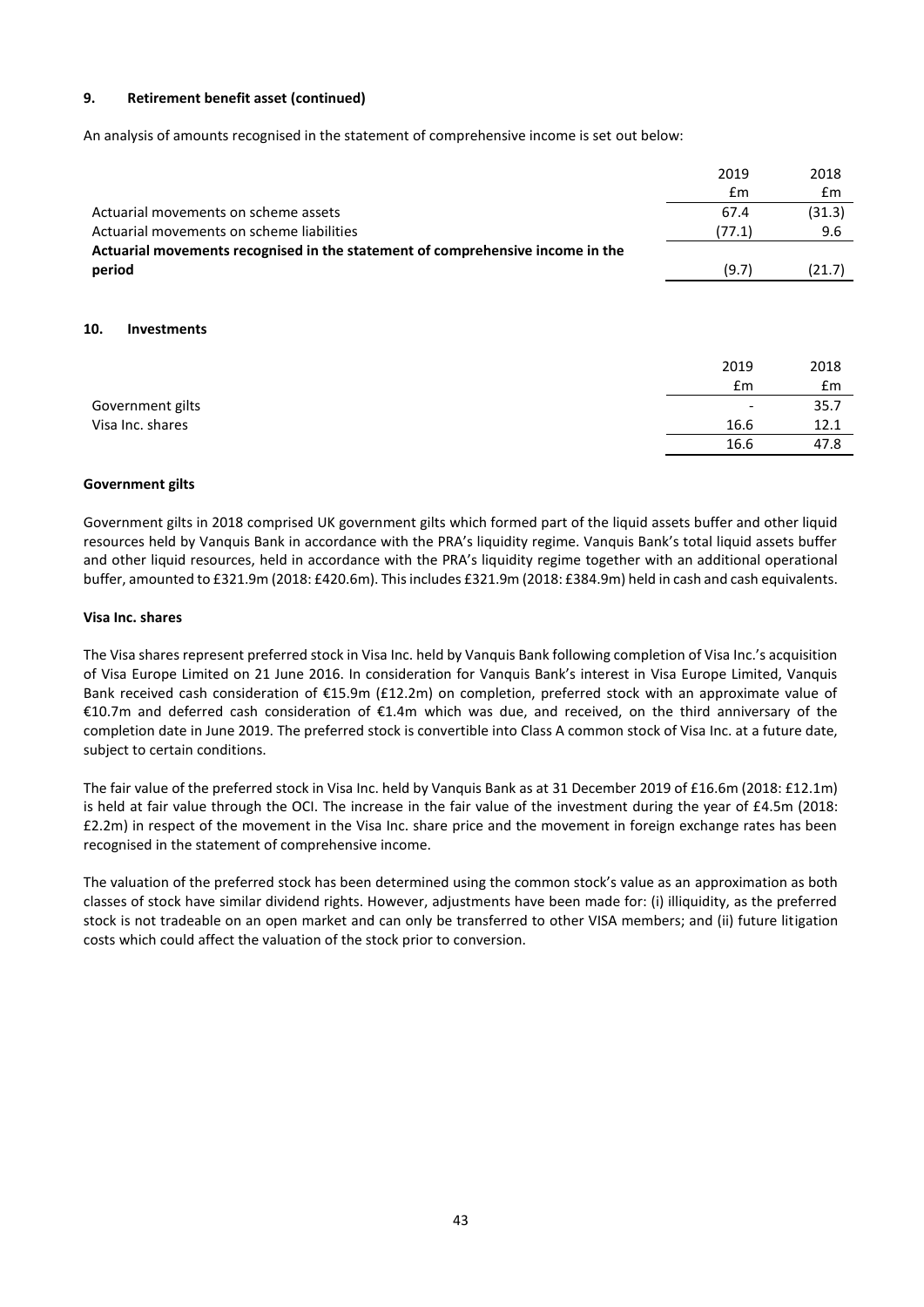### 9. Retirement benefit asset (continued)

An analysis of amounts recognised in the statement of comprehensive income is set out below:

| | 2019 | 2018 |
|---|---|---|
| | £m | £m |
| Actuarial movements on scheme assets | 67.4 | (31.3) |
| Actuarial movements on scheme liabilities | (77.1) | 9.6 |
| **Actuarial movements recognised in the statement of comprehensive income in the period** | (9.7) | (21.7) |

### 10. Investments

| | 2019 | 2018 |
|---|---|---|
| | £m | £m |
| Government gilts | - | 35.7 |
| Visa Inc. shares | 16.6 | 12.1 |
| | 16.6 | 47.8 |

**Government gilts**

Government gilts in 2018 comprised UK government gilts which formed part of the liquid assets buffer and other liquid resources held by Vanquis Bank in accordance with the PRA's liquidity regime. Vanquis Bank's total liquid assets buffer and other liquid resources, held in accordance with the PRA's liquidity regime together with an additional operational buffer, amounted to £321.9m (2018: £420.6m). This includes £321.9m (2018: £384.9m) held in cash and cash equivalents.

**Visa Inc. shares**

The Visa shares represent preferred stock in Visa Inc. held by Vanquis Bank following completion of Visa Inc.'s acquisition of Visa Europe Limited on 21 June 2016. In consideration for Vanquis Bank's interest in Visa Europe Limited, Vanquis Bank received cash consideration of €15.9m (£12.2m) on completion, preferred stock with an approximate value of €10.7m and deferred cash consideration of €1.4m which was due, and received, on the third anniversary of the completion date in June 2019. The preferred stock is convertible into Class A common stock of Visa Inc. at a future date, subject to certain conditions.

The fair value of the preferred stock in Visa Inc. held by Vanquis Bank as at 31 December 2019 of £16.6m (2018: £12.1m) is held at fair value through the OCI. The increase in the fair value of the investment during the year of £4.5m (2018: £2.2m) in respect of the movement in the Visa Inc. share price and the movement in foreign exchange rates has been recognised in the statement of comprehensive income.

The valuation of the preferred stock has been determined using the common stock's value as an approximation as both classes of stock have similar dividend rights. However, adjustments have been made for: (i) illiquidity, as the preferred stock is not tradeable on an open market and can only be transferred to other VISA members; and (ii) future litigation costs which could affect the valuation of the stock prior to conversion.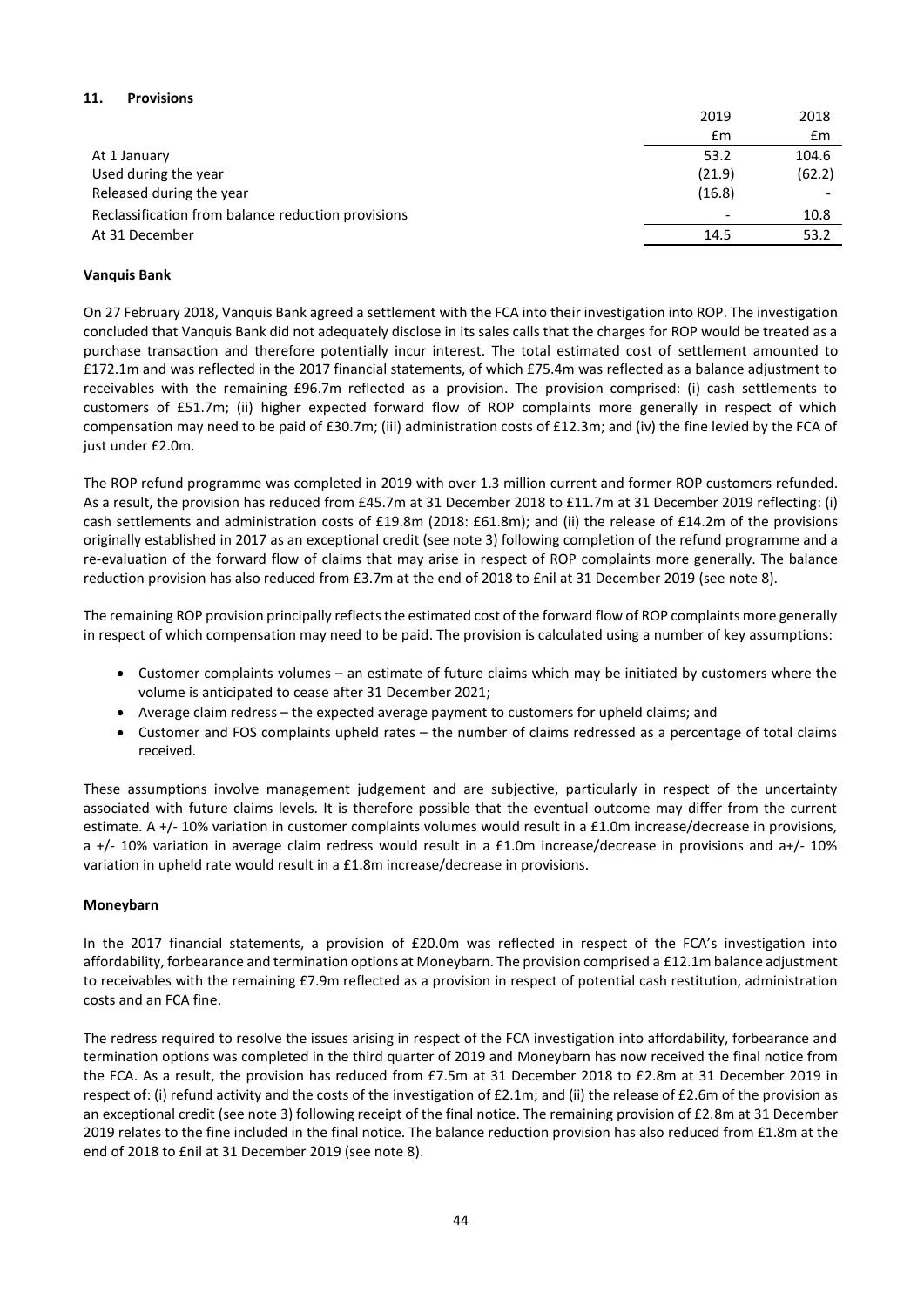## 11. Provisions

| | 2019 | 2018 |
|---|---|---|
| | £m | £m |
| At 1 January | 53.2 | 104.6 |
| Used during the year | (21.9) | (62.2) |
| Released during the year | (16.8) | - |
| Reclassification from balance reduction provisions | - | 10.8 |
| At 31 December | 14.5 | 53.2 |

**Vanquis Bank**

On 27 February 2018, Vanquis Bank agreed a settlement with the FCA into their investigation into ROP. The investigation concluded that Vanquis Bank did not adequately disclose in its sales calls that the charges for ROP would be treated as a purchase transaction and therefore potentially incur interest. The total estimated cost of settlement amounted to £172.1m and was reflected in the 2017 financial statements, of which £75.4m was reflected as a balance adjustment to receivables with the remaining £96.7m reflected as a provision. The provision comprised: (i) cash settlements to customers of £51.7m; (ii) higher expected forward flow of ROP complaints more generally in respect of which compensation may need to be paid of £30.7m; (iii) administration costs of £12.3m; and (iv) the fine levied by the FCA of just under £2.0m.

The ROP refund programme was completed in 2019 with over 1.3 million current and former ROP customers refunded. As a result, the provision has reduced from £45.7m at 31 December 2018 to £11.7m at 31 December 2019 reflecting: (i) cash settlements and administration costs of £19.8m (2018: £61.8m); and (ii) the release of £14.2m of the provisions originally established in 2017 as an exceptional credit (see note 3) following completion of the refund programme and a re-evaluation of the forward flow of claims that may arise in respect of ROP complaints more generally. The balance reduction provision has also reduced from £3.7m at the end of 2018 to £nil at 31 December 2019 (see note 8).

The remaining ROP provision principally reflects the estimated cost of the forward flow of ROP complaints more generally in respect of which compensation may need to be paid. The provision is calculated using a number of key assumptions:

- Customer complaints volumes – an estimate of future claims which may be initiated by customers where the volume is anticipated to cease after 31 December 2021;
- Average claim redress – the expected average payment to customers for upheld claims; and
- Customer and FOS complaints upheld rates – the number of claims redressed as a percentage of total claims received.

These assumptions involve management judgement and are subjective, particularly in respect of the uncertainty associated with future claims levels. It is therefore possible that the eventual outcome may differ from the current estimate. A +/- 10% variation in customer complaints volumes would result in a £1.0m increase/decrease in provisions, a +/- 10% variation in average claim redress would result in a £1.0m increase/decrease in provisions and a+/- 10% variation in upheld rate would result in a £1.8m increase/decrease in provisions.

**Moneybarn**

In the 2017 financial statements, a provision of £20.0m was reflected in respect of the FCA's investigation into affordability, forbearance and termination options at Moneybarn. The provision comprised a £12.1m balance adjustment to receivables with the remaining £7.9m reflected as a provision in respect of potential cash restitution, administration costs and an FCA fine.

The redress required to resolve the issues arising in respect of the FCA investigation into affordability, forbearance and termination options was completed in the third quarter of 2019 and Moneybarn has now received the final notice from the FCA. As a result, the provision has reduced from £7.5m at 31 December 2018 to £2.8m at 31 December 2019 in respect of: (i) refund activity and the costs of the investigation of £2.1m; and (ii) the release of £2.6m of the provision as an exceptional credit (see note 3) following receipt of the final notice. The remaining provision of £2.8m at 31 December 2019 relates to the fine included in the final notice. The balance reduction provision has also reduced from £1.8m at the end of 2018 to £nil at 31 December 2019 (see note 8).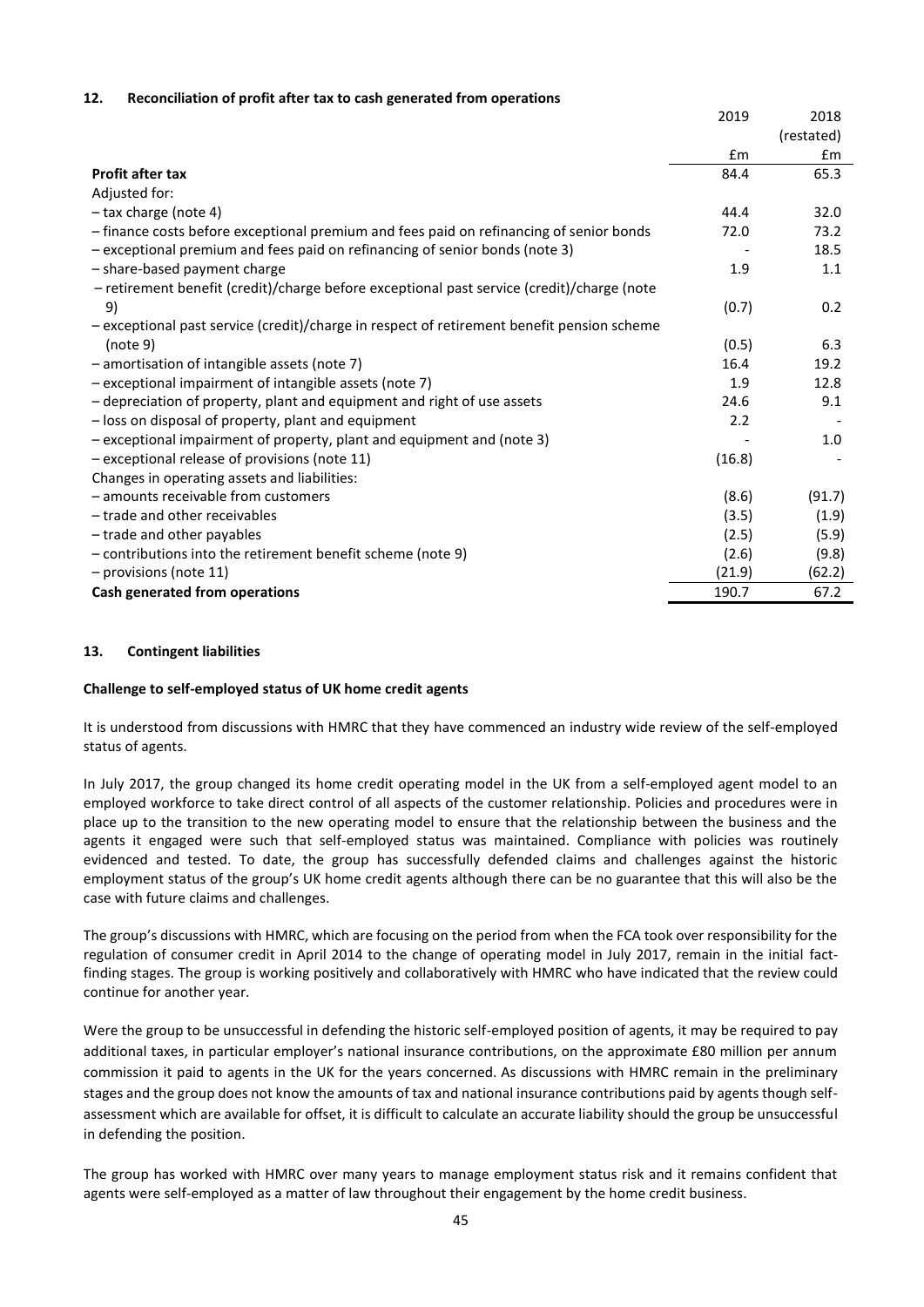## 12. Reconciliation of profit after tax to cash generated from operations

| | 2019 | 2018 (restated) |
|---|---|---|
| | £m | £m |
| **Profit after tax** | 84.4 | 65.3 |
| Adjusted for: | | |
| – tax charge (note 4) | 44.4 | 32.0 |
| – finance costs before exceptional premium and fees paid on refinancing of senior bonds | 72.0 | 73.2 |
| – exceptional premium and fees paid on refinancing of senior bonds (note 3) | - | 18.5 |
| – share-based payment charge | 1.9 | 1.1 |
| – retirement benefit (credit)/charge before exceptional past service (credit)/charge (note 9) | (0.7) | 0.2 |
| – exceptional past service (credit)/charge in respect of retirement benefit pension scheme (note 9) | (0.5) | 6.3 |
| – amortisation of intangible assets (note 7) | 16.4 | 19.2 |
| – exceptional impairment of intangible assets (note 7) | 1.9 | 12.8 |
| – depreciation of property, plant and equipment and right of use assets | 24.6 | 9.1 |
| – loss on disposal of property, plant and equipment | 2.2 | - |
| – exceptional impairment of property, plant and equipment and (note 3) | - | 1.0 |
| – exceptional release of provisions (note 11) | (16.8) | - |
| Changes in operating assets and liabilities: | | |
| – amounts receivable from customers | (8.6) | (91.7) |
| – trade and other receivables | (3.5) | (1.9) |
| – trade and other payables | (2.5) | (5.9) |
| – contributions into the retirement benefit scheme (note 9) | (2.6) | (9.8) |
| – provisions (note 11) | (21.9) | (62.2) |
| **Cash generated from operations** | 190.7 | 67.2 |

## 13. Contingent liabilities

**Challenge to self-employed status of UK home credit agents**

It is understood from discussions with HMRC that they have commenced an industry wide review of the self-employed status of agents.

In July 2017, the group changed its home credit operating model in the UK from a self-employed agent model to an employed workforce to take direct control of all aspects of the customer relationship. Policies and procedures were in place up to the transition to the new operating model to ensure that the relationship between the business and the agents it engaged were such that self-employed status was maintained. Compliance with policies was routinely evidenced and tested. To date, the group has successfully defended claims and challenges against the historic employment status of the group's UK home credit agents although there can be no guarantee that this will also be the case with future claims and challenges.

The group's discussions with HMRC, which are focusing on the period from when the FCA took over responsibility for the regulation of consumer credit in April 2014 to the change of operating model in July 2017, remain in the initial fact-finding stages. The group is working positively and collaboratively with HMRC who have indicated that the review could continue for another year.

Were the group to be unsuccessful in defending the historic self-employed position of agents, it may be required to pay additional taxes, in particular employer's national insurance contributions, on the approximate £80 million per annum commission it paid to agents in the UK for the years concerned. As discussions with HMRC remain in the preliminary stages and the group does not know the amounts of tax and national insurance contributions paid by agents though self-assessment which are available for offset, it is difficult to calculate an accurate liability should the group be unsuccessful in defending the position.

The group has worked with HMRC over many years to manage employment status risk and it remains confident that agents were self-employed as a matter of law throughout their engagement by the home credit business.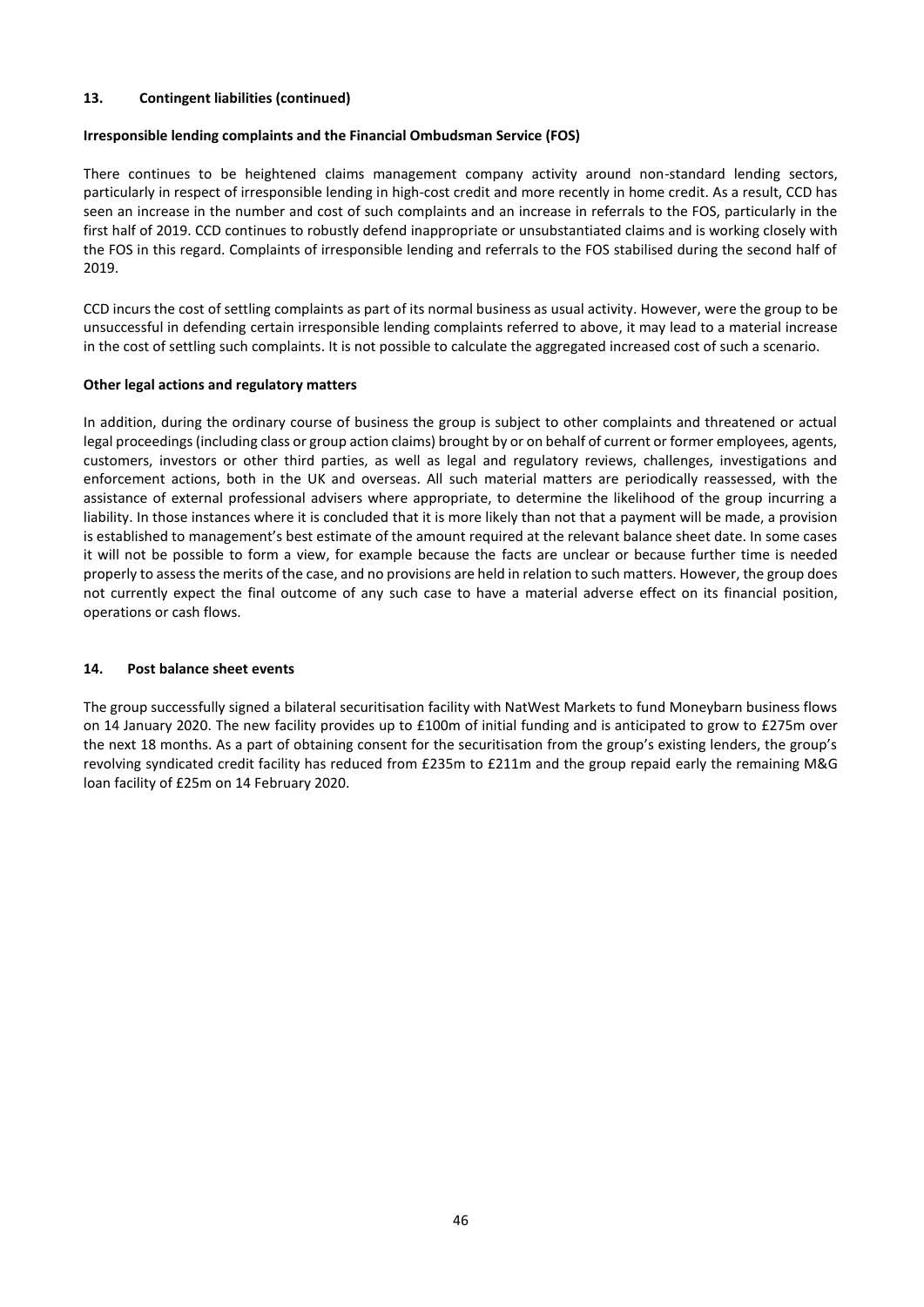## 13. Contingent liabilities (continued)

### Irresponsible lending complaints and the Financial Ombudsman Service (FOS)

There continues to be heightened claims management company activity around non-standard lending sectors, particularly in respect of irresponsible lending in high-cost credit and more recently in home credit. As a result, CCD has seen an increase in the number and cost of such complaints and an increase in referrals to the FOS, particularly in the first half of 2019. CCD continues to robustly defend inappropriate or unsubstantiated claims and is working closely with the FOS in this regard. Complaints of irresponsible lending and referrals to the FOS stabilised during the second half of 2019.

CCD incurs the cost of settling complaints as part of its normal business as usual activity. However, were the group to be unsuccessful in defending certain irresponsible lending complaints referred to above, it may lead to a material increase in the cost of settling such complaints. It is not possible to calculate the aggregated increased cost of such a scenario.

### Other legal actions and regulatory matters

In addition, during the ordinary course of business the group is subject to other complaints and threatened or actual legal proceedings (including class or group action claims) brought by or on behalf of current or former employees, agents, customers, investors or other third parties, as well as legal and regulatory reviews, challenges, investigations and enforcement actions, both in the UK and overseas. All such material matters are periodically reassessed, with the assistance of external professional advisers where appropriate, to determine the likelihood of the group incurring a liability. In those instances where it is concluded that it is more likely than not that a payment will be made, a provision is established to management's best estimate of the amount required at the relevant balance sheet date. In some cases it will not be possible to form a view, for example because the facts are unclear or because further time is needed properly to assess the merits of the case, and no provisions are held in relation to such matters. However, the group does not currently expect the final outcome of any such case to have a material adverse effect on its financial position, operations or cash flows.

## 14. Post balance sheet events

The group successfully signed a bilateral securitisation facility with NatWest Markets to fund Moneybarn business flows on 14 January 2020. The new facility provides up to £100m of initial funding and is anticipated to grow to £275m over the next 18 months. As a part of obtaining consent for the securitisation from the group's existing lenders, the group's revolving syndicated credit facility has reduced from £235m to £211m and the group repaid early the remaining M&G loan facility of £25m on 14 February 2020.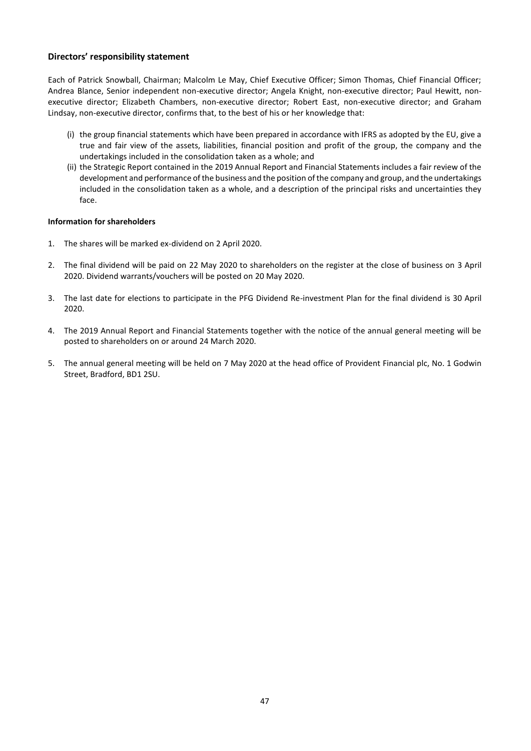## Directors' responsibility statement

Each of Patrick Snowball, Chairman; Malcolm Le May, Chief Executive Officer; Simon Thomas, Chief Financial Officer; Andrea Blance, Senior independent non-executive director; Angela Knight, non-executive director; Paul Hewitt, non-executive director; Elizabeth Chambers, non-executive director; Robert East, non-executive director; and Graham Lindsay, non-executive director, confirms that, to the best of his or her knowledge that:

(i) the group financial statements which have been prepared in accordance with IFRS as adopted by the EU, give a true and fair view of the assets, liabilities, financial position and profit of the group, the company and the undertakings included in the consolidation taken as a whole; and

(ii) the Strategic Report contained in the 2019 Annual Report and Financial Statements includes a fair review of the development and performance of the business and the position of the company and group, and the undertakings included in the consolidation taken as a whole, and a description of the principal risks and uncertainties they face.

### Information for shareholders

1. The shares will be marked ex-dividend on 2 April 2020.

2. The final dividend will be paid on 22 May 2020 to shareholders on the register at the close of business on 3 April 2020. Dividend warrants/vouchers will be posted on 20 May 2020.

3. The last date for elections to participate in the PFG Dividend Re-investment Plan for the final dividend is 30 April 2020.

4. The 2019 Annual Report and Financial Statements together with the notice of the annual general meeting will be posted to shareholders on or around 24 March 2020.

5. The annual general meeting will be held on 7 May 2020 at the head office of Provident Financial plc, No. 1 Godwin Street, Bradford, BD1 2SU.